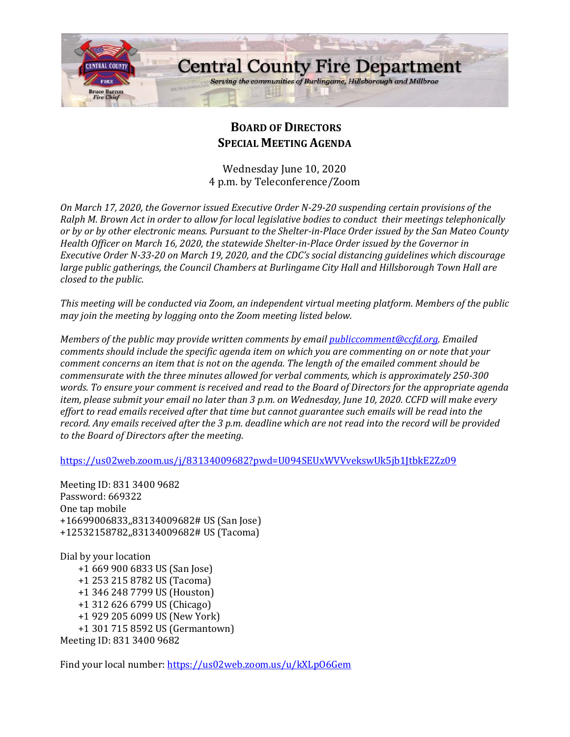# Central County Fire Department

*Serving the communities of Burlingame, Hillsborough and Millbrae*

Bruce Barron
*Fire Chief*

## BOARD OF DIRECTORS
## SPECIAL MEETING AGENDA

Wednesday June 10, 2020
4 p.m. by Teleconference/Zoom

*On March 17, 2020, the Governor issued Executive Order N-29-20 suspending certain provisions of the Ralph M. Brown Act in order to allow for local legislative bodies to conduct their meetings telephonically or by or by other electronic means. Pursuant to the Shelter-in-Place Order issued by the San Mateo County Health Officer on March 16, 2020, the statewide Shelter-in-Place Order issued by the Governor in Executive Order N-33-20 on March 19, 2020, and the CDC's social distancing guidelines which discourage large public gatherings, the Council Chambers at Burlingame City Hall and Hillsborough Town Hall are closed to the public.*

*This meeting will be conducted via Zoom, an independent virtual meeting platform. Members of the public may join the meeting by logging onto the Zoom meeting listed below.*

*Members of the public may provide written comments by email publiccomment@ccfd.org. Emailed comments should include the specific agenda item on which you are commenting on or note that your comment concerns an item that is not on the agenda. The length of the emailed comment should be commensurate with the three minutes allowed for verbal comments, which is approximately 250-300 words. To ensure your comment is received and read to the Board of Directors for the appropriate agenda item, please submit your email no later than 3 p.m. on Wednesday, June 10, 2020. CCFD will make every effort to read emails received after that time but cannot guarantee such emails will be read into the record. Any emails received after the 3 p.m. deadline which are not read into the record will be provided to the Board of Directors after the meeting.*

https://us02web.zoom.us/j/83134009682?pwd=U094SEUxWVVvekswUk5jb1JtbkE2Zz09

Meeting ID: 831 3400 9682
Password: 669322
One tap mobile
+16699006833,,83134009682# US (San Jose)
+12532158782,,83134009682# US (Tacoma)

Dial by your location
- +1 669 900 6833 US (San Jose)
- +1 253 215 8782 US (Tacoma)
- +1 346 248 7799 US (Houston)
- +1 312 626 6799 US (Chicago)
- +1 929 205 6099 US (New York)
- +1 301 715 8592 US (Germantown)

Meeting ID: 831 3400 9682

Find your local number: https://us02web.zoom.us/u/kXLpO6Gem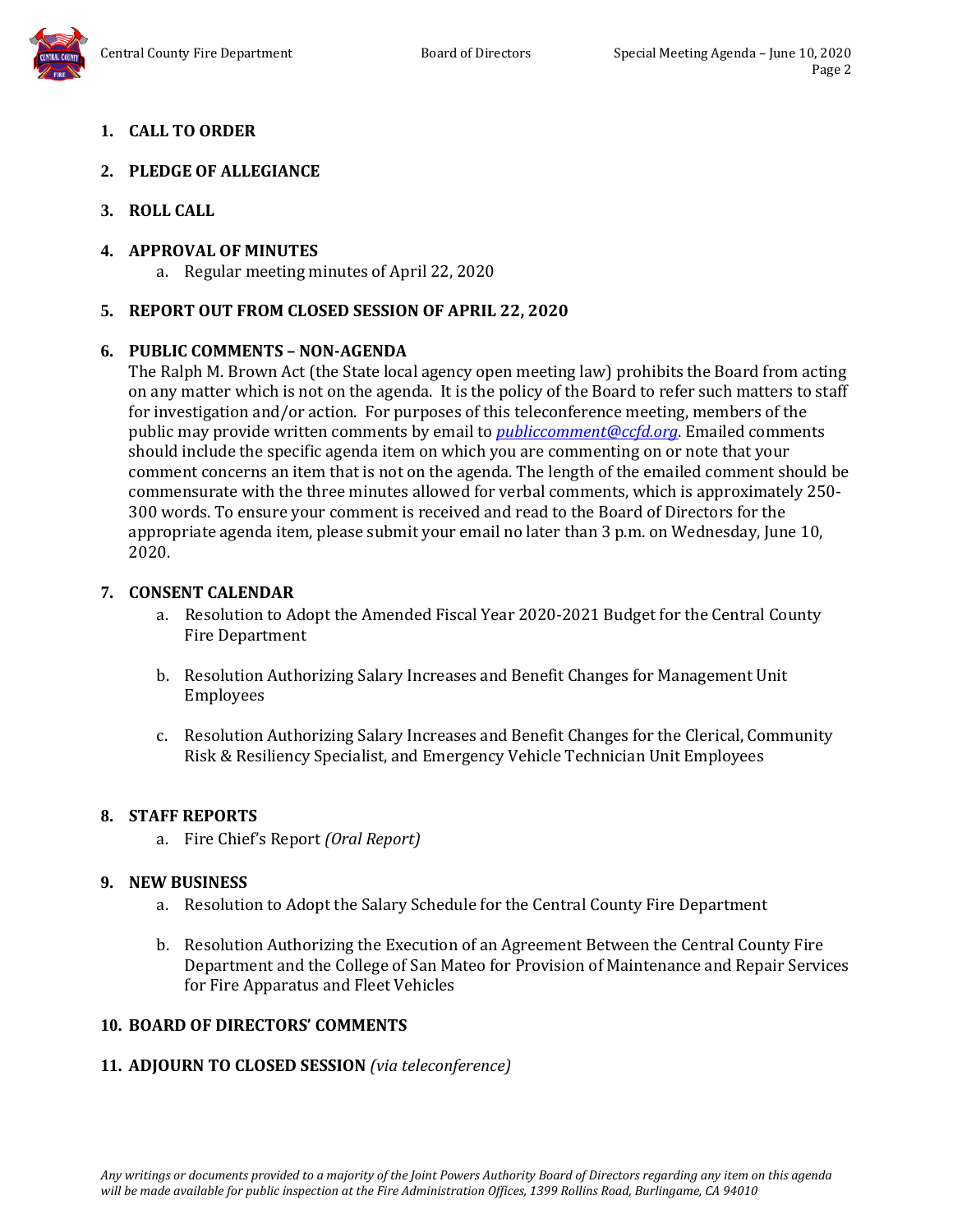1. **CALL TO ORDER**

2. **PLEDGE OF ALLEGIANCE**

3. **ROLL CALL**

4. **APPROVAL OF MINUTES**
   a. Regular meeting minutes of April 22, 2020

5. **REPORT OUT FROM CLOSED SESSION OF APRIL 22, 2020**

6. **PUBLIC COMMENTS – NON-AGENDA**
   The Ralph M. Brown Act (the State local agency open meeting law) prohibits the Board from acting on any matter which is not on the agenda. It is the policy of the Board to refer such matters to staff for investigation and/or action. For purposes of this teleconference meeting, members of the public may provide written comments by email to *publiccomment@ccfd.org*. Emailed comments should include the specific agenda item on which you are commenting on or note that your comment concerns an item that is not on the agenda. The length of the emailed comment should be commensurate with the three minutes allowed for verbal comments, which is approximately 250-300 words. To ensure your comment is received and read to the Board of Directors for the appropriate agenda item, please submit your email no later than 3 p.m. on Wednesday, June 10, 2020.

7. **CONSENT CALENDAR**
   a. Resolution to Adopt the Amended Fiscal Year 2020-2021 Budget for the Central County Fire Department

   b. Resolution Authorizing Salary Increases and Benefit Changes for Management Unit Employees

   c. Resolution Authorizing Salary Increases and Benefit Changes for the Clerical, Community Risk & Resiliency Specialist, and Emergency Vehicle Technician Unit Employees

8. **STAFF REPORTS**
   a. Fire Chief's Report *(Oral Report)*

9. **NEW BUSINESS**
   a. Resolution to Adopt the Salary Schedule for the Central County Fire Department

   b. Resolution Authorizing the Execution of an Agreement Between the Central County Fire Department and the College of San Mateo for Provision of Maintenance and Repair Services for Fire Apparatus and Fleet Vehicles

10. **BOARD OF DIRECTORS' COMMENTS**

11. **ADJOURN TO CLOSED SESSION** *(via teleconference)*

*Any writings or documents provided to a majority of the Joint Powers Authority Board of Directors regarding any item on this agenda will be made available for public inspection at the Fire Administration Offices, 1399 Rollins Road, Burlingame, CA 94010*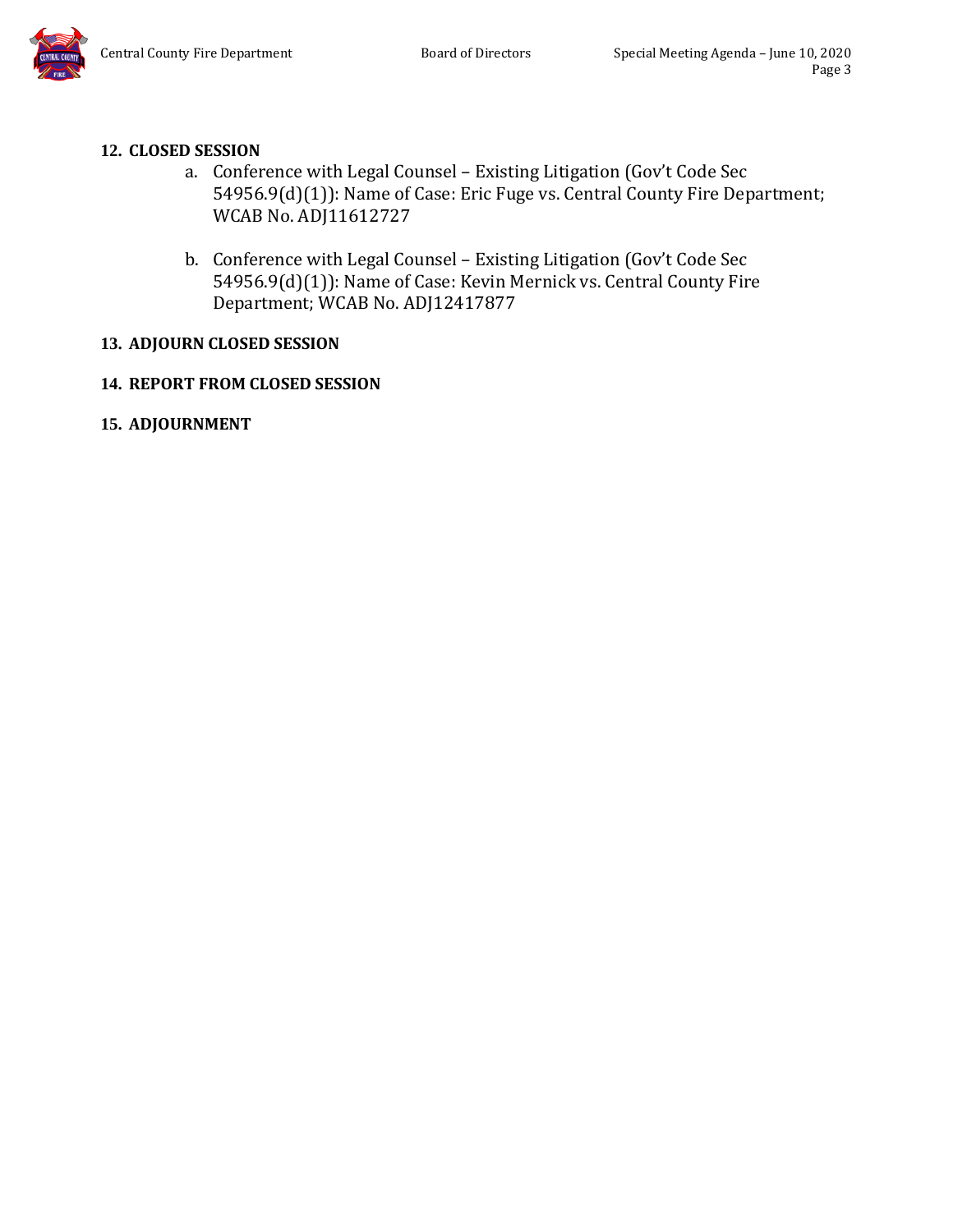**12. CLOSED SESSION**

a. Conference with Legal Counsel – Existing Litigation (Gov't Code Sec 54956.9(d)(1)): Name of Case: Eric Fuge vs. Central County Fire Department; WCAB No. ADJ11612727

b. Conference with Legal Counsel – Existing Litigation (Gov't Code Sec 54956.9(d)(1)): Name of Case: Kevin Mernick vs. Central County Fire Department; WCAB No. ADJ12417877

**13. ADJOURN CLOSED SESSION**

**14. REPORT FROM CLOSED SESSION**

**15. ADJOURNMENT**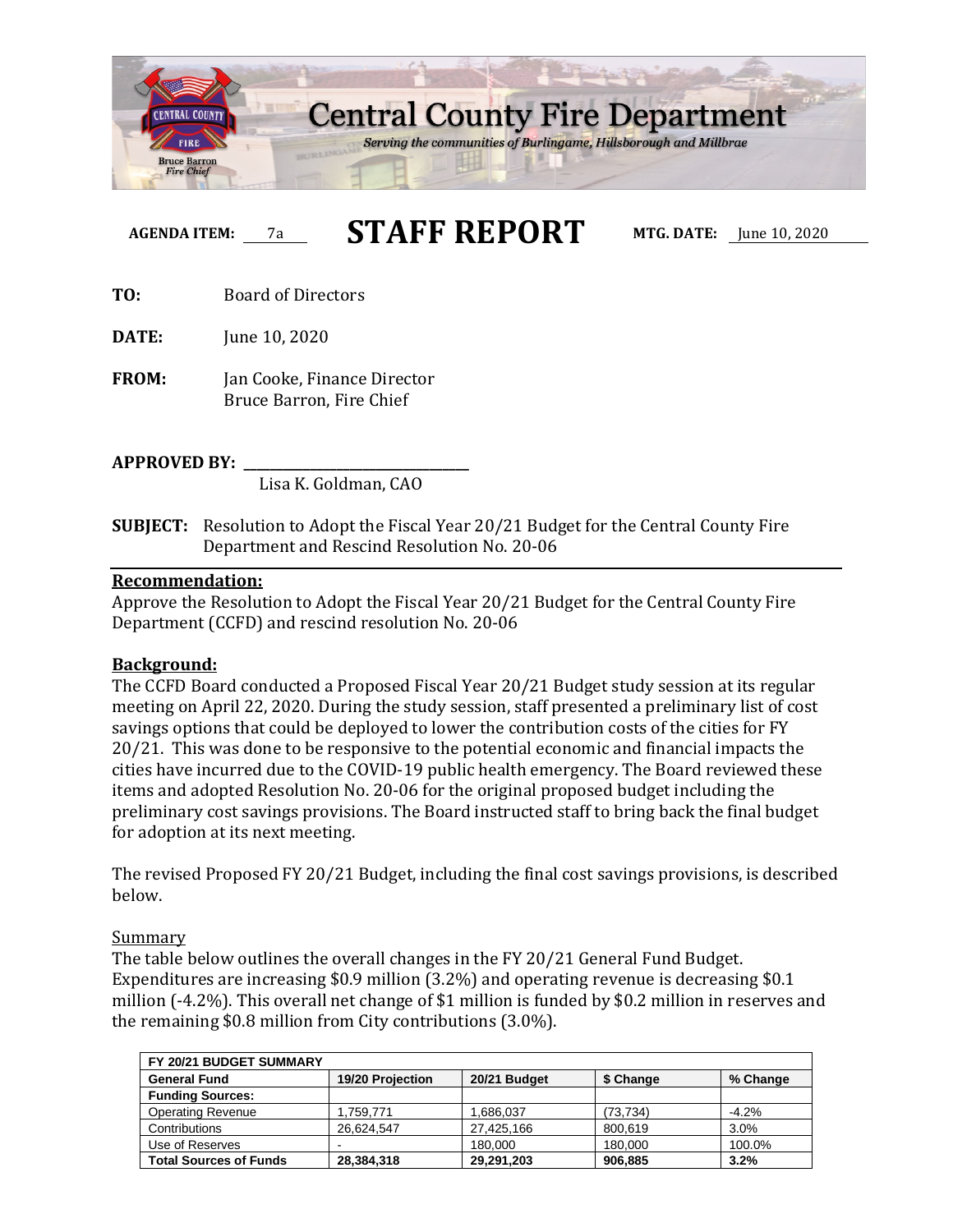# Central County Fire Department

*Serving the communities of Burlingame, Hillsborough and Millbrae*

Bruce Barron
Fire Chief

**AGENDA ITEM:** 7a **STAFF REPORT** **MTG. DATE:** June 10, 2020

**TO:** Board of Directors

**DATE:** June 10, 2020

**FROM:** Jan Cooke, Finance Director
Bruce Barron, Fire Chief

**APPROVED BY:** ______________________
Lisa K. Goldman, CAO

**SUBJECT:** Resolution to Adopt the Fiscal Year 20/21 Budget for the Central County Fire Department and Rescind Resolution No. 20-06

## Recommendation:

Approve the Resolution to Adopt the Fiscal Year 20/21 Budget for the Central County Fire Department (CCFD) and rescind resolution No. 20-06

## Background:

The CCFD Board conducted a Proposed Fiscal Year 20/21 Budget study session at its regular meeting on April 22, 2020. During the study session, staff presented a preliminary list of cost savings options that could be deployed to lower the contribution costs of the cities for FY 20/21. This was done to be responsive to the potential economic and financial impacts the cities have incurred due to the COVID-19 public health emergency. The Board reviewed these items and adopted Resolution No. 20-06 for the original proposed budget including the preliminary cost savings provisions. The Board instructed staff to bring back the final budget for adoption at its next meeting.

The revised Proposed FY 20/21 Budget, including the final cost savings provisions, is described below.

Summary

The table below outlines the overall changes in the FY 20/21 General Fund Budget. Expenditures are increasing $0.9 million (3.2%) and operating revenue is decreasing $0.1 million (-4.2%). This overall net change of $1 million is funded by $0.2 million in reserves and the remaining $0.8 million from City contributions (3.0%).

| FY 20/21 BUDGET SUMMARY | | | | |
|---|---|---|---|---|
| **General Fund** | **19/20 Projection** | **20/21 Budget** | **$ Change** | **% Change** |
| **Funding Sources:** | | | | |
| Operating Revenue | 1,759,771 | 1,686,037 | (73,734) | -4.2% |
| Contributions | 26,624,547 | 27,425,166 | 800,619 | 3.0% |
| Use of Reserves | - | 180,000 | 180,000 | 100.0% |
| **Total Sources of Funds** | **28,384,318** | **29,291,203** | **906,885** | **3.2%** |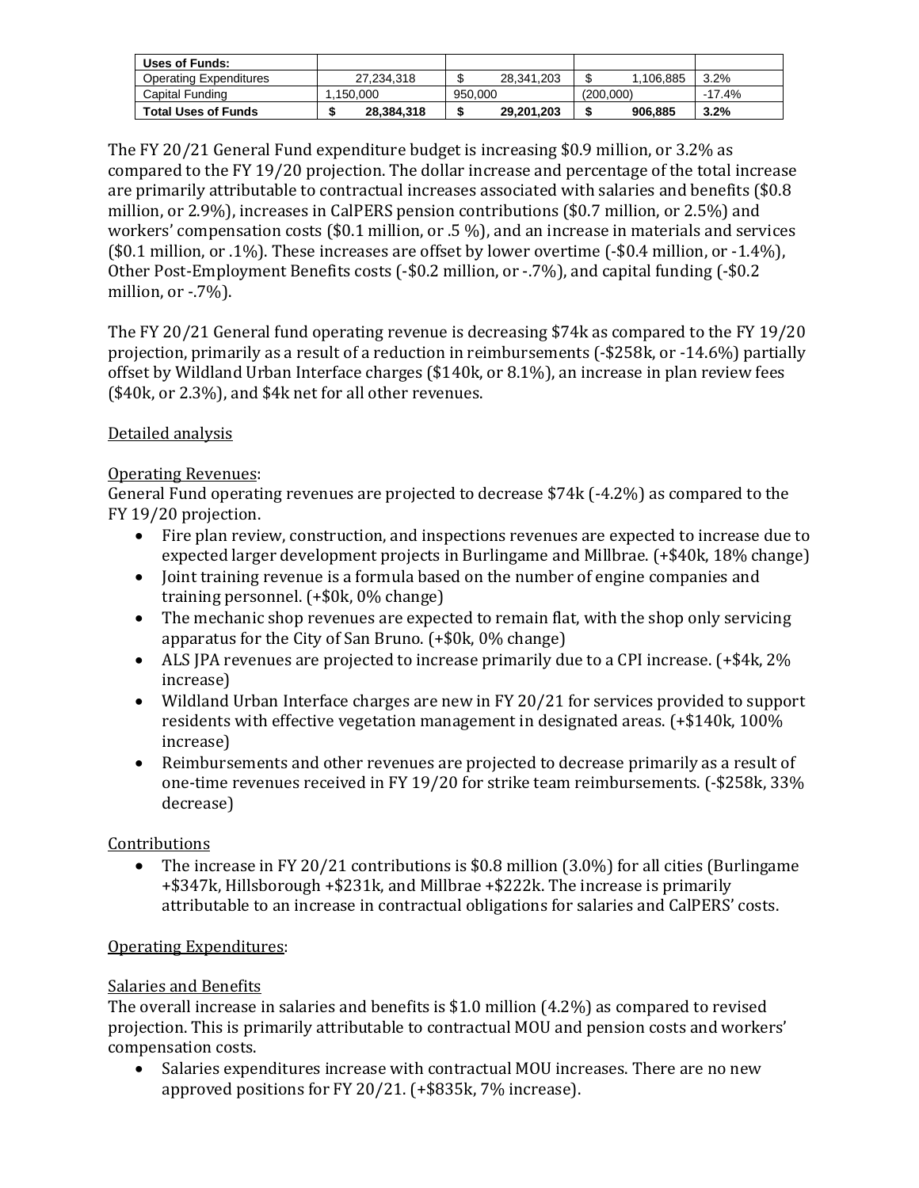| Uses of Funds: | | | | |
|---|---|---|---|---|
| Operating Expenditures | 27,234,318 | $ 28,341,203 | $ 1,106,885 | 3.2% |
| Capital Funding | 1,150,000 | 950,000 | (200,000) | -17.4% |
| **Total Uses of Funds** | **$ 28,384,318** | **$ 29,201,203** | **$ 906,885** | **3.2%** |

The FY 20/21 General Fund expenditure budget is increasing $0.9 million, or 3.2% as compared to the FY 19/20 projection. The dollar increase and percentage of the total increase are primarily attributable to contractual increases associated with salaries and benefits ($0.8 million, or 2.9%), increases in CalPERS pension contributions ($0.7 million, or 2.5%) and workers' compensation costs ($0.1 million, or .5 %), and an increase in materials and services ($0.1 million, or .1%). These increases are offset by lower overtime (-$0.4 million, or -1.4%), Other Post-Employment Benefits costs (-$0.2 million, or -.7%), and capital funding (-$0.2 million, or -.7%).

The FY 20/21 General fund operating revenue is decreasing $74k as compared to the FY 19/20 projection, primarily as a result of a reduction in reimbursements (-$258k, or -14.6%) partially offset by Wildland Urban Interface charges ($140k, or 8.1%), an increase in plan review fees ($40k, or 2.3%), and $4k net for all other revenues.

Detailed analysis

Operating Revenues:

General Fund operating revenues are projected to decrease $74k (-4.2%) as compared to the FY 19/20 projection.

- Fire plan review, construction, and inspections revenues are expected to increase due to expected larger development projects in Burlingame and Millbrae. (+$40k, 18% change)
- Joint training revenue is a formula based on the number of engine companies and training personnel. (+$0k, 0% change)
- The mechanic shop revenues are expected to remain flat, with the shop only servicing apparatus for the City of San Bruno. (+$0k, 0% change)
- ALS JPA revenues are projected to increase primarily due to a CPI increase. (+$4k, 2% increase)
- Wildland Urban Interface charges are new in FY 20/21 for services provided to support residents with effective vegetation management in designated areas. (+$140k, 100% increase)
- Reimbursements and other revenues are projected to decrease primarily as a result of one-time revenues received in FY 19/20 for strike team reimbursements. (-$258k, 33% decrease)

Contributions

- The increase in FY 20/21 contributions is $0.8 million (3.0%) for all cities (Burlingame +$347k, Hillsborough +$231k, and Millbrae +$222k. The increase is primarily attributable to an increase in contractual obligations for salaries and CalPERS' costs.

Operating Expenditures:

Salaries and Benefits

The overall increase in salaries and benefits is $1.0 million (4.2%) as compared to revised projection. This is primarily attributable to contractual MOU and pension costs and workers' compensation costs.

- Salaries expenditures increase with contractual MOU increases. There are no new approved positions for FY 20/21. (+$835k, 7% increase).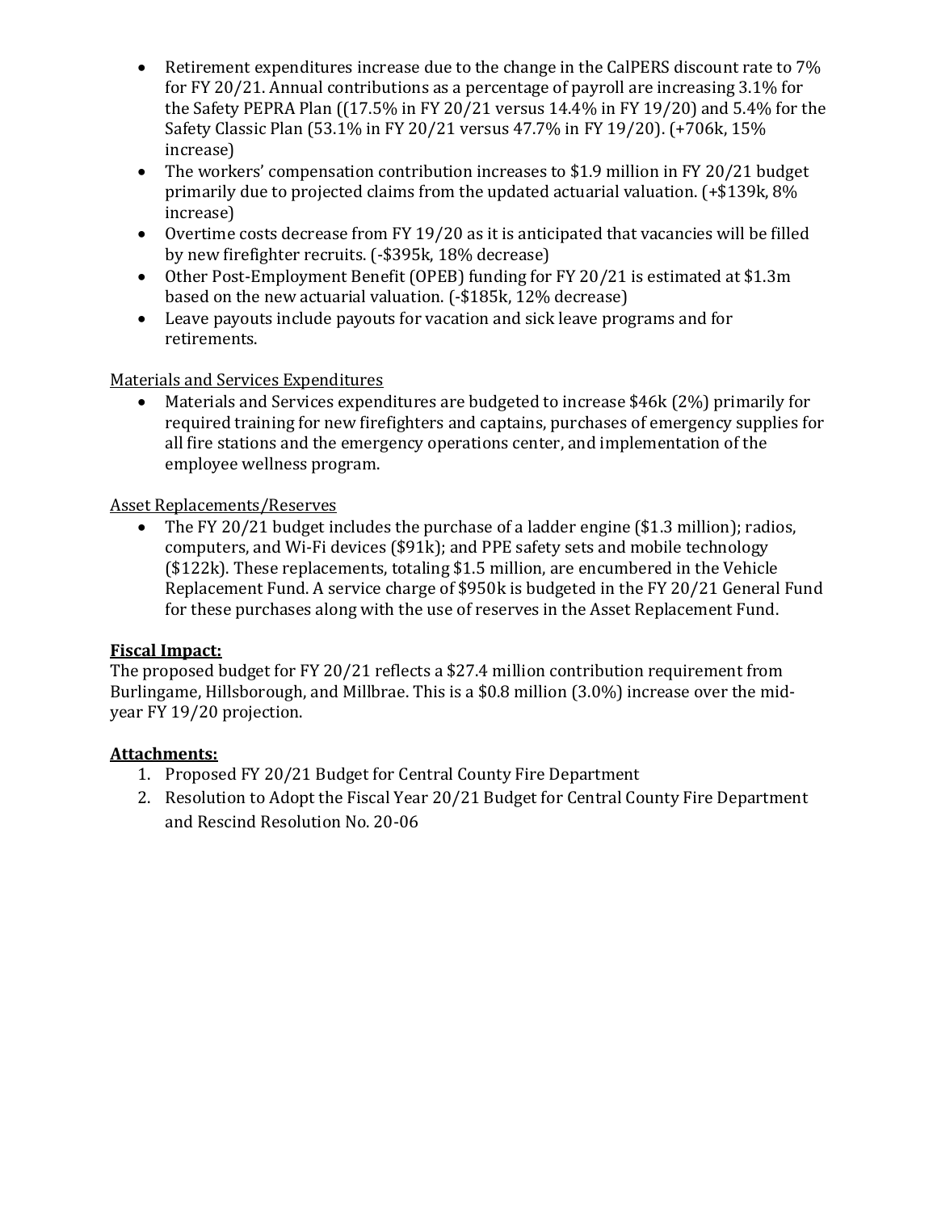- Retirement expenditures increase due to the change in the CalPERS discount rate to 7% for FY 20/21. Annual contributions as a percentage of payroll are increasing 3.1% for the Safety PEPRA Plan ((17.5% in FY 20/21 versus 14.4% in FY 19/20) and 5.4% for the Safety Classic Plan (53.1% in FY 20/21 versus 47.7% in FY 19/20). (+706k, 15% increase)
- The workers' compensation contribution increases to $1.9 million in FY 20/21 budget primarily due to projected claims from the updated actuarial valuation. (+$139k, 8% increase)
- Overtime costs decrease from FY 19/20 as it is anticipated that vacancies will be filled by new firefighter recruits. (-$395k, 18% decrease)
- Other Post-Employment Benefit (OPEB) funding for FY 20/21 is estimated at $1.3m based on the new actuarial valuation. (-$185k, 12% decrease)
- Leave payouts include payouts for vacation and sick leave programs and for retirements.

Materials and Services Expenditures

- Materials and Services expenditures are budgeted to increase $46k (2%) primarily for required training for new firefighters and captains, purchases of emergency supplies for all fire stations and the emergency operations center, and implementation of the employee wellness program.

Asset Replacements/Reserves

- The FY 20/21 budget includes the purchase of a ladder engine ($1.3 million); radios, computers, and Wi-Fi devices ($91k); and PPE safety sets and mobile technology ($122k). These replacements, totaling $1.5 million, are encumbered in the Vehicle Replacement Fund. A service charge of $950k is budgeted in the FY 20/21 General Fund for these purchases along with the use of reserves in the Asset Replacement Fund.

**Fiscal Impact:**

The proposed budget for FY 20/21 reflects a $27.4 million contribution requirement from Burlingame, Hillsborough, and Millbrae. This is a $0.8 million (3.0%) increase over the mid-year FY 19/20 projection.

**Attachments:**

1. Proposed FY 20/21 Budget for Central County Fire Department
2. Resolution to Adopt the Fiscal Year 20/21 Budget for Central County Fire Department and Rescind Resolution No. 20-06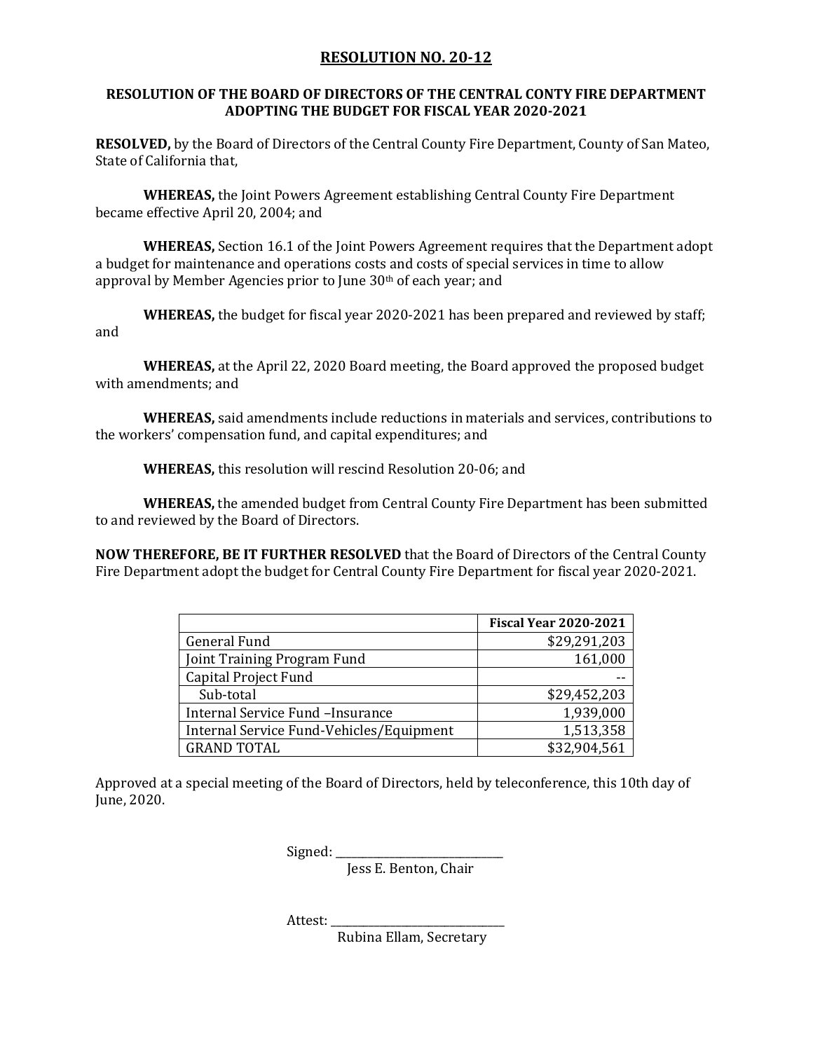# RESOLUTION NO. 20-12

## RESOLUTION OF THE BOARD OF DIRECTORS OF THE CENTRAL CONTY FIRE DEPARTMENT ADOPTING THE BUDGET FOR FISCAL YEAR 2020-2021

**RESOLVED,** by the Board of Directors of the Central County Fire Department, County of San Mateo, State of California that,

**WHEREAS,** the Joint Powers Agreement establishing Central County Fire Department became effective April 20, 2004; and

**WHEREAS,** Section 16.1 of the Joint Powers Agreement requires that the Department adopt a budget for maintenance and operations costs and costs of special services in time to allow approval by Member Agencies prior to June 30th of each year; and

**WHEREAS,** the budget for fiscal year 2020-2021 has been prepared and reviewed by staff; and

**WHEREAS,** at the April 22, 2020 Board meeting, the Board approved the proposed budget with amendments; and

**WHEREAS,** said amendments include reductions in materials and services, contributions to the workers' compensation fund, and capital expenditures; and

**WHEREAS,** this resolution will rescind Resolution 20-06; and

**WHEREAS,** the amended budget from Central County Fire Department has been submitted to and reviewed by the Board of Directors.

**NOW THEREFORE, BE IT FURTHER RESOLVED** that the Board of Directors of the Central County Fire Department adopt the budget for Central County Fire Department for fiscal year 2020-2021.

| | Fiscal Year 2020-2021 |
|---|---:|
| General Fund | $29,291,203 |
| Joint Training Program Fund | 161,000 |
| Capital Project Fund | -- |
| Sub-total | $29,452,203 |
| Internal Service Fund –Insurance | 1,939,000 |
| Internal Service Fund-Vehicles/Equipment | 1,513,358 |
| GRAND TOTAL | $32,904,561 |

Approved at a special meeting of the Board of Directors, held by teleconference, this 10th day of June, 2020.

Signed: ______________________________
Jess E. Benton, Chair

Attest: ______________________________
Rubina Ellam, Secretary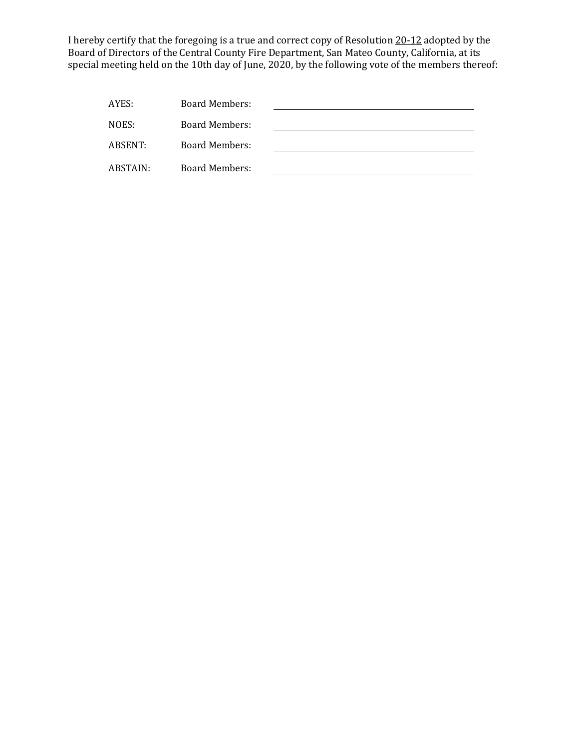I hereby certify that the foregoing is a true and correct copy of Resolution 20-12 adopted by the Board of Directors of the Central County Fire Department, San Mateo County, California, at its special meeting held on the 10th day of June, 2020, by the following vote of the members thereof:

| | | |
|---|---|---|
| AYES: | Board Members: | ______________________________ |
| NOES: | Board Members: | ______________________________ |
| ABSENT: | Board Members: | ______________________________ |
| ABSTAIN: | Board Members: | ______________________________ |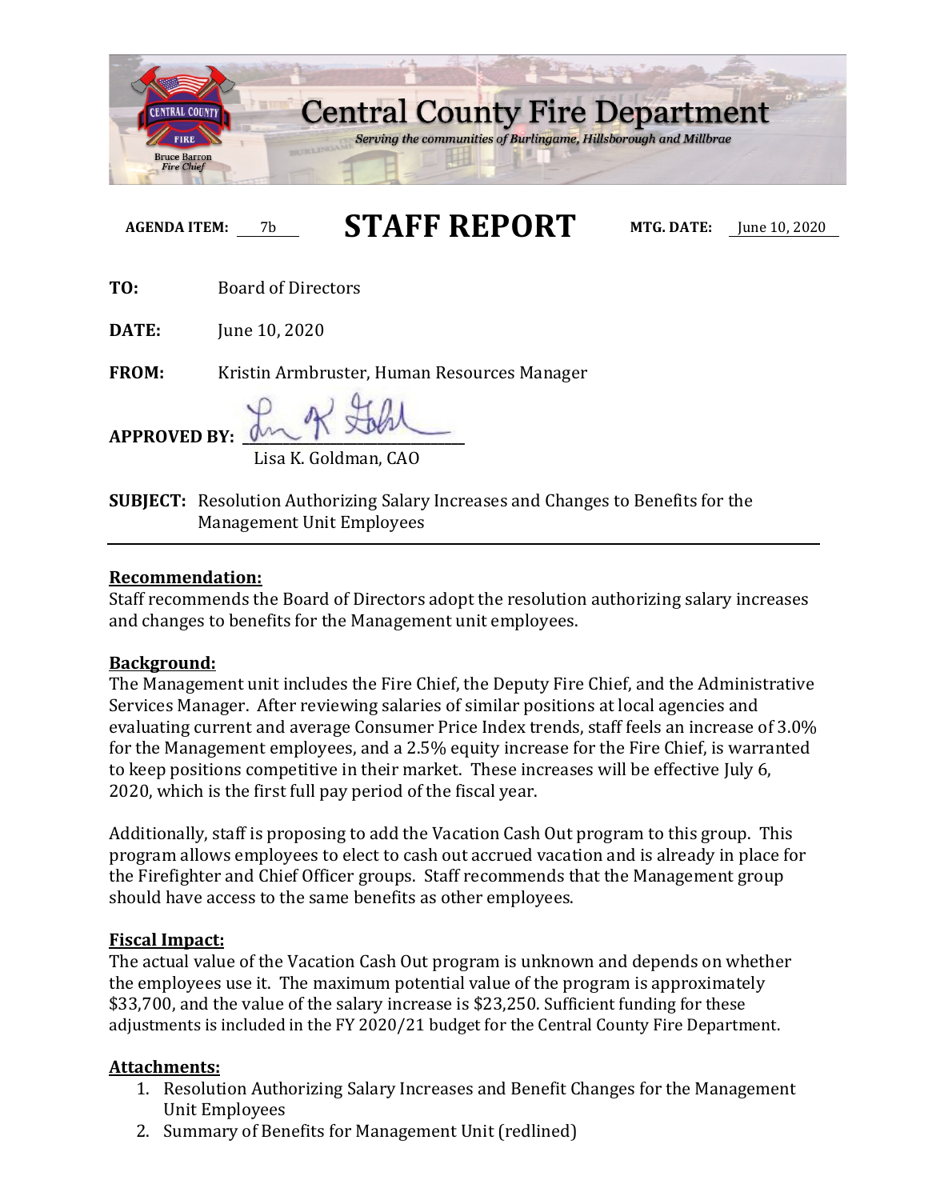# Central County Fire Department

*Serving the communities of Burlingame, Hillsborough and Millbrae*

Bruce Barron
*Fire Chief*

**AGENDA ITEM:** 7b

# STAFF REPORT

**MTG. DATE:** June 10, 2020

**TO:** Board of Directors

**DATE:** June 10, 2020

**FROM:** Kristin Armbruster, Human Resources Manager

**APPROVED BY:** ______________________
Lisa K. Goldman, CAO

**SUBJECT:** Resolution Authorizing Salary Increases and Changes to Benefits for the Management Unit Employees

---

**Recommendation:**

Staff recommends the Board of Directors adopt the resolution authorizing salary increases and changes to benefits for the Management unit employees.

**Background:**

The Management unit includes the Fire Chief, the Deputy Fire Chief, and the Administrative Services Manager. After reviewing salaries of similar positions at local agencies and evaluating current and average Consumer Price Index trends, staff feels an increase of 3.0% for the Management employees, and a 2.5% equity increase for the Fire Chief, is warranted to keep positions competitive in their market. These increases will be effective July 6, 2020, which is the first full pay period of the fiscal year.

Additionally, staff is proposing to add the Vacation Cash Out program to this group. This program allows employees to elect to cash out accrued vacation and is already in place for the Firefighter and Chief Officer groups. Staff recommends that the Management group should have access to the same benefits as other employees.

**Fiscal Impact:**

The actual value of the Vacation Cash Out program is unknown and depends on whether the employees use it. The maximum potential value of the program is approximately $33,700, and the value of the salary increase is $23,250. Sufficient funding for these adjustments is included in the FY 2020/21 budget for the Central County Fire Department.

**Attachments:**

1. Resolution Authorizing Salary Increases and Benefit Changes for the Management Unit Employees
2. Summary of Benefits for Management Unit (redlined)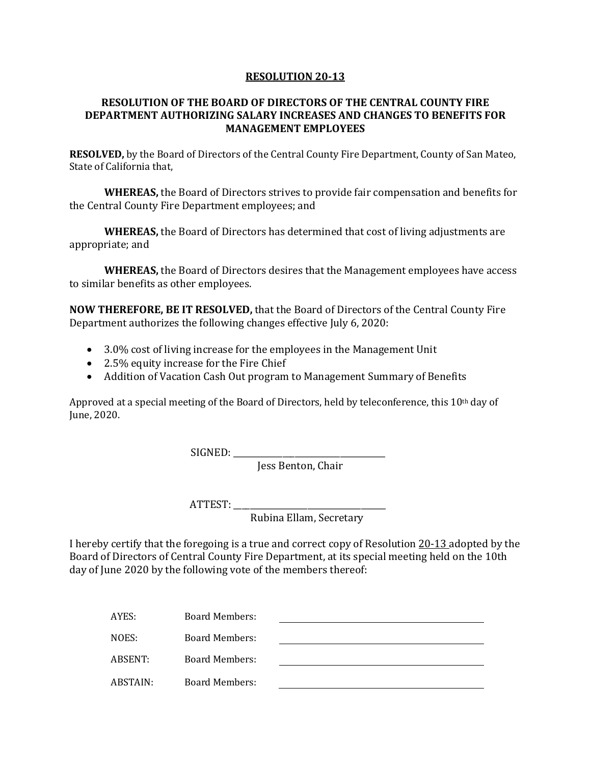**RESOLUTION 20-13**

**RESOLUTION OF THE BOARD OF DIRECTORS OF THE CENTRAL COUNTY FIRE DEPARTMENT AUTHORIZING SALARY INCREASES AND CHANGES TO BENEFITS FOR MANAGEMENT EMPLOYEES**

**RESOLVED,** by the Board of Directors of the Central County Fire Department, County of San Mateo, State of California that,

**WHEREAS,** the Board of Directors strives to provide fair compensation and benefits for the Central County Fire Department employees; and

**WHEREAS,** the Board of Directors has determined that cost of living adjustments are appropriate; and

**WHEREAS,** the Board of Directors desires that the Management employees have access to similar benefits as other employees.

**NOW THEREFORE, BE IT RESOLVED,** that the Board of Directors of the Central County Fire Department authorizes the following changes effective July 6, 2020:

- 3.0% cost of living increase for the employees in the Management Unit
- 2.5% equity increase for the Fire Chief
- Addition of Vacation Cash Out program to Management Summary of Benefits

Approved at a special meeting of the Board of Directors, held by teleconference, this 10th day of June, 2020.

SIGNED: ______________________________
Jess Benton, Chair

ATTEST: ______________________________
Rubina Ellam, Secretary

I hereby certify that the foregoing is a true and correct copy of Resolution 20-13 adopted by the Board of Directors of Central County Fire Department, at its special meeting held on the 10th day of June 2020 by the following vote of the members thereof:

AYES: Board Members: ______________________________

NOES: Board Members: ______________________________

ABSENT: Board Members: ______________________________

ABSTAIN: Board Members: ______________________________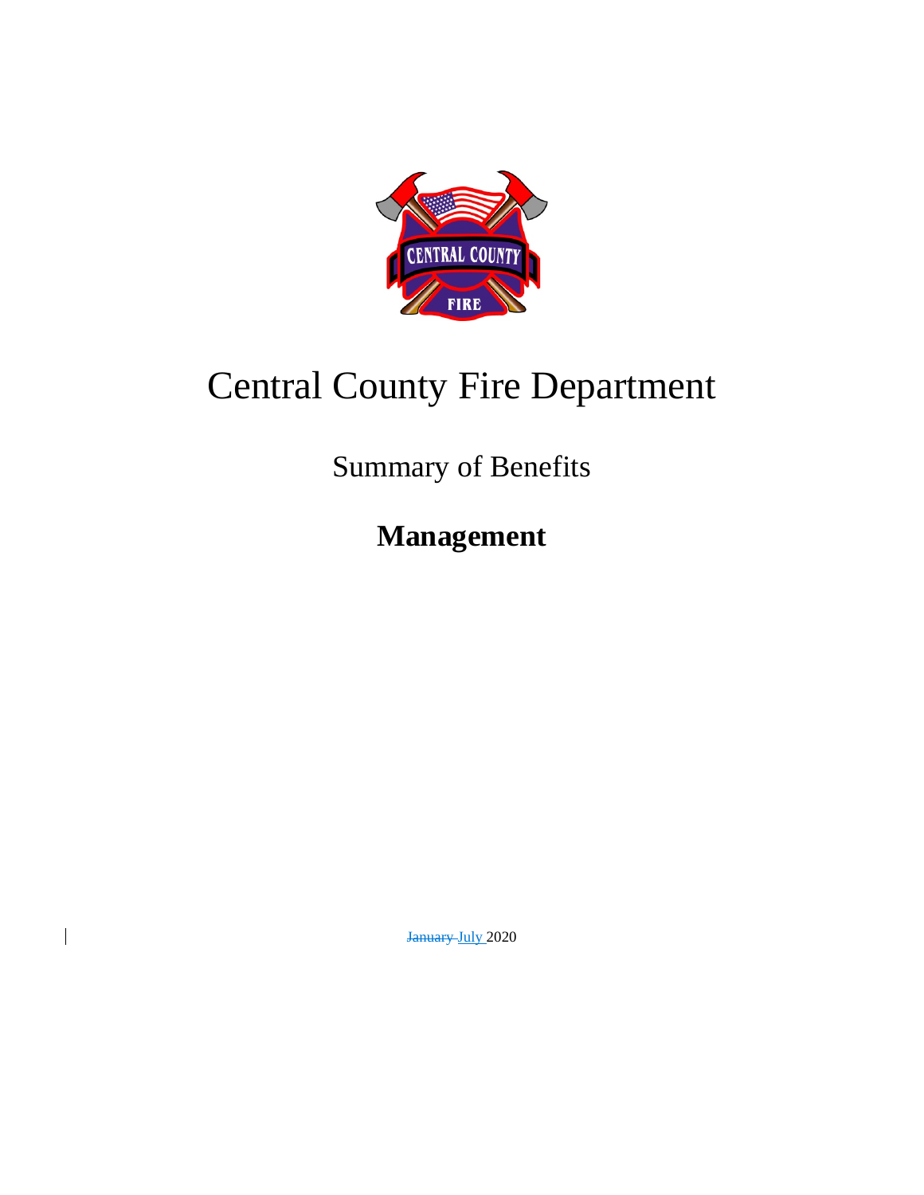# Central County Fire Department

## Summary of Benefits

## **Management**

~~January~~ July 2020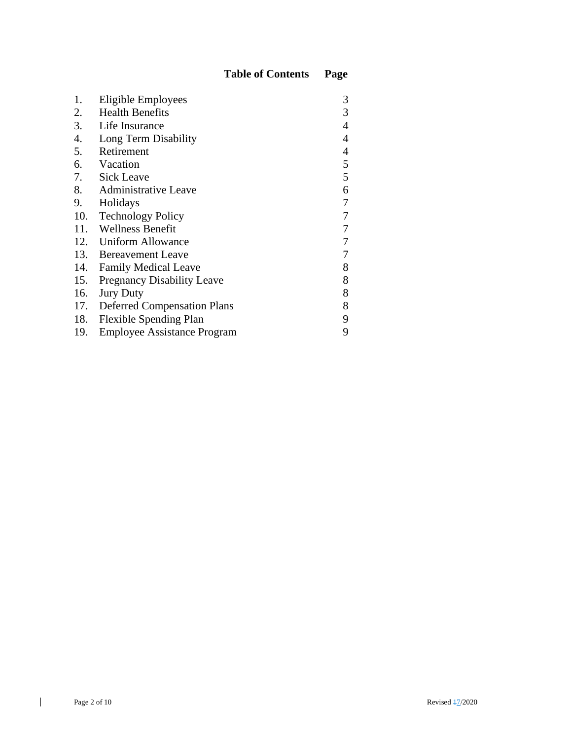| | **Table of Contents** | **Page** |
|---|---|---|
| 1. | Eligible Employees | 3 |
| 2. | Health Benefits | 3 |
| 3. | Life Insurance | 4 |
| 4. | Long Term Disability | 4 |
| 5. | Retirement | 4 |
| 6. | Vacation | 5 |
| 7. | Sick Leave | 5 |
| 8. | Administrative Leave | 6 |
| 9. | Holidays | 7 |
| 10. | Technology Policy | 7 |
| 11. | Wellness Benefit | 7 |
| 12. | Uniform Allowance | 7 |
| 13. | Bereavement Leave | 7 |
| 14. | Family Medical Leave | 8 |
| 15. | Pregnancy Disability Leave | 8 |
| 16. | Jury Duty | 8 |
| 17. | Deferred Compensation Plans | 8 |
| 18. | Flexible Spending Plan | 9 |
| 19. | Employee Assistance Program | 9 |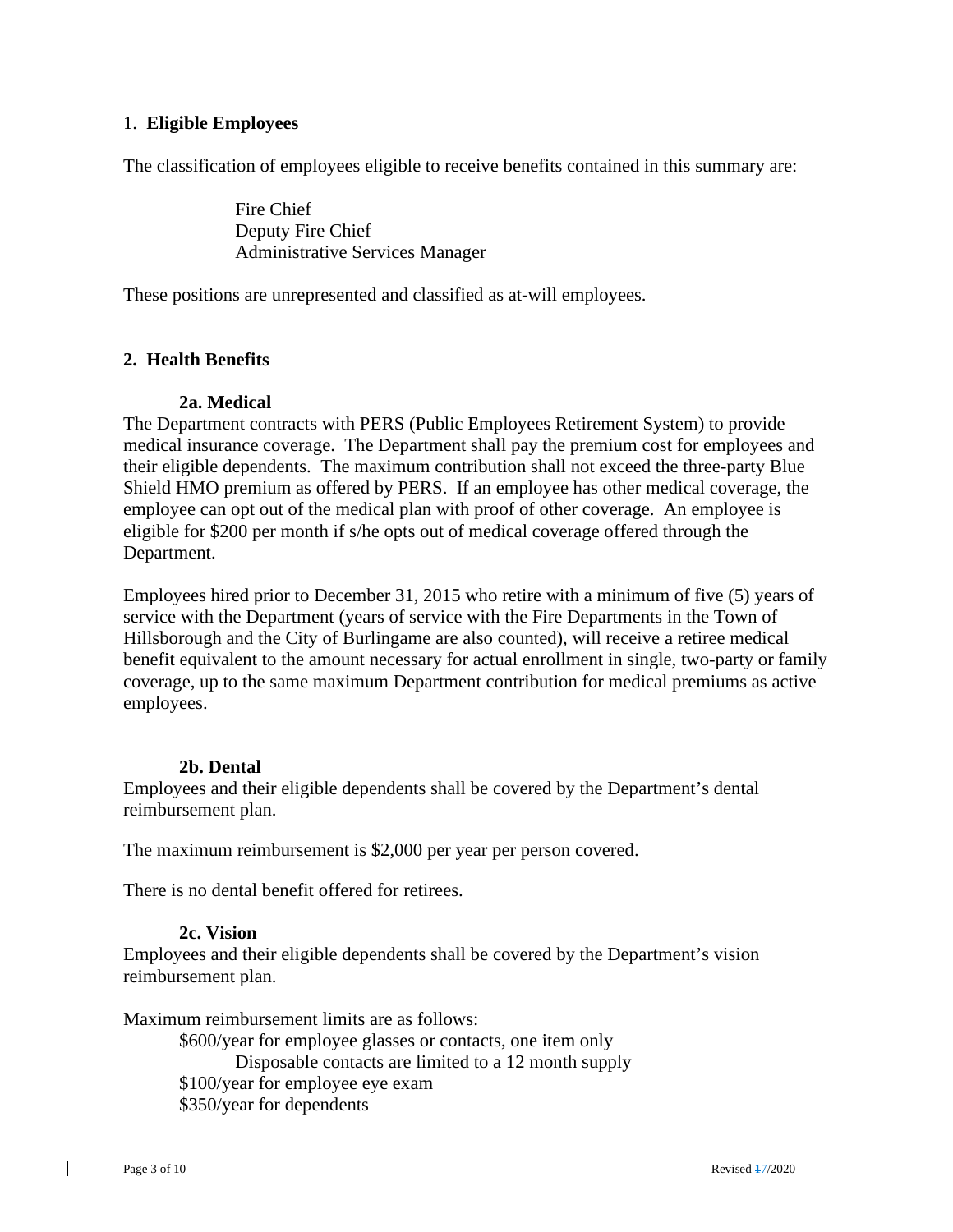## 1. **Eligible Employees**

The classification of employees eligible to receive benefits contained in this summary are:

Fire Chief
Deputy Fire Chief
Administrative Services Manager

These positions are unrepresented and classified as at-will employees.

## 2. Health Benefits

### 2a. Medical

The Department contracts with PERS (Public Employees Retirement System) to provide medical insurance coverage. The Department shall pay the premium cost for employees and their eligible dependents. The maximum contribution shall not exceed the three-party Blue Shield HMO premium as offered by PERS. If an employee has other medical coverage, the employee can opt out of the medical plan with proof of other coverage. An employee is eligible for $200 per month if s/he opts out of medical coverage offered through the Department.

Employees hired prior to December 31, 2015 who retire with a minimum of five (5) years of service with the Department (years of service with the Fire Departments in the Town of Hillsborough and the City of Burlingame are also counted), will receive a retiree medical benefit equivalent to the amount necessary for actual enrollment in single, two-party or family coverage, up to the same maximum Department contribution for medical premiums as active employees.

### 2b. Dental

Employees and their eligible dependents shall be covered by the Department's dental reimbursement plan.

The maximum reimbursement is $2,000 per year per person covered.

There is no dental benefit offered for retirees.

### 2c. Vision

Employees and their eligible dependents shall be covered by the Department's vision reimbursement plan.

Maximum reimbursement limits are as follows:

- $600/year for employee glasses or contacts, one item only
  - Disposable contacts are limited to a 12 month supply
- $100/year for employee eye exam
- $350/year for dependents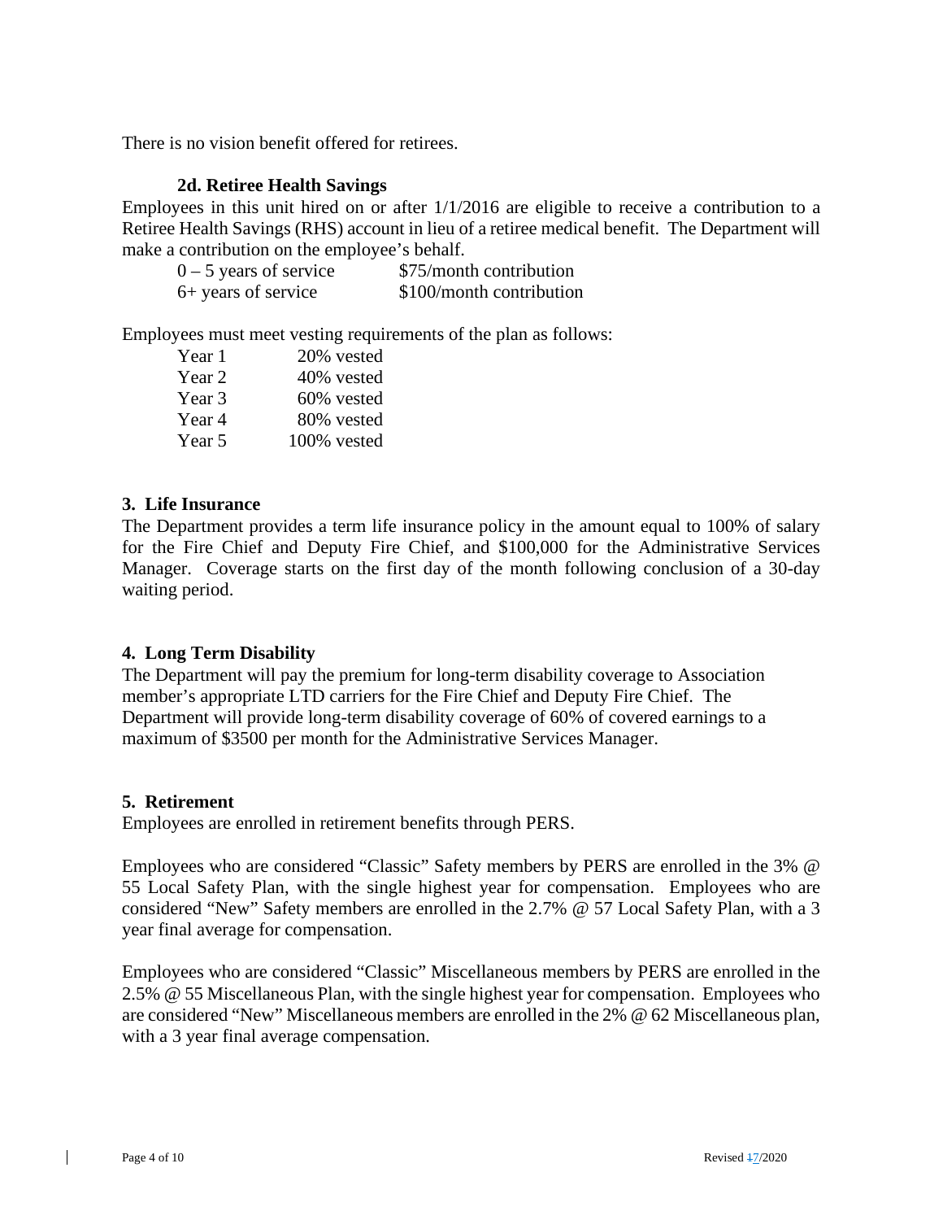There is no vision benefit offered for retirees.

### 2d. Retiree Health Savings

Employees in this unit hired on or after 1/1/2016 are eligible to receive a contribution to a Retiree Health Savings (RHS) account in lieu of a retiree medical benefit. The Department will make a contribution on the employee's behalf.

| | |
|---|---|
| 0 – 5 years of service | $75/month contribution |
| 6+ years of service | $100/month contribution |

Employees must meet vesting requirements of the plan as follows:

| | |
|---|---|
| Year 1 | 20% vested |
| Year 2 | 40% vested |
| Year 3 | 60% vested |
| Year 4 | 80% vested |
| Year 5 | 100% vested |

## 3. Life Insurance

The Department provides a term life insurance policy in the amount equal to 100% of salary for the Fire Chief and Deputy Fire Chief, and $100,000 for the Administrative Services Manager. Coverage starts on the first day of the month following conclusion of a 30-day waiting period.

## 4. Long Term Disability

The Department will pay the premium for long-term disability coverage to Association member's appropriate LTD carriers for the Fire Chief and Deputy Fire Chief. The Department will provide long-term disability coverage of 60% of covered earnings to a maximum of $3500 per month for the Administrative Services Manager.

## 5. Retirement

Employees are enrolled in retirement benefits through PERS.

Employees who are considered "Classic" Safety members by PERS are enrolled in the 3% @ 55 Local Safety Plan, with the single highest year for compensation. Employees who are considered "New" Safety members are enrolled in the 2.7% @ 57 Local Safety Plan, with a 3 year final average for compensation.

Employees who are considered "Classic" Miscellaneous members by PERS are enrolled in the 2.5% @ 55 Miscellaneous Plan, with the single highest year for compensation. Employees who are considered "New" Miscellaneous members are enrolled in the 2% @ 62 Miscellaneous plan, with a 3 year final average compensation.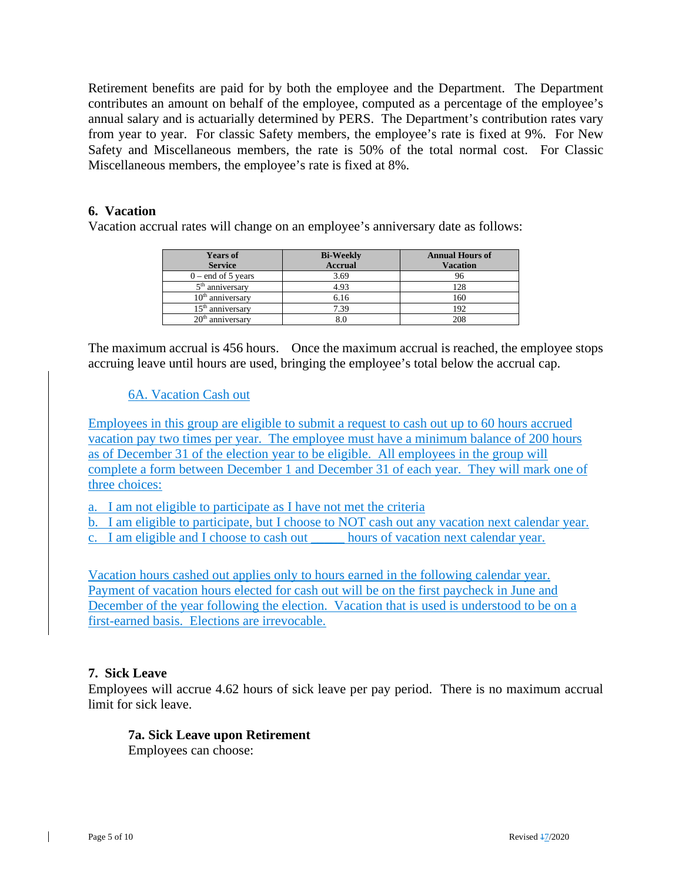Retirement benefits are paid for by both the employee and the Department. The Department contributes an amount on behalf of the employee, computed as a percentage of the employee's annual salary and is actuarially determined by PERS. The Department's contribution rates vary from year to year. For classic Safety members, the employee's rate is fixed at 9%. For New Safety and Miscellaneous members, the rate is 50% of the total normal cost. For Classic Miscellaneous members, the employee's rate is fixed at 8%.

## 6. Vacation

Vacation accrual rates will change on an employee's anniversary date as follows:

| Years of Service | Bi-Weekly Accrual | Annual Hours of Vacation |
|---|---|---|
| 0 – end of 5 years | 3.69 | 96 |
| 5th anniversary | 4.93 | 128 |
| 10th anniversary | 6.16 | 160 |
| 15th anniversary | 7.39 | 192 |
| 20th anniversary | 8.0 | 208 |

The maximum accrual is 456 hours. Once the maximum accrual is reached, the employee stops accruing leave until hours are used, bringing the employee's total below the accrual cap.

### 6A. Vacation Cash out

Employees in this group are eligible to submit a request to cash out up to 60 hours accrued vacation pay two times per year. The employee must have a minimum balance of 200 hours as of December 31 of the election year to be eligible. All employees in the group will complete a form between December 1 and December 31 of each year. They will mark one of three choices:

a. I am not eligible to participate as I have not met the criteria
b. I am eligible to participate, but I choose to NOT cash out any vacation next calendar year.
c. I am eligible and I choose to cash out _____ hours of vacation next calendar year.

Vacation hours cashed out applies only to hours earned in the following calendar year. Payment of vacation hours elected for cash out will be on the first paycheck in June and December of the year following the election. Vacation that is used is understood to be on a first-earned basis. Elections are irrevocable.

## 7. Sick Leave

Employees will accrue 4.62 hours of sick leave per pay period. There is no maximum accrual limit for sick leave.

### 7a. Sick Leave upon Retirement

Employees can choose: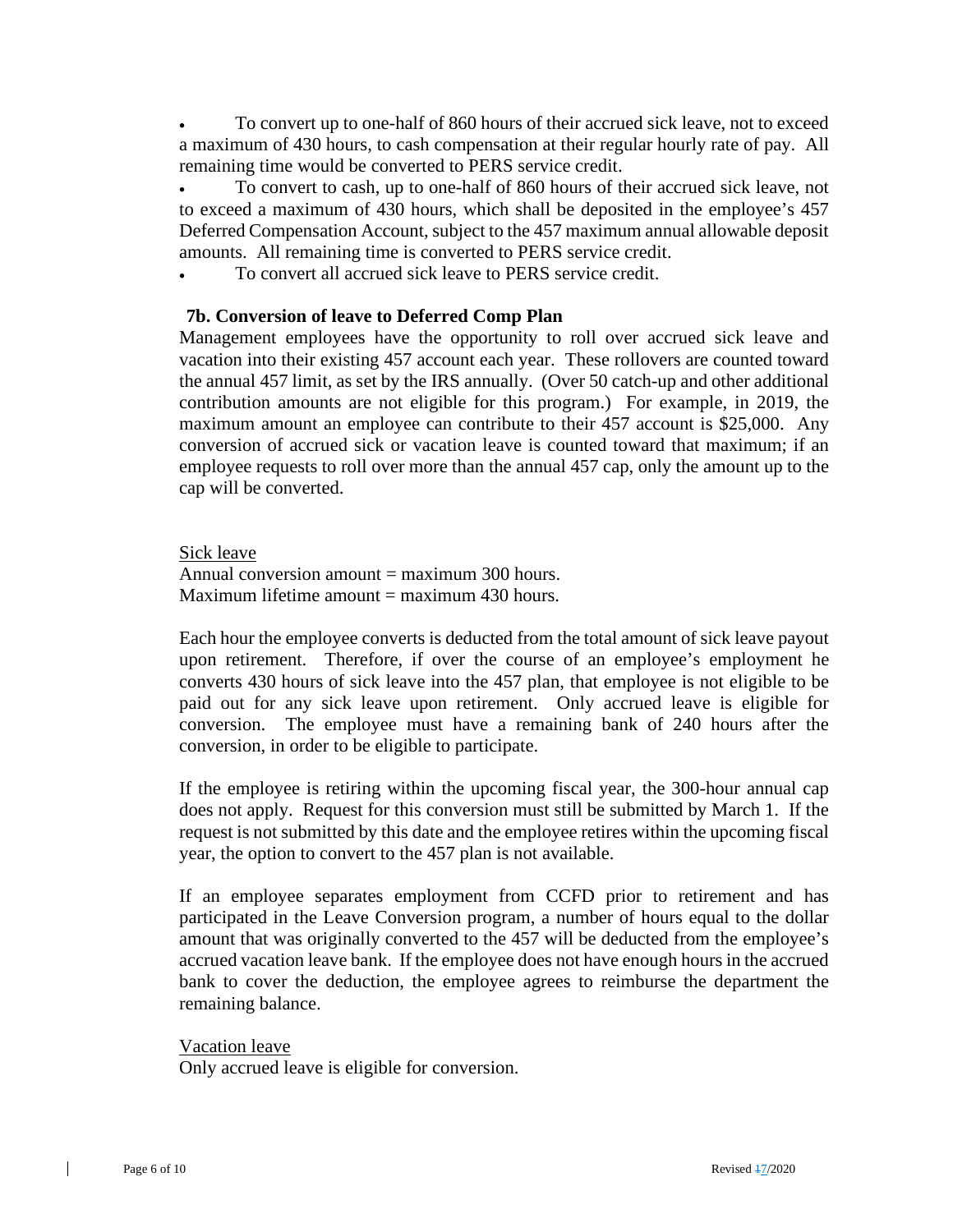- To convert up to one-half of 860 hours of their accrued sick leave, not to exceed a maximum of 430 hours, to cash compensation at their regular hourly rate of pay. All remaining time would be converted to PERS service credit.
- To convert to cash, up to one-half of 860 hours of their accrued sick leave, not to exceed a maximum of 430 hours, which shall be deposited in the employee's 457 Deferred Compensation Account, subject to the 457 maximum annual allowable deposit amounts. All remaining time is converted to PERS service credit.
- To convert all accrued sick leave to PERS service credit.

**7b. Conversion of leave to Deferred Comp Plan**

Management employees have the opportunity to roll over accrued sick leave and vacation into their existing 457 account each year. These rollovers are counted toward the annual 457 limit, as set by the IRS annually. (Over 50 catch-up and other additional contribution amounts are not eligible for this program.) For example, in 2019, the maximum amount an employee can contribute to their 457 account is $25,000. Any conversion of accrued sick or vacation leave is counted toward that maximum; if an employee requests to roll over more than the annual 457 cap, only the amount up to the cap will be converted.

<u>Sick leave</u>

Annual conversion amount = maximum 300 hours.
Maximum lifetime amount = maximum 430 hours.

Each hour the employee converts is deducted from the total amount of sick leave payout upon retirement. Therefore, if over the course of an employee's employment he converts 430 hours of sick leave into the 457 plan, that employee is not eligible to be paid out for any sick leave upon retirement. Only accrued leave is eligible for conversion. The employee must have a remaining bank of 240 hours after the conversion, in order to be eligible to participate.

If the employee is retiring within the upcoming fiscal year, the 300-hour annual cap does not apply. Request for this conversion must still be submitted by March 1. If the request is not submitted by this date and the employee retires within the upcoming fiscal year, the option to convert to the 457 plan is not available.

If an employee separates employment from CCFD prior to retirement and has participated in the Leave Conversion program, a number of hours equal to the dollar amount that was originally converted to the 457 will be deducted from the employee's accrued vacation leave bank. If the employee does not have enough hours in the accrued bank to cover the deduction, the employee agrees to reimburse the department the remaining balance.

<u>Vacation leave</u>

Only accrued leave is eligible for conversion.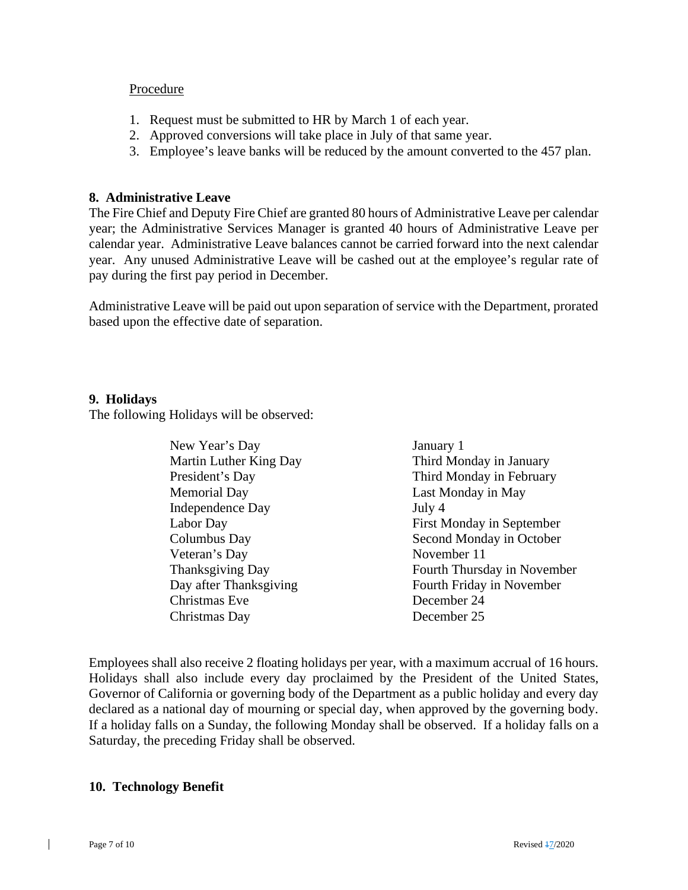Procedure

1. Request must be submitted to HR by March 1 of each year.
2. Approved conversions will take place in July of that same year.
3. Employee's leave banks will be reduced by the amount converted to the 457 plan.

## 8. Administrative Leave

The Fire Chief and Deputy Fire Chief are granted 80 hours of Administrative Leave per calendar year; the Administrative Services Manager is granted 40 hours of Administrative Leave per calendar year. Administrative Leave balances cannot be carried forward into the next calendar year. Any unused Administrative Leave will be cashed out at the employee's regular rate of pay during the first pay period in December.

Administrative Leave will be paid out upon separation of service with the Department, prorated based upon the effective date of separation.

## 9. Holidays

The following Holidays will be observed:

| Holiday | Date |
| --- | --- |
| New Year's Day | January 1 |
| Martin Luther King Day | Third Monday in January |
| President's Day | Third Monday in February |
| Memorial Day | Last Monday in May |
| Independence Day | July 4 |
| Labor Day | First Monday in September |
| Columbus Day | Second Monday in October |
| Veteran's Day | November 11 |
| Thanksgiving Day | Fourth Thursday in November |
| Day after Thanksgiving | Fourth Friday in November |
| Christmas Eve | December 24 |
| Christmas Day | December 25 |

Employees shall also receive 2 floating holidays per year, with a maximum accrual of 16 hours. Holidays shall also include every day proclaimed by the President of the United States, Governor of California or governing body of the Department as a public holiday and every day declared as a national day of mourning or special day, when approved by the governing body. If a holiday falls on a Sunday, the following Monday shall be observed. If a holiday falls on a Saturday, the preceding Friday shall be observed.

## 10. Technology Benefit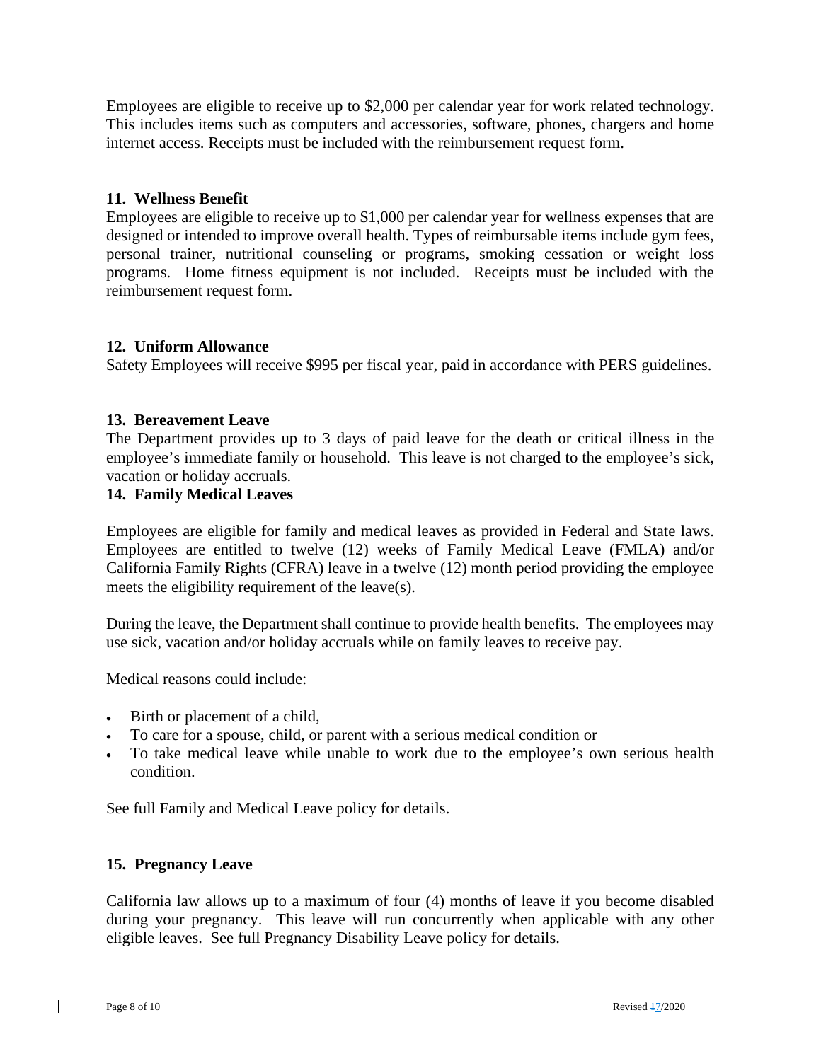Employees are eligible to receive up to $2,000 per calendar year for work related technology. This includes items such as computers and accessories, software, phones, chargers and home internet access. Receipts must be included with the reimbursement request form.

**11. Wellness Benefit**

Employees are eligible to receive up to $1,000 per calendar year for wellness expenses that are designed or intended to improve overall health. Types of reimbursable items include gym fees, personal trainer, nutritional counseling or programs, smoking cessation or weight loss programs. Home fitness equipment is not included. Receipts must be included with the reimbursement request form.

**12. Uniform Allowance**

Safety Employees will receive $995 per fiscal year, paid in accordance with PERS guidelines.

**13. Bereavement Leave**

The Department provides up to 3 days of paid leave for the death or critical illness in the employee's immediate family or household. This leave is not charged to the employee's sick, vacation or holiday accruals.

**14. Family Medical Leaves**

Employees are eligible for family and medical leaves as provided in Federal and State laws. Employees are entitled to twelve (12) weeks of Family Medical Leave (FMLA) and/or California Family Rights (CFRA) leave in a twelve (12) month period providing the employee meets the eligibility requirement of the leave(s).

During the leave, the Department shall continue to provide health benefits. The employees may use sick, vacation and/or holiday accruals while on family leaves to receive pay.

Medical reasons could include:

- Birth or placement of a child,
- To care for a spouse, child, or parent with a serious medical condition or
- To take medical leave while unable to work due to the employee's own serious health condition.

See full Family and Medical Leave policy for details.

**15. Pregnancy Leave**

California law allows up to a maximum of four (4) months of leave if you become disabled during your pregnancy. This leave will run concurrently when applicable with any other eligible leaves. See full Pregnancy Disability Leave policy for details.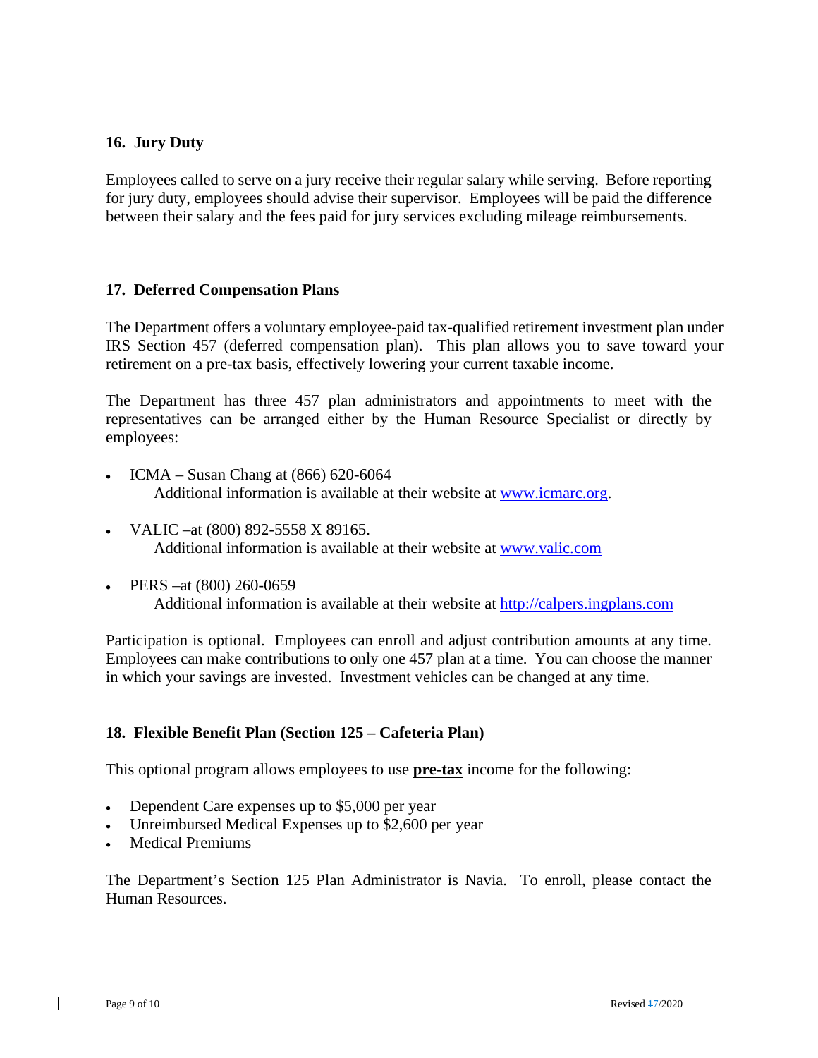## 16. Jury Duty

Employees called to serve on a jury receive their regular salary while serving. Before reporting for jury duty, employees should advise their supervisor. Employees will be paid the difference between their salary and the fees paid for jury services excluding mileage reimbursements.

## 17. Deferred Compensation Plans

The Department offers a voluntary employee-paid tax-qualified retirement investment plan under IRS Section 457 (deferred compensation plan). This plan allows you to save toward your retirement on a pre-tax basis, effectively lowering your current taxable income.

The Department has three 457 plan administrators and appointments to meet with the representatives can be arranged either by the Human Resource Specialist or directly by employees:

- ICMA – Susan Chang at (866) 620-6064
  Additional information is available at their website at www.icmarc.org.
- VALIC –at (800) 892-5558 X 89165.
  Additional information is available at their website at www.valic.com
- PERS –at (800) 260-0659
  Additional information is available at their website at http://calpers.ingplans.com

Participation is optional. Employees can enroll and adjust contribution amounts at any time. Employees can make contributions to only one 457 plan at a time. You can choose the manner in which your savings are invested. Investment vehicles can be changed at any time.

## 18. Flexible Benefit Plan (Section 125 – Cafeteria Plan)

This optional program allows employees to use **pre-tax** income for the following:

- Dependent Care expenses up to $5,000 per year
- Unreimbursed Medical Expenses up to $2,600 per year
- Medical Premiums

The Department's Section 125 Plan Administrator is Navia. To enroll, please contact the Human Resources.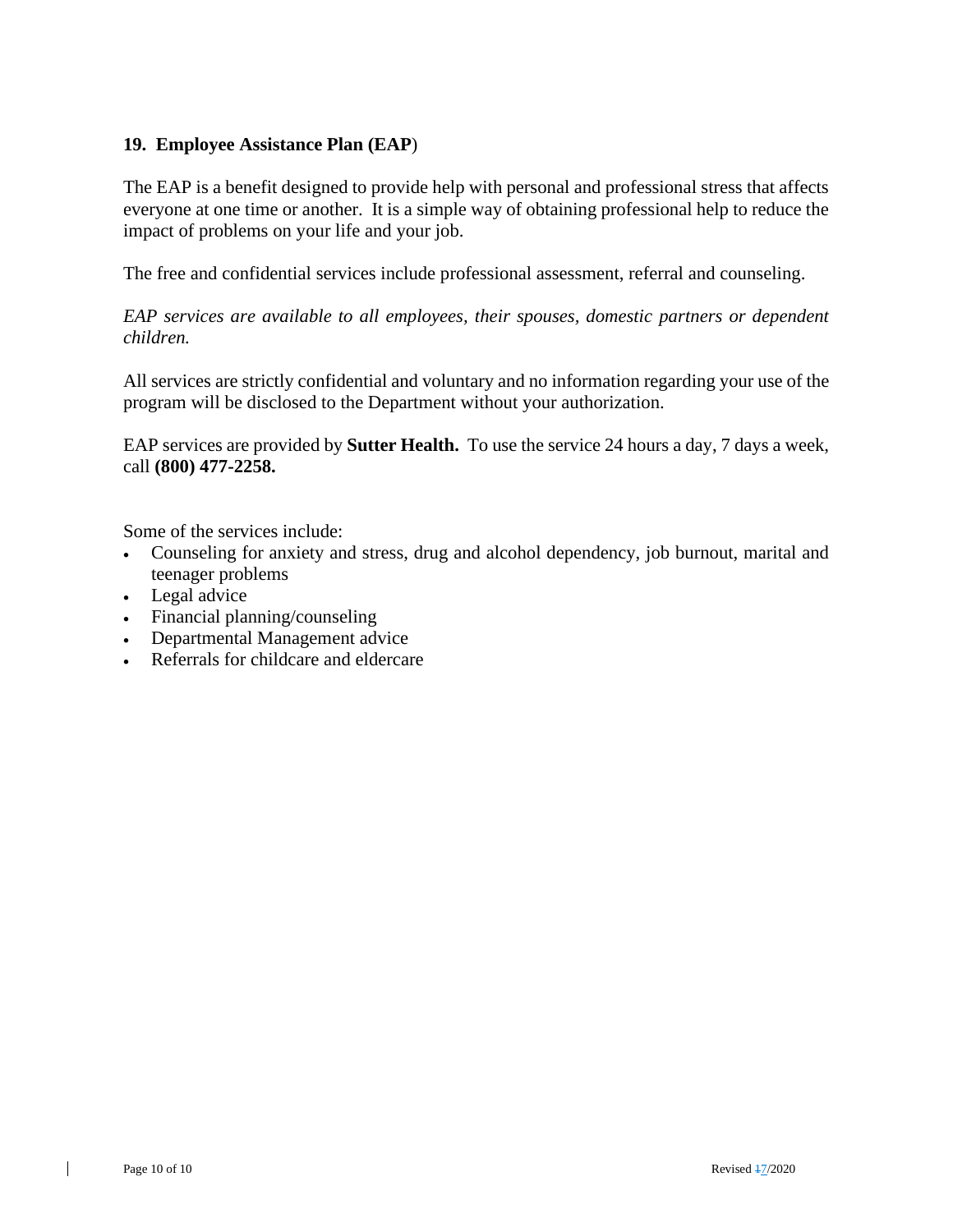### 19. Employee Assistance Plan (EAP)

The EAP is a benefit designed to provide help with personal and professional stress that affects everyone at one time or another. It is a simple way of obtaining professional help to reduce the impact of problems on your life and your job.

The free and confidential services include professional assessment, referral and counseling.

*EAP services are available to all employees, their spouses, domestic partners or dependent children.*

All services are strictly confidential and voluntary and no information regarding your use of the program will be disclosed to the Department without your authorization.

EAP services are provided by **Sutter Health.** To use the service 24 hours a day, 7 days a week, call **(800) 477-2258.**

Some of the services include:

- Counseling for anxiety and stress, drug and alcohol dependency, job burnout, marital and teenager problems
- Legal advice
- Financial planning/counseling
- Departmental Management advice
- Referrals for childcare and eldercare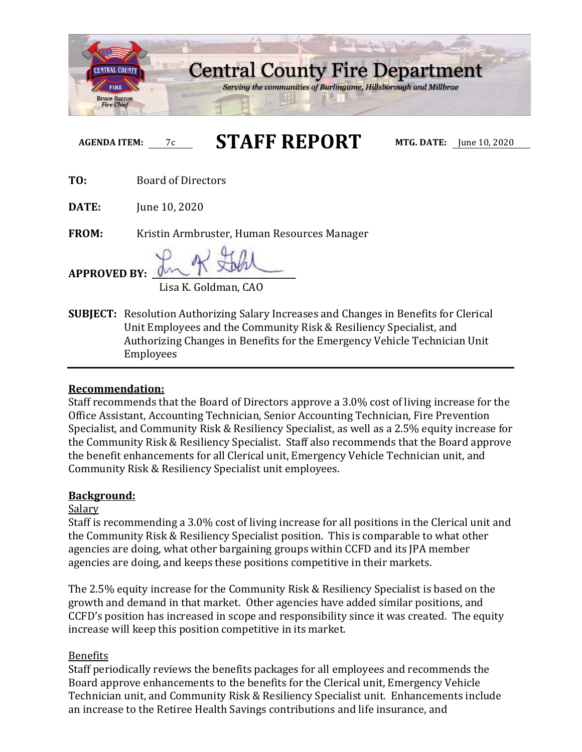# Central County Fire Department

*Serving the communities of Burlingame, Hillsborough and Millbrae*

Bruce Barron
*Fire Chief*

**AGENDA ITEM:** 7c

# STAFF REPORT

**MTG. DATE:** June 10, 2020

**TO:** Board of Directors

**DATE:** June 10, 2020

**FROM:** Kristin Armbruster, Human Resources Manager

**APPROVED BY:**
Lisa K. Goldman, CAO

**SUBJECT:** Resolution Authorizing Salary Increases and Changes in Benefits for Clerical Unit Employees and the Community Risk & Resiliency Specialist, and Authorizing Changes in Benefits for the Emergency Vehicle Technician Unit Employees

## Recommendation:

Staff recommends that the Board of Directors approve a 3.0% cost of living increase for the Office Assistant, Accounting Technician, Senior Accounting Technician, Fire Prevention Specialist, and Community Risk & Resiliency Specialist, as well as a 2.5% equity increase for the Community Risk & Resiliency Specialist. Staff also recommends that the Board approve the benefit enhancements for all Clerical unit, Emergency Vehicle Technician unit, and Community Risk & Resiliency Specialist unit employees.

## Background:

### Salary

Staff is recommending a 3.0% cost of living increase for all positions in the Clerical unit and the Community Risk & Resiliency Specialist position. This is comparable to what other agencies are doing, what other bargaining groups within CCFD and its JPA member agencies are doing, and keeps these positions competitive in their markets.

The 2.5% equity increase for the Community Risk & Resiliency Specialist is based on the growth and demand in that market. Other agencies have added similar positions, and CCFD's position has increased in scope and responsibility since it was created. The equity increase will keep this position competitive in its market.

### Benefits

Staff periodically reviews the benefits packages for all employees and recommends the Board approve enhancements to the benefits for the Clerical unit, Emergency Vehicle Technician unit, and Community Risk & Resiliency Specialist unit. Enhancements include an increase to the Retiree Health Savings contributions and life insurance, and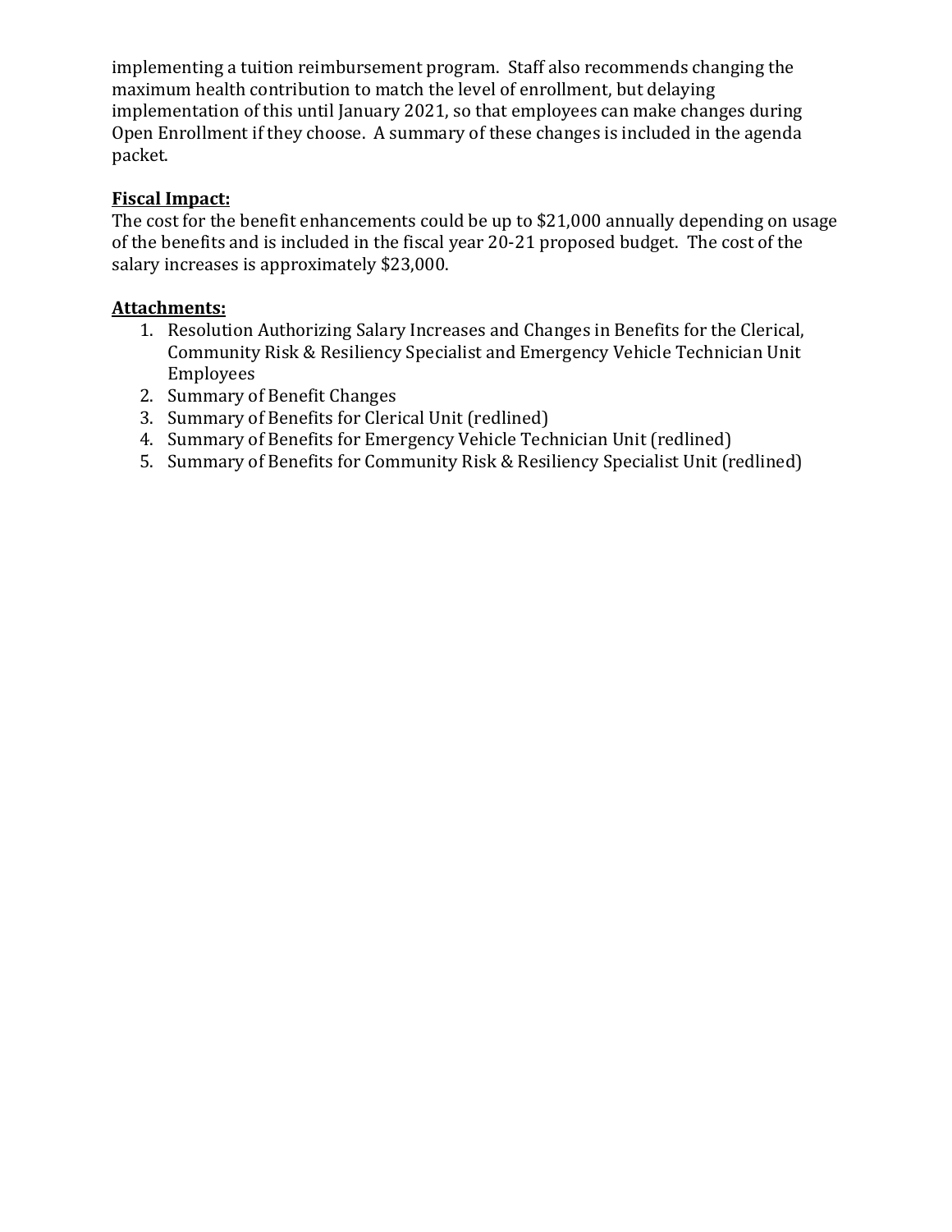implementing a tuition reimbursement program. Staff also recommends changing the maximum health contribution to match the level of enrollment, but delaying implementation of this until January 2021, so that employees can make changes during Open Enrollment if they choose. A summary of these changes is included in the agenda packet.

**Fiscal Impact:**

The cost for the benefit enhancements could be up to $21,000 annually depending on usage of the benefits and is included in the fiscal year 20-21 proposed budget. The cost of the salary increases is approximately $23,000.

**Attachments:**

1. Resolution Authorizing Salary Increases and Changes in Benefits for the Clerical, Community Risk & Resiliency Specialist and Emergency Vehicle Technician Unit Employees
2. Summary of Benefit Changes
3. Summary of Benefits for Clerical Unit (redlined)
4. Summary of Benefits for Emergency Vehicle Technician Unit (redlined)
5. Summary of Benefits for Community Risk & Resiliency Specialist Unit (redlined)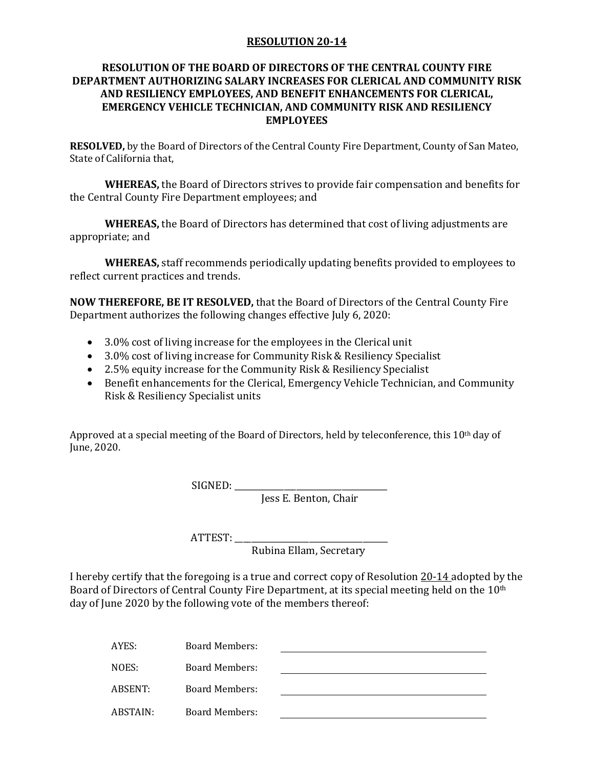# RESOLUTION 20-14

## RESOLUTION OF THE BOARD OF DIRECTORS OF THE CENTRAL COUNTY FIRE DEPARTMENT AUTHORIZING SALARY INCREASES FOR CLERICAL AND COMMUNITY RISK AND RESILIENCY EMPLOYEES, AND BENEFIT ENHANCEMENTS FOR CLERICAL, EMERGENCY VEHICLE TECHNICIAN, AND COMMUNITY RISK AND RESILIENCY EMPLOYEES

**RESOLVED,** by the Board of Directors of the Central County Fire Department, County of San Mateo, State of California that,

**WHEREAS,** the Board of Directors strives to provide fair compensation and benefits for the Central County Fire Department employees; and

**WHEREAS,** the Board of Directors has determined that cost of living adjustments are appropriate; and

**WHEREAS,** staff recommends periodically updating benefits provided to employees to reflect current practices and trends.

**NOW THEREFORE, BE IT RESOLVED,** that the Board of Directors of the Central County Fire Department authorizes the following changes effective July 6, 2020:

- 3.0% cost of living increase for the employees in the Clerical unit
- 3.0% cost of living increase for Community Risk & Resiliency Specialist
- 2.5% equity increase for the Community Risk & Resiliency Specialist
- Benefit enhancements for the Clerical, Emergency Vehicle Technician, and Community Risk & Resiliency Specialist units

Approved at a special meeting of the Board of Directors, held by teleconference, this 10th day of June, 2020.

SIGNED: ___________________________________
Jess E. Benton, Chair

ATTEST: ___________________________________
Rubina Ellam, Secretary

I hereby certify that the foregoing is a true and correct copy of Resolution 20-14 adopted by the Board of Directors of Central County Fire Department, at its special meeting held on the 10th day of June 2020 by the following vote of the members thereof:

AYES: Board Members: ___________________________________

NOES: Board Members: ___________________________________

ABSENT: Board Members: ___________________________________

ABSTAIN: Board Members: ___________________________________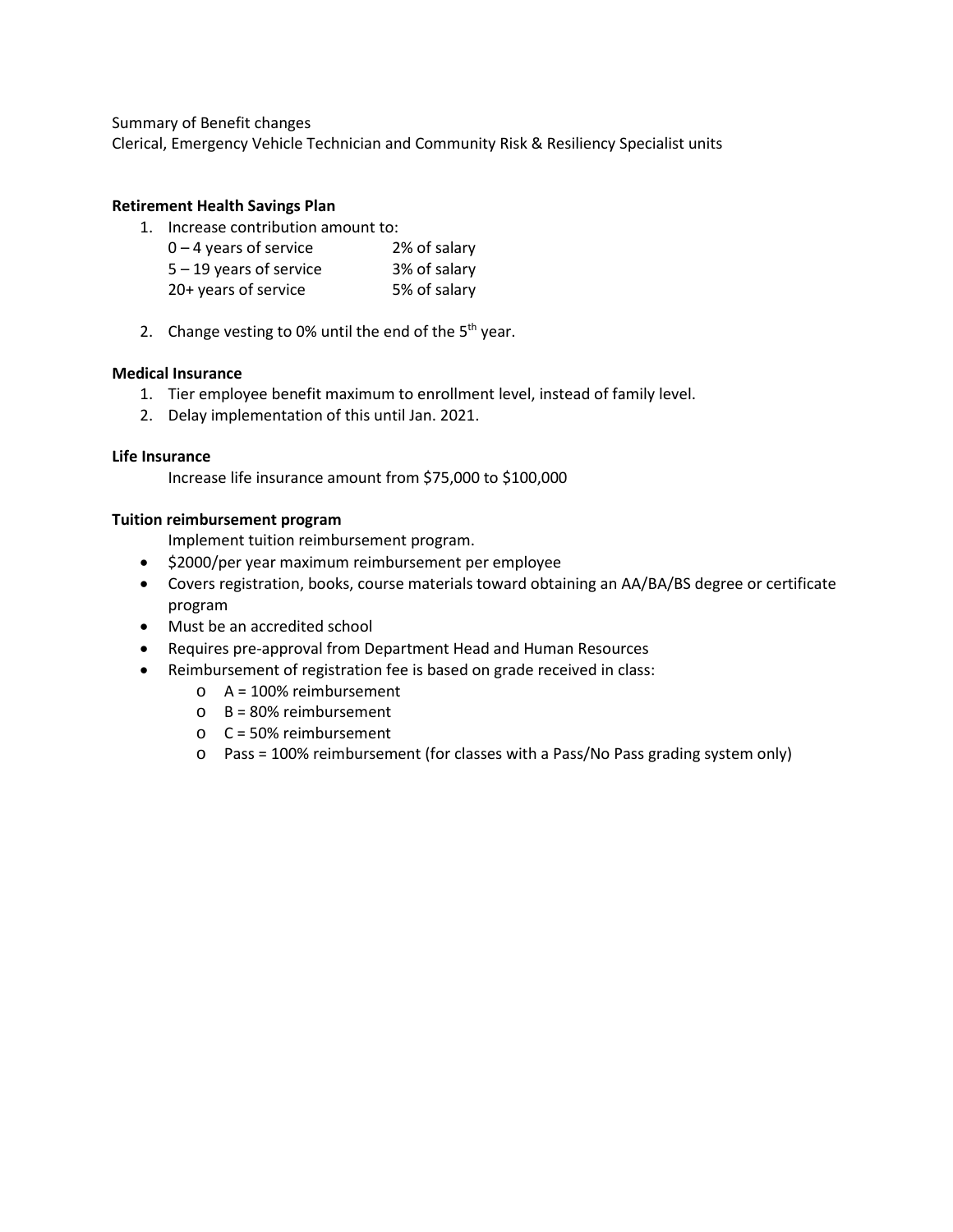Summary of Benefit changes

Clerical, Emergency Vehicle Technician and Community Risk & Resiliency Specialist units

**Retirement Health Savings Plan**

1. Increase contribution amount to:

| | |
|---|---|
| 0 – 4 years of service | 2% of salary |
| 5 – 19 years of service | 3% of salary |
| 20+ years of service | 5% of salary |

2. Change vesting to 0% until the end of the 5th year.

**Medical Insurance**

1. Tier employee benefit maximum to enrollment level, instead of family level.
2. Delay implementation of this until Jan. 2021.

**Life Insurance**

Increase life insurance amount from $75,000 to $100,000

**Tuition reimbursement program**

Implement tuition reimbursement program.

- $2000/per year maximum reimbursement per employee
- Covers registration, books, course materials toward obtaining an AA/BA/BS degree or certificate program
- Must be an accredited school
- Requires pre-approval from Department Head and Human Resources
- Reimbursement of registration fee is based on grade received in class:
    - A = 100% reimbursement
    - B = 80% reimbursement
    - C = 50% reimbursement
    - Pass = 100% reimbursement (for classes with a Pass/No Pass grading system only)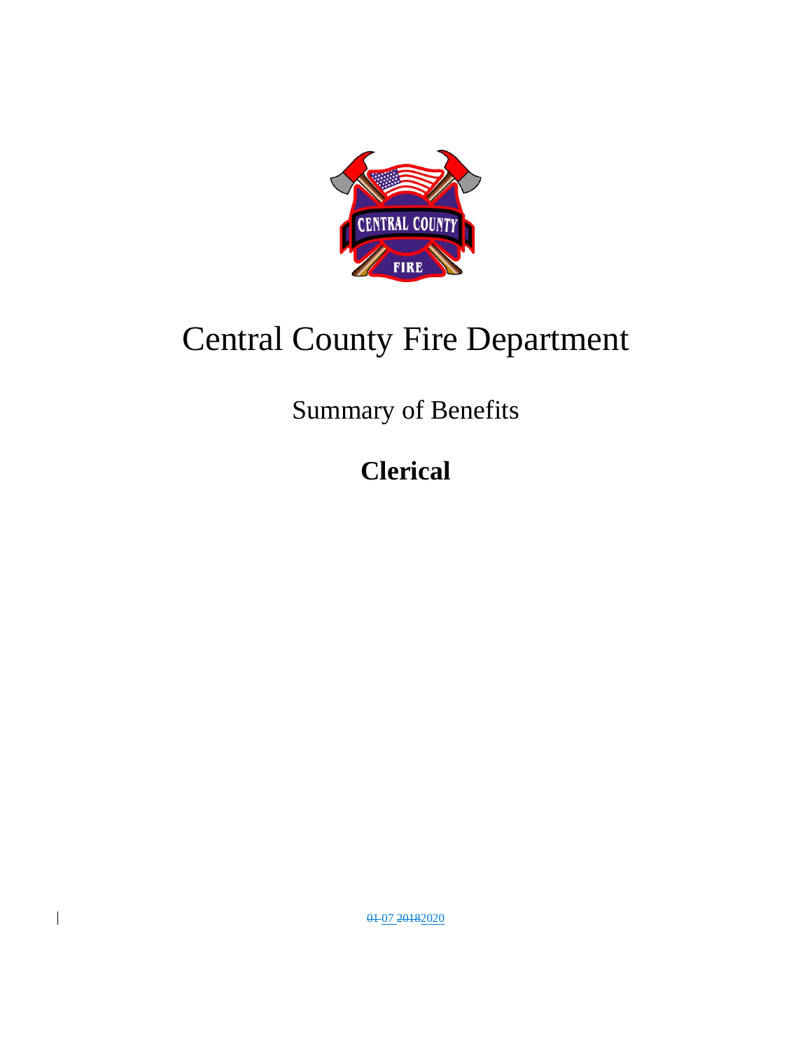# Central County Fire Department

## Summary of Benefits

## **Clerical**

~~01~~ 07 ~~2018~~2020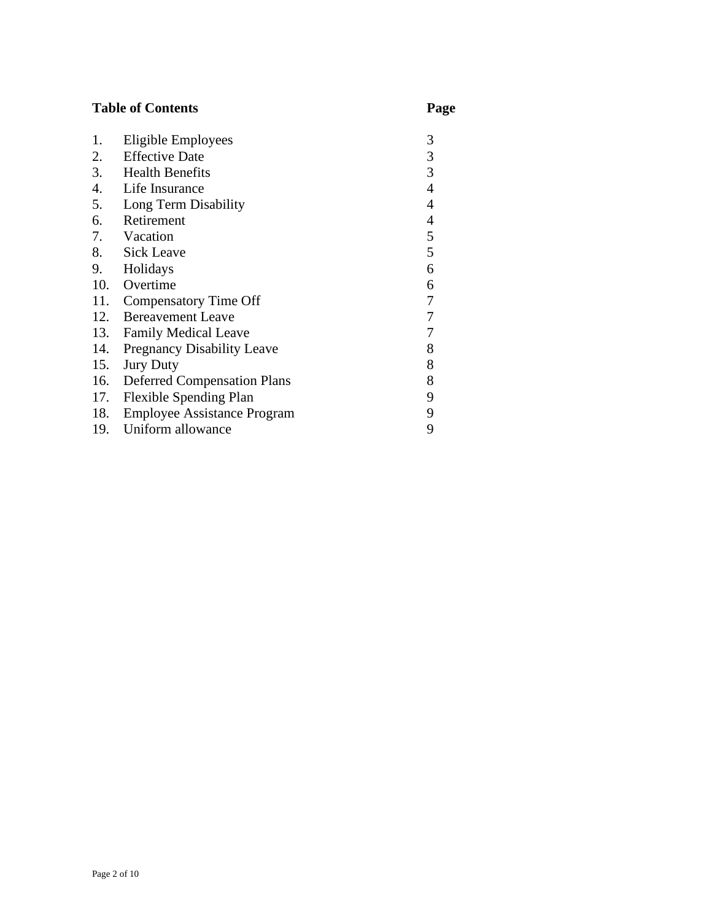| **Table of Contents** | | **Page** |
|---|---|---|
| 1. | Eligible Employees | 3 |
| 2. | Effective Date | 3 |
| 3. | Health Benefits | 3 |
| 4. | Life Insurance | 4 |
| 5. | Long Term Disability | 4 |
| 6. | Retirement | 4 |
| 7. | Vacation | 5 |
| 8. | Sick Leave | 5 |
| 9. | Holidays | 6 |
| 10. | Overtime | 6 |
| 11. | Compensatory Time Off | 7 |
| 12. | Bereavement Leave | 7 |
| 13. | Family Medical Leave | 7 |
| 14. | Pregnancy Disability Leave | 8 |
| 15. | Jury Duty | 8 |
| 16. | Deferred Compensation Plans | 8 |
| 17. | Flexible Spending Plan | 9 |
| 18. | Employee Assistance Program | 9 |
| 19. | Uniform allowance | 9 |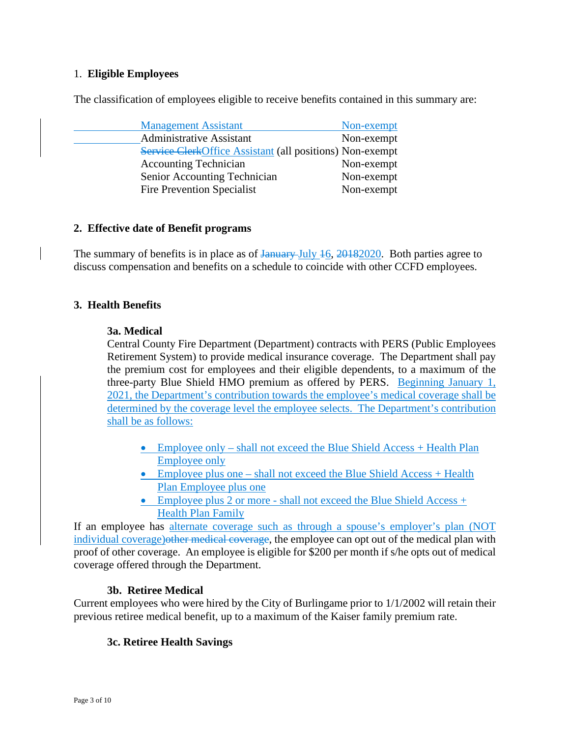1. **Eligible Employees**

The classification of employees eligible to receive benefits contained in this summary are:

| Classification | Status |
|---|---|
| Management Assistant | Non-exempt |
| Administrative Assistant | Non-exempt |
| ~~Service Clerk~~Office Assistant (all positions) | Non-exempt |
| Accounting Technician | Non-exempt |
| Senior Accounting Technician | Non-exempt |
| Fire Prevention Specialist | Non-exempt |

**2. Effective date of Benefit programs**

The summary of benefits is in place as of ~~January~~ July ~~1~~6, ~~2018~~2020. Both parties agree to discuss compensation and benefits on a schedule to coincide with other CCFD employees.

**3. Health Benefits**

**3a. Medical**

Central County Fire Department (Department) contracts with PERS (Public Employees Retirement System) to provide medical insurance coverage. The Department shall pay the premium cost for employees and their eligible dependents, to a maximum of the three-party Blue Shield HMO premium as offered by PERS. Beginning January 1, 2021, the Department's contribution towards the employee's medical coverage shall be determined by the coverage level the employee selects. The Department's contribution shall be as follows:

- Employee only – shall not exceed the Blue Shield Access + Health Plan Employee only
- Employee plus one – shall not exceed the Blue Shield Access + Health Plan Employee plus one
- Employee plus 2 or more - shall not exceed the Blue Shield Access + Health Plan Family

If an employee has alternate coverage such as through a spouse's employer's plan (NOT individual coverage)~~other medical coverage~~, the employee can opt out of the medical plan with proof of other coverage. An employee is eligible for $200 per month if s/he opts out of medical coverage offered through the Department.

**3b. Retiree Medical**

Current employees who were hired by the City of Burlingame prior to 1/1/2002 will retain their previous retiree medical benefit, up to a maximum of the Kaiser family premium rate.

**3c. Retiree Health Savings**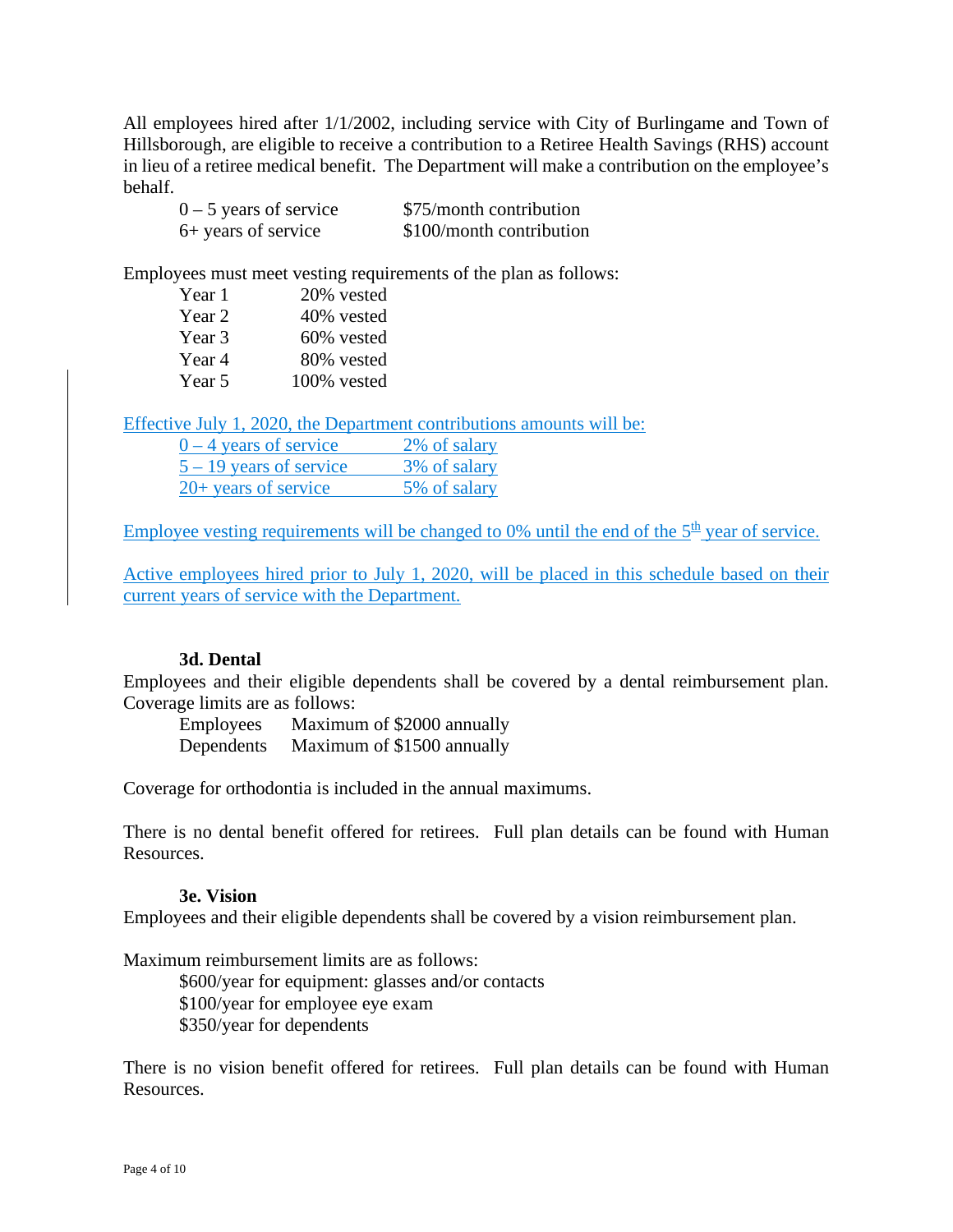All employees hired after 1/1/2002, including service with City of Burlingame and Town of Hillsborough, are eligible to receive a contribution to a Retiree Health Savings (RHS) account in lieu of a retiree medical benefit. The Department will make a contribution on the employee's behalf.

| | |
|---|---|
| 0 – 5 years of service | $75/month contribution |
| 6+ years of service | $100/month contribution |

Employees must meet vesting requirements of the plan as follows:

| | |
|---|---|
| Year 1 | 20% vested |
| Year 2 | 40% vested |
| Year 3 | 60% vested |
| Year 4 | 80% vested |
| Year 5 | 100% vested |

Effective July 1, 2020, the Department contributions amounts will be:

| | |
|---|---|
| 0 – 4 years of service | 2% of salary |
| 5 – 19 years of service | 3% of salary |
| 20+ years of service | 5% of salary |

Employee vesting requirements will be changed to 0% until the end of the 5th year of service.

Active employees hired prior to July 1, 2020, will be placed in this schedule based on their current years of service with the Department.

### 3d. Dental

Employees and their eligible dependents shall be covered by a dental reimbursement plan. Coverage limits are as follows:

| | |
|---|---|
| Employees | Maximum of $2000 annually |
| Dependents | Maximum of $1500 annually |

Coverage for orthodontia is included in the annual maximums.

There is no dental benefit offered for retirees. Full plan details can be found with Human Resources.

### 3e. Vision

Employees and their eligible dependents shall be covered by a vision reimbursement plan.

Maximum reimbursement limits are as follows:

- $600/year for equipment: glasses and/or contacts
- $100/year for employee eye exam
- $350/year for dependents

There is no vision benefit offered for retirees. Full plan details can be found with Human Resources.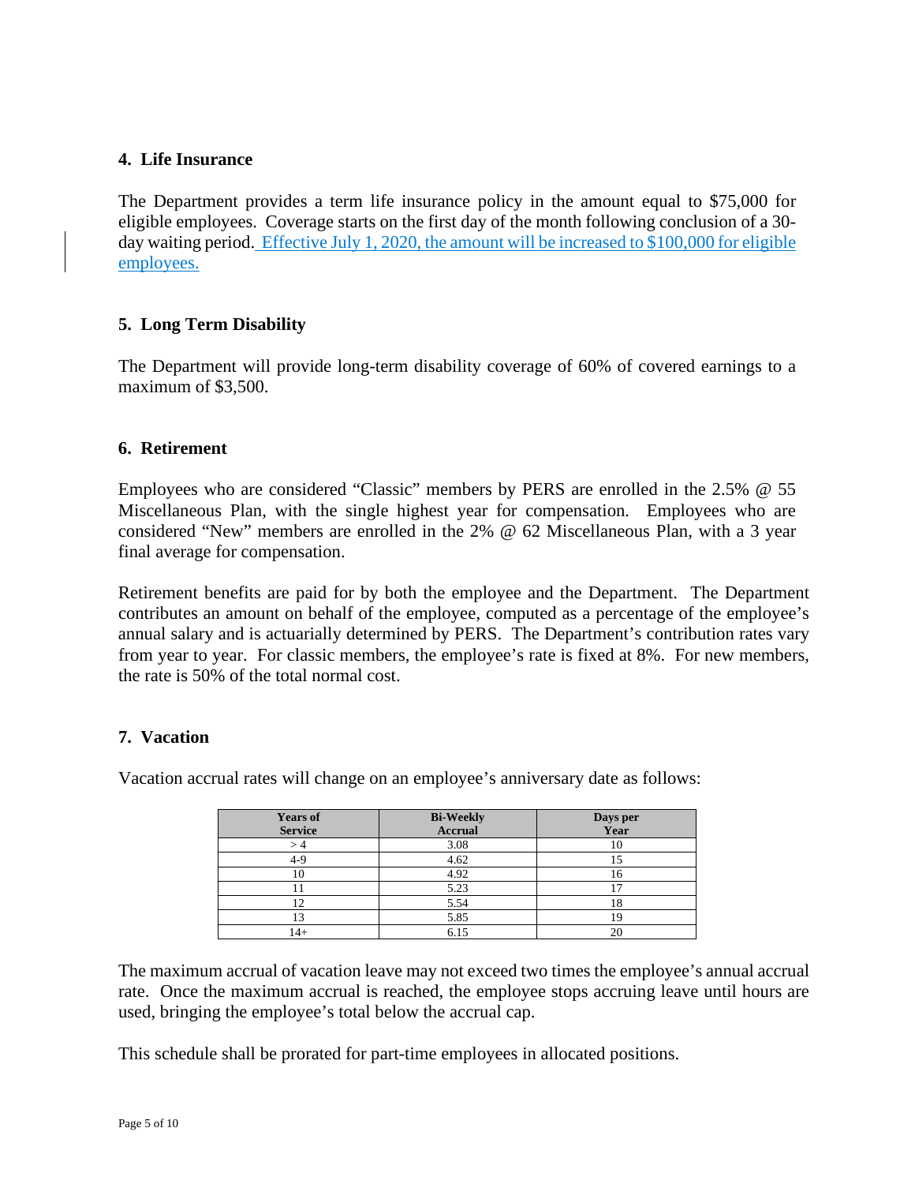### 4. Life Insurance

The Department provides a term life insurance policy in the amount equal to $75,000 for eligible employees. Coverage starts on the first day of the month following conclusion of a 30-day waiting period. Effective July 1, 2020, the amount will be increased to $100,000 for eligible employees.

### 5. Long Term Disability

The Department will provide long-term disability coverage of 60% of covered earnings to a maximum of $3,500.

### 6. Retirement

Employees who are considered "Classic" members by PERS are enrolled in the 2.5% @ 55 Miscellaneous Plan, with the single highest year for compensation. Employees who are considered "New" members are enrolled in the 2% @ 62 Miscellaneous Plan, with a 3 year final average for compensation.

Retirement benefits are paid for by both the employee and the Department. The Department contributes an amount on behalf of the employee, computed as a percentage of the employee's annual salary and is actuarially determined by PERS. The Department's contribution rates vary from year to year. For classic members, the employee's rate is fixed at 8%. For new members, the rate is 50% of the total normal cost.

### 7. Vacation

Vacation accrual rates will change on an employee's anniversary date as follows:

| Years of Service | Bi-Weekly Accrual | Days per Year |
|---|---|---|
| > 4 | 3.08 | 10 |
| 4-9 | 4.62 | 15 |
| 10 | 4.92 | 16 |
| 11 | 5.23 | 17 |
| 12 | 5.54 | 18 |
| 13 | 5.85 | 19 |
| 14+ | 6.15 | 20 |

The maximum accrual of vacation leave may not exceed two times the employee's annual accrual rate. Once the maximum accrual is reached, the employee stops accruing leave until hours are used, bringing the employee's total below the accrual cap.

This schedule shall be prorated for part-time employees in allocated positions.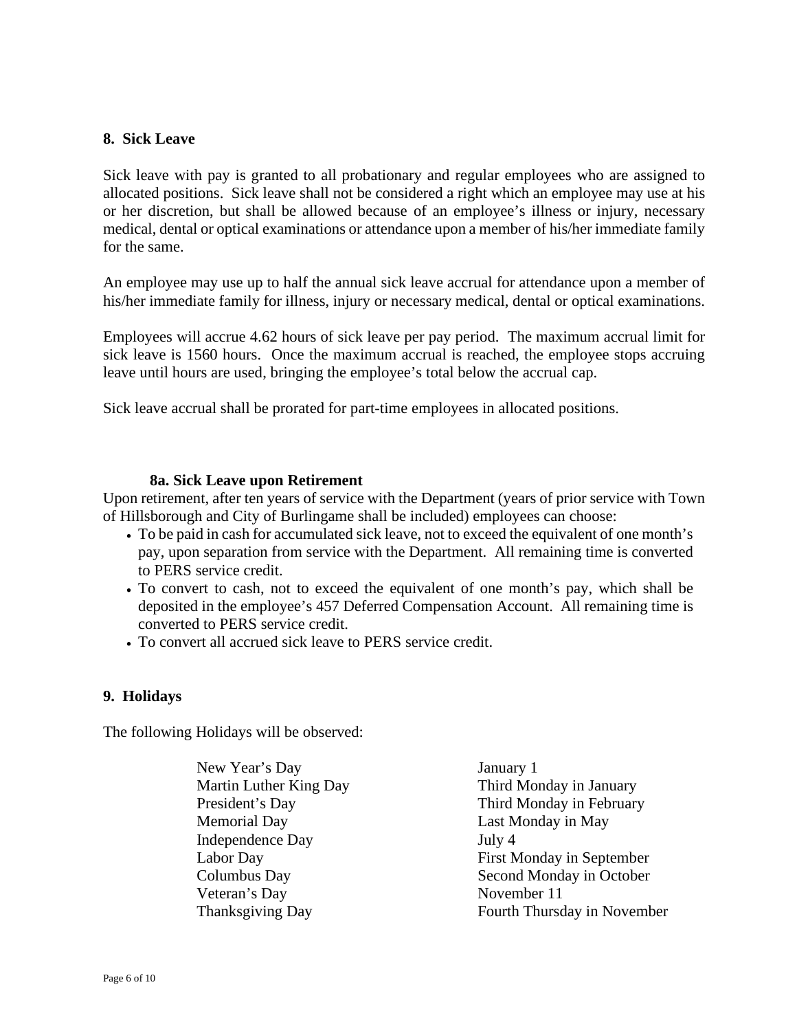**8. Sick Leave**

Sick leave with pay is granted to all probationary and regular employees who are assigned to allocated positions. Sick leave shall not be considered a right which an employee may use at his or her discretion, but shall be allowed because of an employee's illness or injury, necessary medical, dental or optical examinations or attendance upon a member of his/her immediate family for the same.

An employee may use up to half the annual sick leave accrual for attendance upon a member of his/her immediate family for illness, injury or necessary medical, dental or optical examinations.

Employees will accrue 4.62 hours of sick leave per pay period. The maximum accrual limit for sick leave is 1560 hours. Once the maximum accrual is reached, the employee stops accruing leave until hours are used, bringing the employee's total below the accrual cap.

Sick leave accrual shall be prorated for part-time employees in allocated positions.

**8a. Sick Leave upon Retirement**

Upon retirement, after ten years of service with the Department (years of prior service with Town of Hillsborough and City of Burlingame shall be included) employees can choose:

- To be paid in cash for accumulated sick leave, not to exceed the equivalent of one month's pay, upon separation from service with the Department. All remaining time is converted to PERS service credit.
- To convert to cash, not to exceed the equivalent of one month's pay, which shall be deposited in the employee's 457 Deferred Compensation Account. All remaining time is converted to PERS service credit.
- To convert all accrued sick leave to PERS service credit.

**9. Holidays**

The following Holidays will be observed:

| | |
|---|---|
| New Year's Day | January 1 |
| Martin Luther King Day | Third Monday in January |
| President's Day | Third Monday in February |
| Memorial Day | Last Monday in May |
| Independence Day | July 4 |
| Labor Day | First Monday in September |
| Columbus Day | Second Monday in October |
| Veteran's Day | November 11 |
| Thanksgiving Day | Fourth Thursday in November |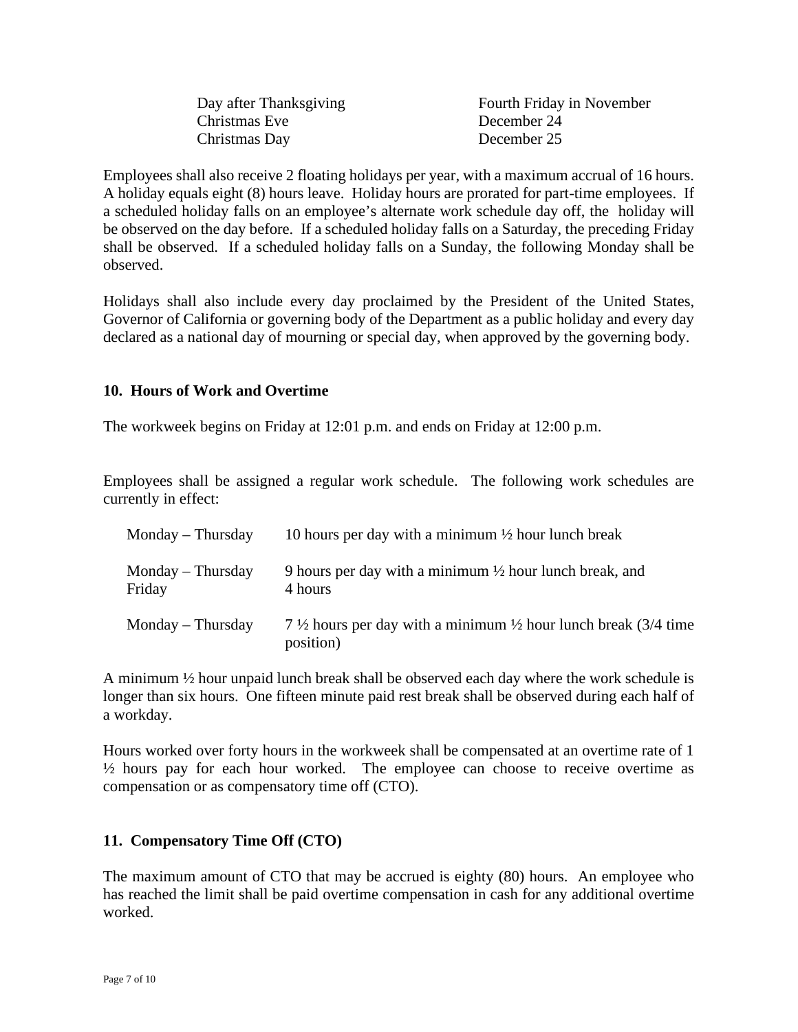| | |
|---|---|
| Day after Thanksgiving | Fourth Friday in November |
| Christmas Eve | December 24 |
| Christmas Day | December 25 |

Employees shall also receive 2 floating holidays per year, with a maximum accrual of 16 hours. A holiday equals eight (8) hours leave. Holiday hours are prorated for part-time employees. If a scheduled holiday falls on an employee's alternate work schedule day off, the holiday will be observed on the day before. If a scheduled holiday falls on a Saturday, the preceding Friday shall be observed. If a scheduled holiday falls on a Sunday, the following Monday shall be observed.

Holidays shall also include every day proclaimed by the President of the United States, Governor of California or governing body of the Department as a public holiday and every day declared as a national day of mourning or special day, when approved by the governing body.

### 10. Hours of Work and Overtime

The workweek begins on Friday at 12:01 p.m. and ends on Friday at 12:00 p.m.

Employees shall be assigned a regular work schedule. The following work schedules are currently in effect:

| | |
|---|---|
| Monday – Thursday | 10 hours per day with a minimum ½ hour lunch break |
| Monday – Thursday<br>Friday | 9 hours per day with a minimum ½ hour lunch break, and<br>4 hours |
| Monday – Thursday | 7 ½ hours per day with a minimum ½ hour lunch break (3/4 time position) |

A minimum ½ hour unpaid lunch break shall be observed each day where the work schedule is longer than six hours. One fifteen minute paid rest break shall be observed during each half of a workday.

Hours worked over forty hours in the workweek shall be compensated at an overtime rate of 1 ½ hours pay for each hour worked. The employee can choose to receive overtime as compensation or as compensatory time off (CTO).

### 11. Compensatory Time Off (CTO)

The maximum amount of CTO that may be accrued is eighty (80) hours. An employee who has reached the limit shall be paid overtime compensation in cash for any additional overtime worked.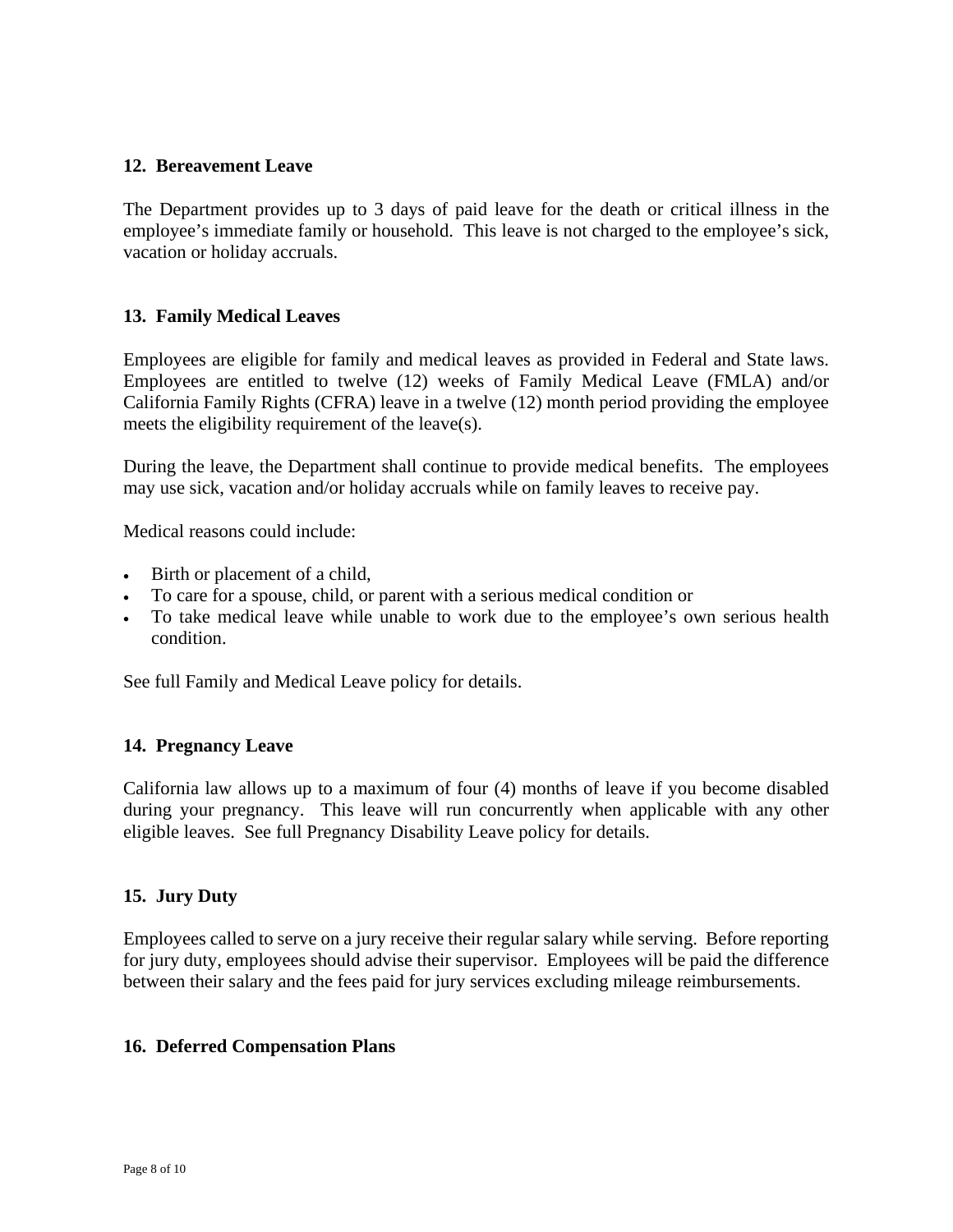### 12. Bereavement Leave

The Department provides up to 3 days of paid leave for the death or critical illness in the employee's immediate family or household. This leave is not charged to the employee's sick, vacation or holiday accruals.

### 13. Family Medical Leaves

Employees are eligible for family and medical leaves as provided in Federal and State laws. Employees are entitled to twelve (12) weeks of Family Medical Leave (FMLA) and/or California Family Rights (CFRA) leave in a twelve (12) month period providing the employee meets the eligibility requirement of the leave(s).

During the leave, the Department shall continue to provide medical benefits. The employees may use sick, vacation and/or holiday accruals while on family leaves to receive pay.

Medical reasons could include:

- Birth or placement of a child,
- To care for a spouse, child, or parent with a serious medical condition or
- To take medical leave while unable to work due to the employee's own serious health condition.

See full Family and Medical Leave policy for details.

### 14. Pregnancy Leave

California law allows up to a maximum of four (4) months of leave if you become disabled during your pregnancy. This leave will run concurrently when applicable with any other eligible leaves. See full Pregnancy Disability Leave policy for details.

### 15. Jury Duty

Employees called to serve on a jury receive their regular salary while serving. Before reporting for jury duty, employees should advise their supervisor. Employees will be paid the difference between their salary and the fees paid for jury services excluding mileage reimbursements.

### 16. Deferred Compensation Plans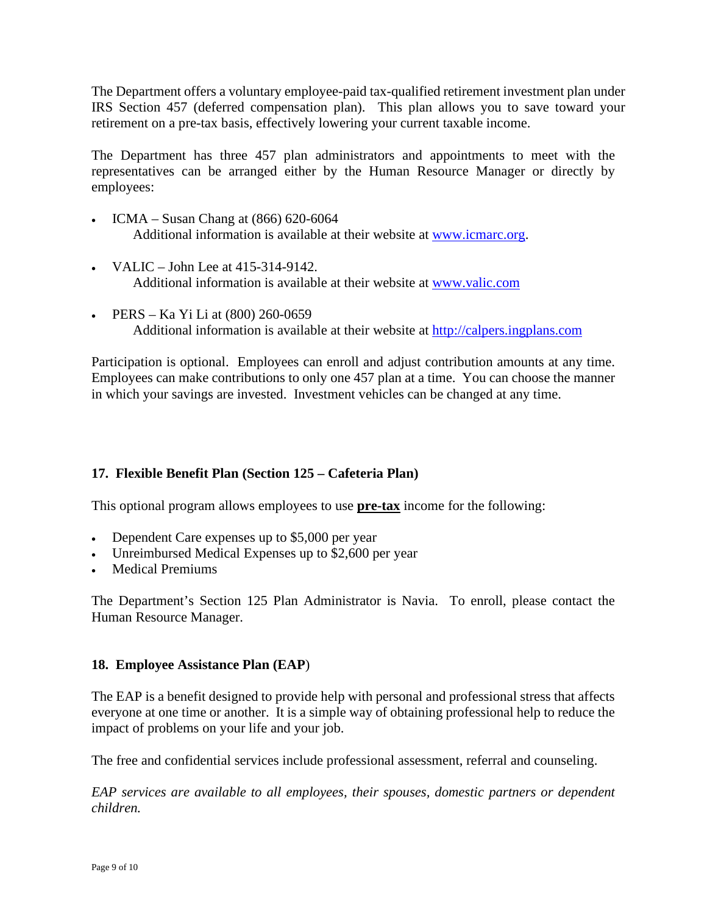The Department offers a voluntary employee-paid tax-qualified retirement investment plan under IRS Section 457 (deferred compensation plan). This plan allows you to save toward your retirement on a pre-tax basis, effectively lowering your current taxable income.

The Department has three 457 plan administrators and appointments to meet with the representatives can be arranged either by the Human Resource Manager or directly by employees:

- ICMA – Susan Chang at (866) 620-6064
  Additional information is available at their website at [www.icmarc.org](http://www.icmarc.org).
- VALIC – John Lee at 415-314-9142.
  Additional information is available at their website at [www.valic.com](http://www.valic.com)
- PERS – Ka Yi Li at (800) 260-0659
  Additional information is available at their website at [http://calpers.ingplans.com](http://calpers.ingplans.com)

Participation is optional. Employees can enroll and adjust contribution amounts at any time. Employees can make contributions to only one 457 plan at a time. You can choose the manner in which your savings are invested. Investment vehicles can be changed at any time.

### 17. Flexible Benefit Plan (Section 125 – Cafeteria Plan)

This optional program allows employees to use **pre-tax** income for the following:

- Dependent Care expenses up to $5,000 per year
- Unreimbursed Medical Expenses up to $2,600 per year
- Medical Premiums

The Department's Section 125 Plan Administrator is Navia. To enroll, please contact the Human Resource Manager.

### 18. Employee Assistance Plan (EAP)

The EAP is a benefit designed to provide help with personal and professional stress that affects everyone at one time or another. It is a simple way of obtaining professional help to reduce the impact of problems on your life and your job.

The free and confidential services include professional assessment, referral and counseling.

*EAP services are available to all employees, their spouses, domestic partners or dependent children.*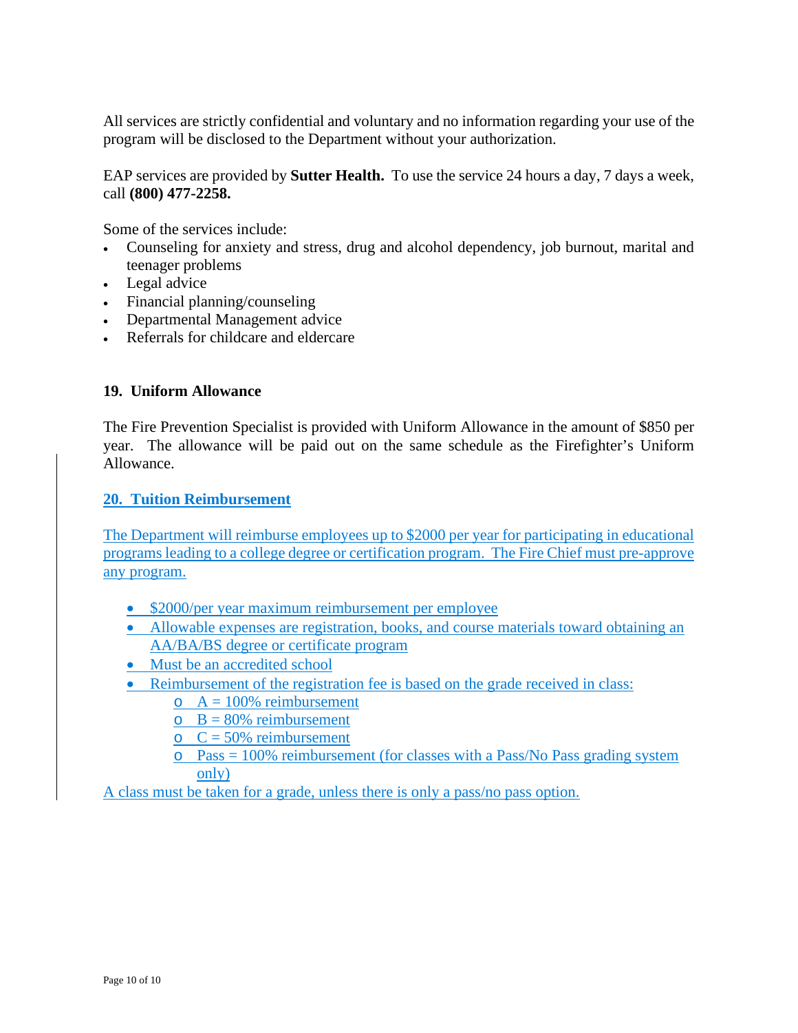All services are strictly confidential and voluntary and no information regarding your use of the program will be disclosed to the Department without your authorization.

EAP services are provided by **Sutter Health.** To use the service 24 hours a day, 7 days a week, call **(800) 477-2258.**

Some of the services include:

- Counseling for anxiety and stress, drug and alcohol dependency, job burnout, marital and teenager problems
- Legal advice
- Financial planning/counseling
- Departmental Management advice
- Referrals for childcare and eldercare

**19. Uniform Allowance**

The Fire Prevention Specialist is provided with Uniform Allowance in the amount of $850 per year. The allowance will be paid out on the same schedule as the Firefighter's Uniform Allowance.

**20. Tuition Reimbursement**

The Department will reimburse employees up to $2000 per year for participating in educational programs leading to a college degree or certification program. The Fire Chief must pre-approve any program.

- $2000/per year maximum reimbursement per employee
- Allowable expenses are registration, books, and course materials toward obtaining an AA/BA/BS degree or certificate program
- Must be an accredited school
- Reimbursement of the registration fee is based on the grade received in class:
  - A = 100% reimbursement
  - B = 80% reimbursement
  - C = 50% reimbursement
  - Pass = 100% reimbursement (for classes with a Pass/No Pass grading system only)

A class must be taken for a grade, unless there is only a pass/no pass option.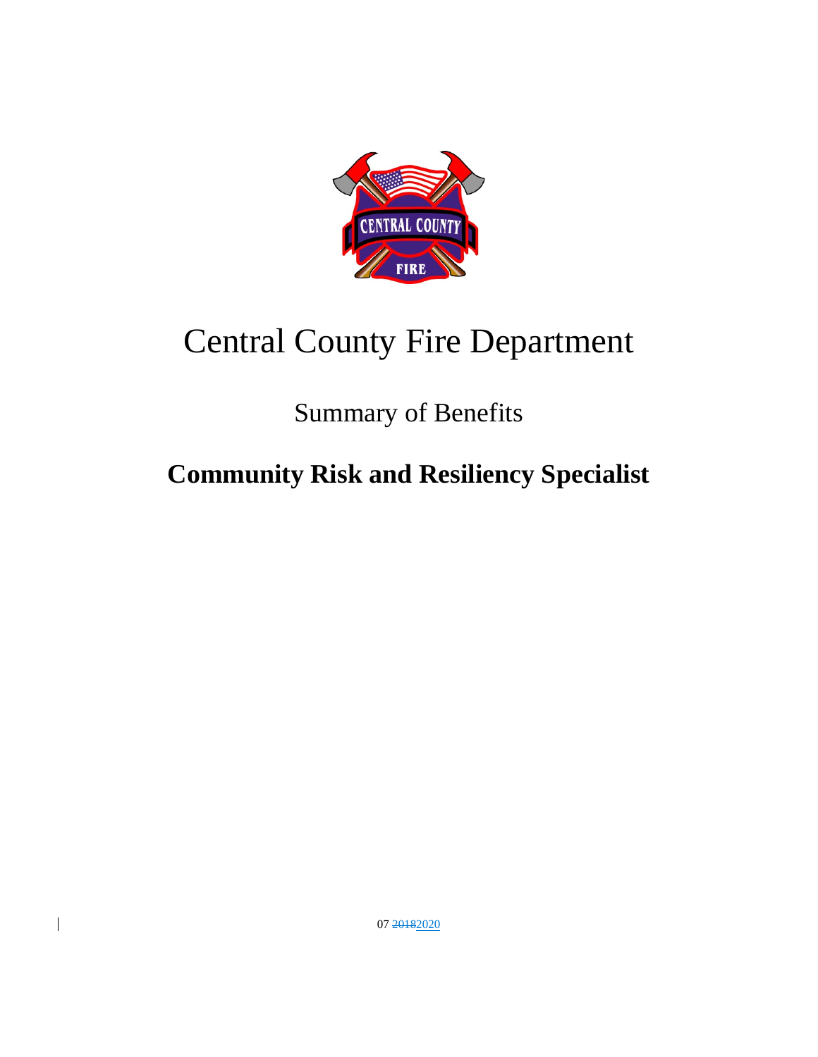# Central County Fire Department

## Summary of Benefits

## **Community Risk and Resiliency Specialist**

07 ~~2018~~2020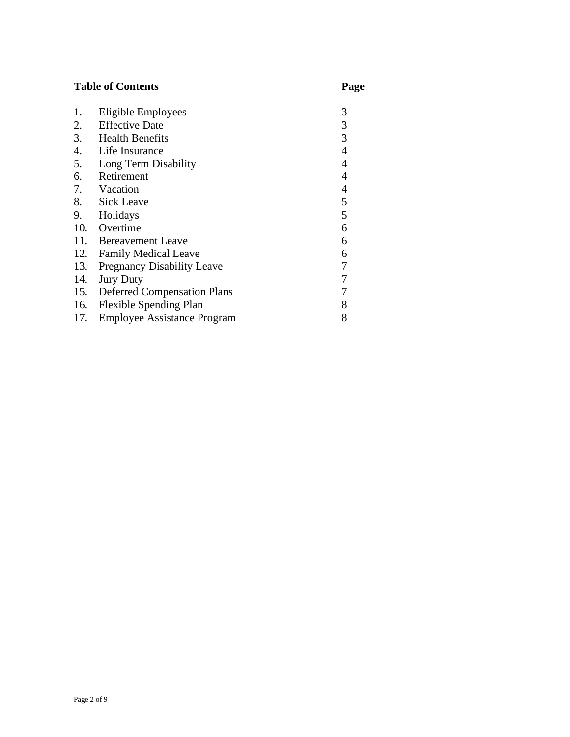| **Table of Contents** | | **Page** |
|---|---|---|
| 1. | Eligible Employees | 3 |
| 2. | Effective Date | 3 |
| 3. | Health Benefits | 3 |
| 4. | Life Insurance | 4 |
| 5. | Long Term Disability | 4 |
| 6. | Retirement | 4 |
| 7. | Vacation | 4 |
| 8. | Sick Leave | 5 |
| 9. | Holidays | 5 |
| 10. | Overtime | 6 |
| 11. | Bereavement Leave | 6 |
| 12. | Family Medical Leave | 6 |
| 13. | Pregnancy Disability Leave | 7 |
| 14. | Jury Duty | 7 |
| 15. | Deferred Compensation Plans | 7 |
| 16. | Flexible Spending Plan | 8 |
| 17. | Employee Assistance Program | 8 |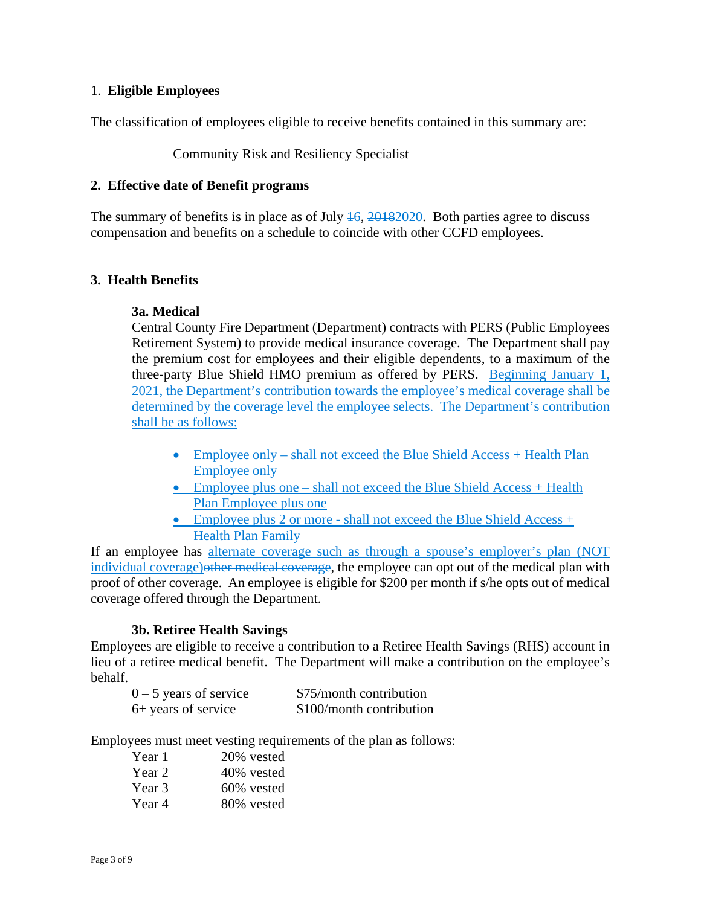1. **Eligible Employees**

The classification of employees eligible to receive benefits contained in this summary are:

Community Risk and Resiliency Specialist

**2. Effective date of Benefit programs**

The summary of benefits is in place as of July ~~1~~6, ~~2018~~2020. Both parties agree to discuss compensation and benefits on a schedule to coincide with other CCFD employees.

**3. Health Benefits**

**3a. Medical**

Central County Fire Department (Department) contracts with PERS (Public Employees Retirement System) to provide medical insurance coverage. The Department shall pay the premium cost for employees and their eligible dependents, to a maximum of the three-party Blue Shield HMO premium as offered by PERS. Beginning January 1, 2021, the Department's contribution towards the employee's medical coverage shall be determined by the coverage level the employee selects. The Department's contribution shall be as follows:

- Employee only – shall not exceed the Blue Shield Access + Health Plan Employee only
- Employee plus one – shall not exceed the Blue Shield Access + Health Plan Employee plus one
- Employee plus 2 or more - shall not exceed the Blue Shield Access + Health Plan Family

If an employee has alternate coverage such as through a spouse's employer's plan (NOT individual coverage)~~other medical coverage~~, the employee can opt out of the medical plan with proof of other coverage. An employee is eligible for $200 per month if s/he opts out of medical coverage offered through the Department.

**3b. Retiree Health Savings**

Employees are eligible to receive a contribution to a Retiree Health Savings (RHS) account in lieu of a retiree medical benefit. The Department will make a contribution on the employee's behalf.

| | |
|---|---|
| 0 – 5 years of service | $75/month contribution |
| 6+ years of service | $100/month contribution |

Employees must meet vesting requirements of the plan as follows:

| | |
|---|---|
| Year 1 | 20% vested |
| Year 2 | 40% vested |
| Year 3 | 60% vested |
| Year 4 | 80% vested |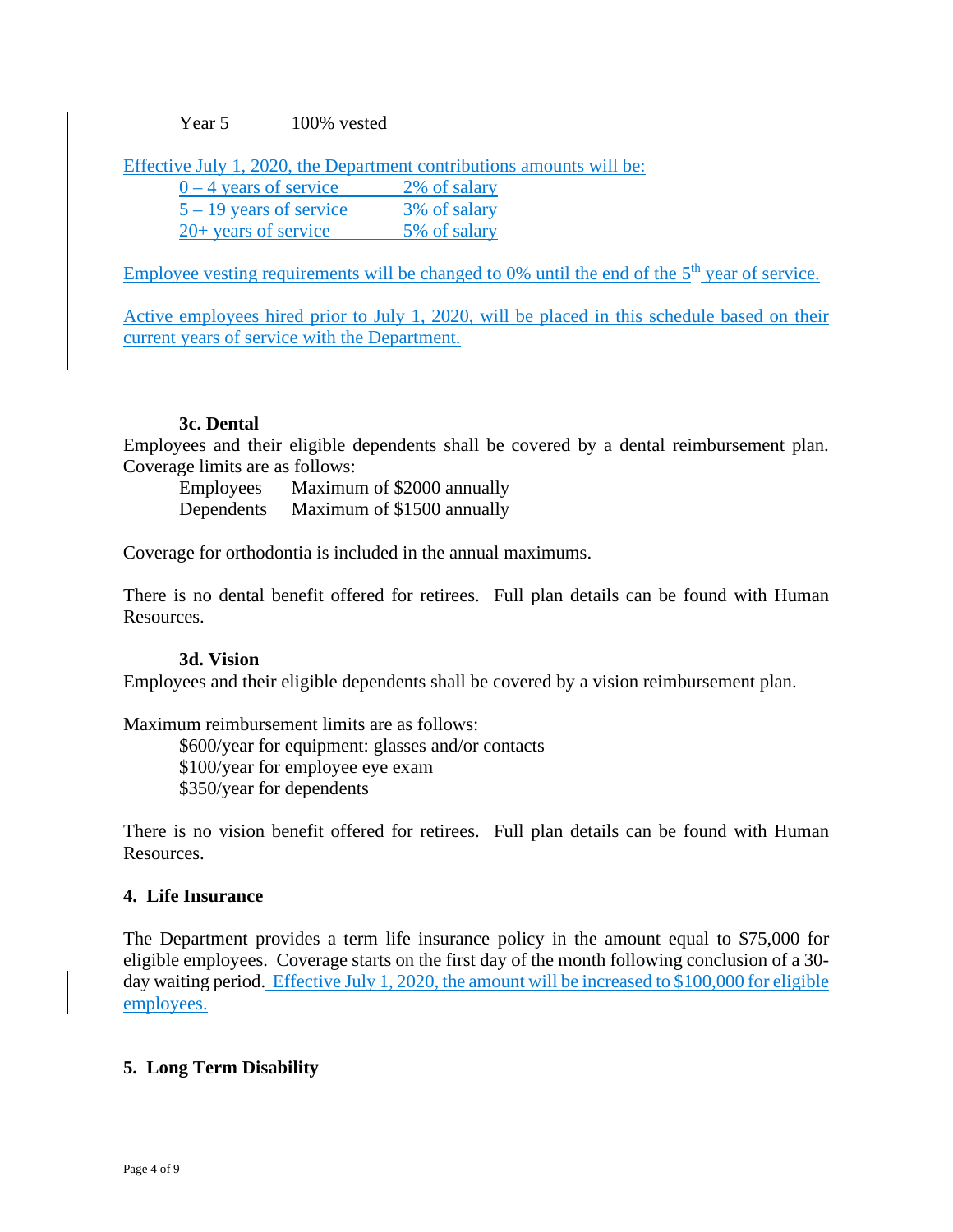Year 5 100% vested

Effective July 1, 2020, the Department contributions amounts will be:

| | |
|---|---|
| 0 – 4 years of service | 2% of salary |
| 5 – 19 years of service | 3% of salary |
| 20+ years of service | 5% of salary |

Employee vesting requirements will be changed to 0% until the end of the 5th year of service.

Active employees hired prior to July 1, 2020, will be placed in this schedule based on their current years of service with the Department.

**3c. Dental**

Employees and their eligible dependents shall be covered by a dental reimbursement plan. Coverage limits are as follows:

| | |
|---|---|
| Employees | Maximum of $2000 annually |
| Dependents | Maximum of $1500 annually |

Coverage for orthodontia is included in the annual maximums.

There is no dental benefit offered for retirees. Full plan details can be found with Human Resources.

**3d. Vision**

Employees and their eligible dependents shall be covered by a vision reimbursement plan.

Maximum reimbursement limits are as follows:

$600/year for equipment: glasses and/or contacts
$100/year for employee eye exam
$350/year for dependents

There is no vision benefit offered for retirees. Full plan details can be found with Human Resources.

**4. Life Insurance**

The Department provides a term life insurance policy in the amount equal to $75,000 for eligible employees. Coverage starts on the first day of the month following conclusion of a 30-day waiting period. Effective July 1, 2020, the amount will be increased to $100,000 for eligible employees.

**5. Long Term Disability**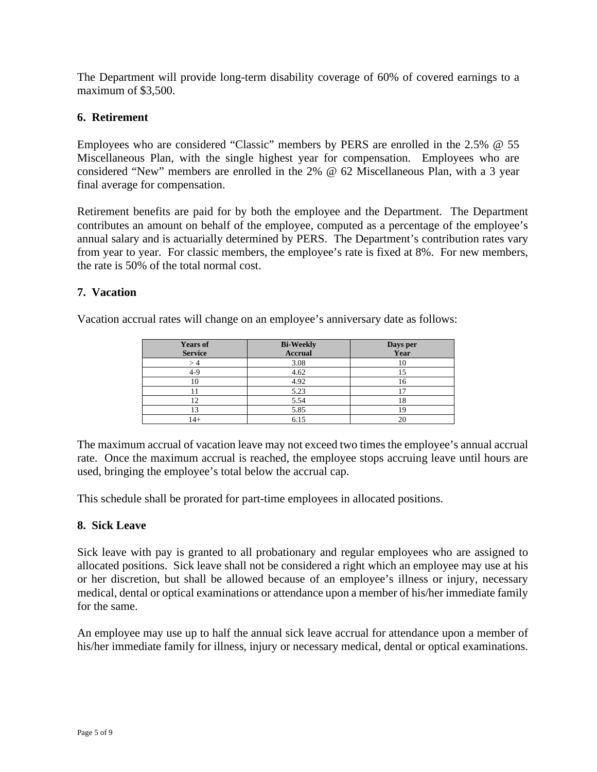The Department will provide long-term disability coverage of 60% of covered earnings to a maximum of $3,500.

### 6. Retirement

Employees who are considered "Classic" members by PERS are enrolled in the 2.5% @ 55 Miscellaneous Plan, with the single highest year for compensation. Employees who are considered "New" members are enrolled in the 2% @ 62 Miscellaneous Plan, with a 3 year final average for compensation.

Retirement benefits are paid for by both the employee and the Department. The Department contributes an amount on behalf of the employee, computed as a percentage of the employee's annual salary and is actuarially determined by PERS. The Department's contribution rates vary from year to year. For classic members, the employee's rate is fixed at 8%. For new members, the rate is 50% of the total normal cost.

### 7. Vacation

Vacation accrual rates will change on an employee's anniversary date as follows:

| Years of Service | Bi-Weekly Accrual | Days per Year |
|---|---|---|
| > 4 | 3.08 | 10 |
| 4-9 | 4.62 | 15 |
| 10 | 4.92 | 16 |
| 11 | 5.23 | 17 |
| 12 | 5.54 | 18 |
| 13 | 5.85 | 19 |
| 14+ | 6.15 | 20 |

The maximum accrual of vacation leave may not exceed two times the employee's annual accrual rate. Once the maximum accrual is reached, the employee stops accruing leave until hours are used, bringing the employee's total below the accrual cap.

This schedule shall be prorated for part-time employees in allocated positions.

### 8. Sick Leave

Sick leave with pay is granted to all probationary and regular employees who are assigned to allocated positions. Sick leave shall not be considered a right which an employee may use at his or her discretion, but shall be allowed because of an employee's illness or injury, necessary medical, dental or optical examinations or attendance upon a member of his/her immediate family for the same.

An employee may use up to half the annual sick leave accrual for attendance upon a member of his/her immediate family for illness, injury or necessary medical, dental or optical examinations.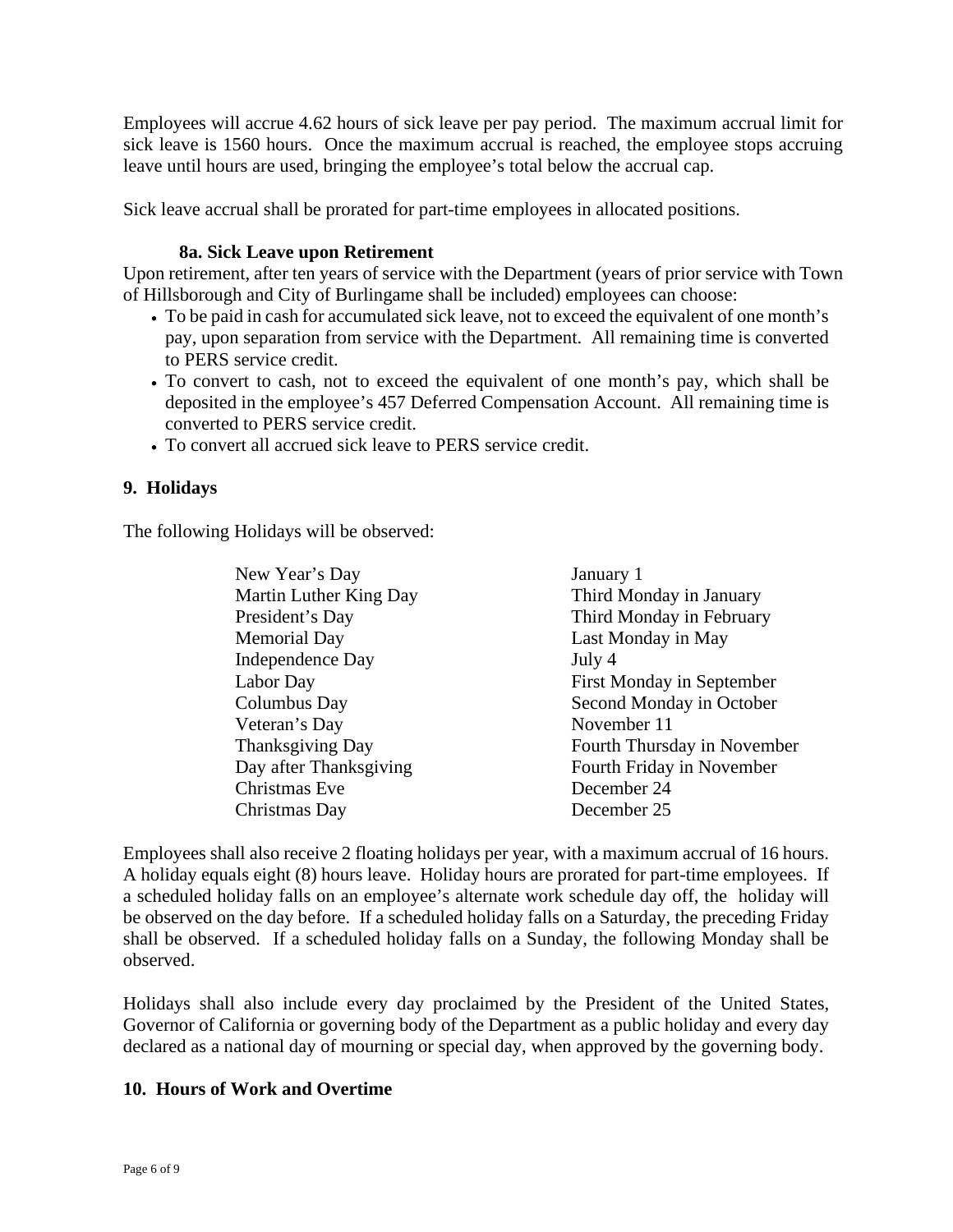Employees will accrue 4.62 hours of sick leave per pay period. The maximum accrual limit for sick leave is 1560 hours. Once the maximum accrual is reached, the employee stops accruing leave until hours are used, bringing the employee's total below the accrual cap.

Sick leave accrual shall be prorated for part-time employees in allocated positions.

### 8a. Sick Leave upon Retirement

Upon retirement, after ten years of service with the Department (years of prior service with Town of Hillsborough and City of Burlingame shall be included) employees can choose:

- To be paid in cash for accumulated sick leave, not to exceed the equivalent of one month's pay, upon separation from service with the Department. All remaining time is converted to PERS service credit.
- To convert to cash, not to exceed the equivalent of one month's pay, which shall be deposited in the employee's 457 Deferred Compensation Account. All remaining time is converted to PERS service credit.
- To convert all accrued sick leave to PERS service credit.

## 9. Holidays

The following Holidays will be observed:

| | |
|---|---|
| New Year's Day | January 1 |
| Martin Luther King Day | Third Monday in January |
| President's Day | Third Monday in February |
| Memorial Day | Last Monday in May |
| Independence Day | July 4 |
| Labor Day | First Monday in September |
| Columbus Day | Second Monday in October |
| Veteran's Day | November 11 |
| Thanksgiving Day | Fourth Thursday in November |
| Day after Thanksgiving | Fourth Friday in November |
| Christmas Eve | December 24 |
| Christmas Day | December 25 |

Employees shall also receive 2 floating holidays per year, with a maximum accrual of 16 hours. A holiday equals eight (8) hours leave. Holiday hours are prorated for part-time employees. If a scheduled holiday falls on an employee's alternate work schedule day off, the holiday will be observed on the day before. If a scheduled holiday falls on a Saturday, the preceding Friday shall be observed. If a scheduled holiday falls on a Sunday, the following Monday shall be observed.

Holidays shall also include every day proclaimed by the President of the United States, Governor of California or governing body of the Department as a public holiday and every day declared as a national day of mourning or special day, when approved by the governing body.

## 10. Hours of Work and Overtime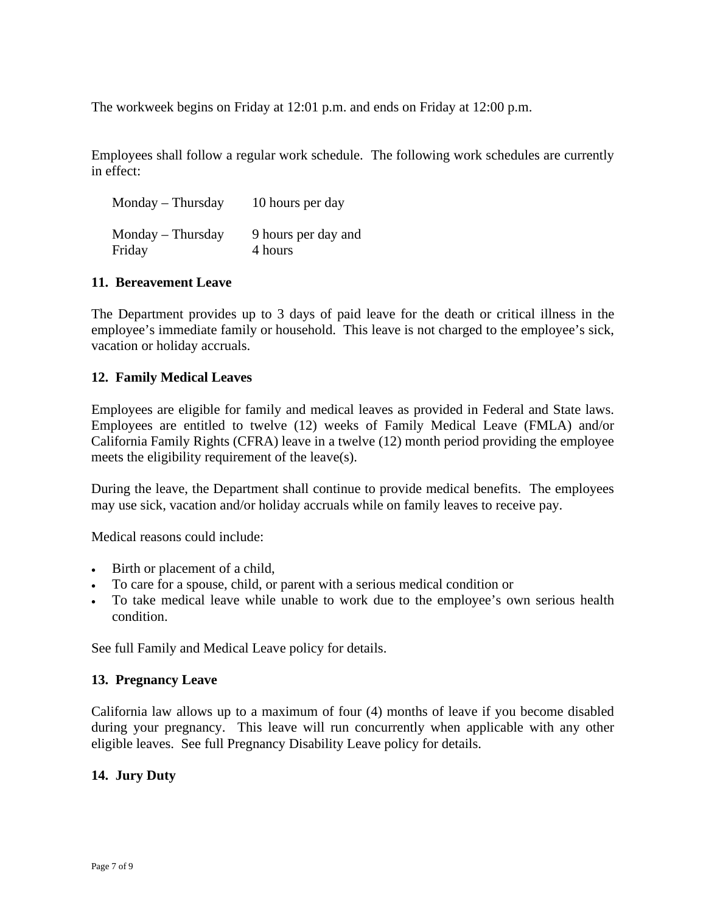The workweek begins on Friday at 12:01 p.m. and ends on Friday at 12:00 p.m.

Employees shall follow a regular work schedule. The following work schedules are currently in effect:

| | |
|---|---|
| Monday – Thursday | 10 hours per day |
| Monday – Thursday<br>Friday | 9 hours per day and<br>4 hours |

### 11. Bereavement Leave

The Department provides up to 3 days of paid leave for the death or critical illness in the employee's immediate family or household. This leave is not charged to the employee's sick, vacation or holiday accruals.

### 12. Family Medical Leaves

Employees are eligible for family and medical leaves as provided in Federal and State laws. Employees are entitled to twelve (12) weeks of Family Medical Leave (FMLA) and/or California Family Rights (CFRA) leave in a twelve (12) month period providing the employee meets the eligibility requirement of the leave(s).

During the leave, the Department shall continue to provide medical benefits. The employees may use sick, vacation and/or holiday accruals while on family leaves to receive pay.

Medical reasons could include:

- Birth or placement of a child,
- To care for a spouse, child, or parent with a serious medical condition or
- To take medical leave while unable to work due to the employee's own serious health condition.

See full Family and Medical Leave policy for details.

### 13. Pregnancy Leave

California law allows up to a maximum of four (4) months of leave if you become disabled during your pregnancy. This leave will run concurrently when applicable with any other eligible leaves. See full Pregnancy Disability Leave policy for details.

### 14. Jury Duty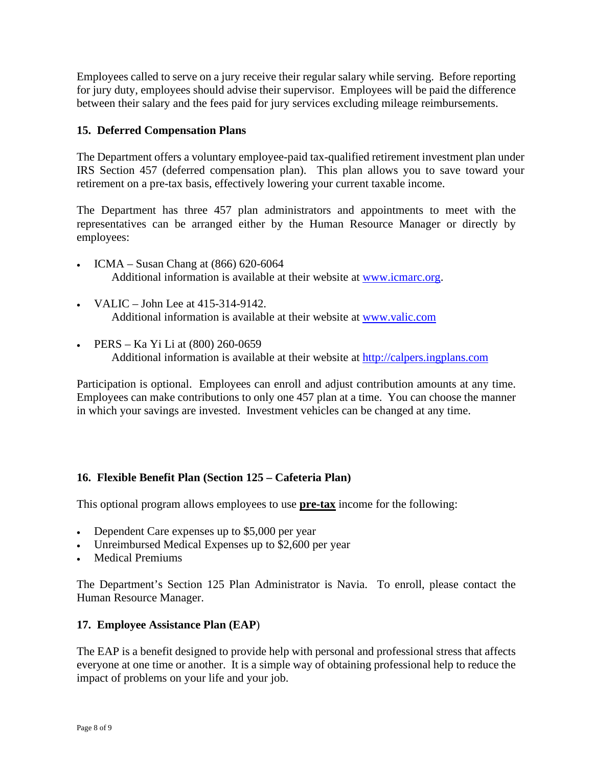Employees called to serve on a jury receive their regular salary while serving. Before reporting for jury duty, employees should advise their supervisor. Employees will be paid the difference between their salary and the fees paid for jury services excluding mileage reimbursements.

### 15. Deferred Compensation Plans

The Department offers a voluntary employee-paid tax-qualified retirement investment plan under IRS Section 457 (deferred compensation plan). This plan allows you to save toward your retirement on a pre-tax basis, effectively lowering your current taxable income.

The Department has three 457 plan administrators and appointments to meet with the representatives can be arranged either by the Human Resource Manager or directly by employees:

- ICMA – Susan Chang at (866) 620-6064
  Additional information is available at their website at [www.icmarc.org](http://www.icmarc.org).
- VALIC – John Lee at 415-314-9142.
  Additional information is available at their website at [www.valic.com](http://www.valic.com)
- PERS – Ka Yi Li at (800) 260-0659
  Additional information is available at their website at [http://calpers.ingplans.com](http://calpers.ingplans.com)

Participation is optional. Employees can enroll and adjust contribution amounts at any time. Employees can make contributions to only one 457 plan at a time. You can choose the manner in which your savings are invested. Investment vehicles can be changed at any time.

### 16. Flexible Benefit Plan (Section 125 – Cafeteria Plan)

This optional program allows employees to use **pre-tax** income for the following:

- Dependent Care expenses up to $5,000 per year
- Unreimbursed Medical Expenses up to $2,600 per year
- Medical Premiums

The Department's Section 125 Plan Administrator is Navia. To enroll, please contact the Human Resource Manager.

### 17. Employee Assistance Plan (EAP)

The EAP is a benefit designed to provide help with personal and professional stress that affects everyone at one time or another. It is a simple way of obtaining professional help to reduce the impact of problems on your life and your job.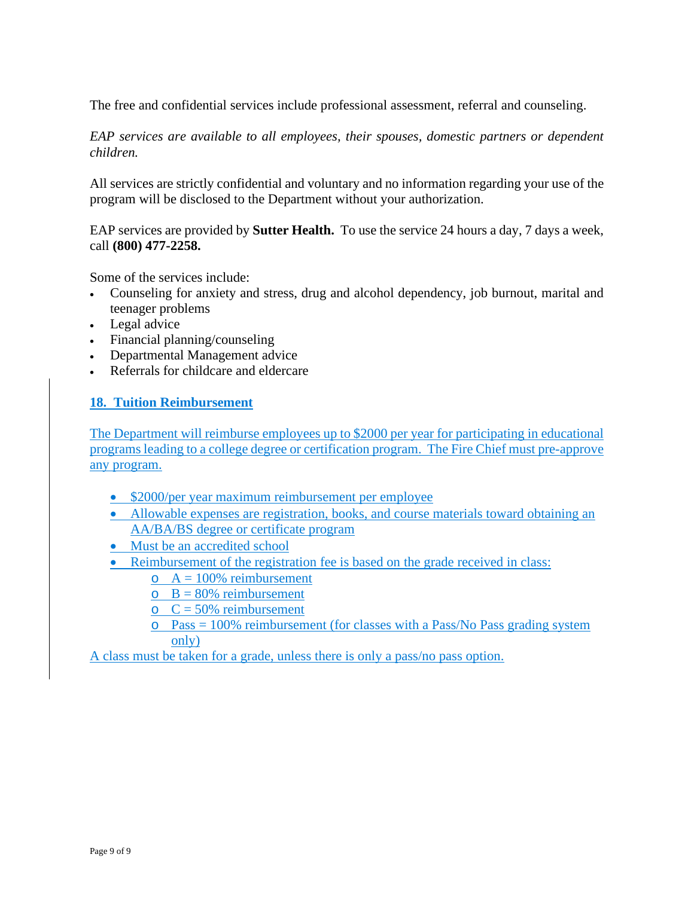The free and confidential services include professional assessment, referral and counseling.

*EAP services are available to all employees, their spouses, domestic partners or dependent children.*

All services are strictly confidential and voluntary and no information regarding your use of the program will be disclosed to the Department without your authorization.

EAP services are provided by **Sutter Health.** To use the service 24 hours a day, 7 days a week, call **(800) 477-2258.**

Some of the services include:

- Counseling for anxiety and stress, drug and alcohol dependency, job burnout, marital and teenager problems
- Legal advice
- Financial planning/counseling
- Departmental Management advice
- Referrals for childcare and eldercare

## 18. Tuition Reimbursement

The Department will reimburse employees up to $2000 per year for participating in educational programs leading to a college degree or certification program. The Fire Chief must pre-approve any program.

- $2000/per year maximum reimbursement per employee
- Allowable expenses are registration, books, and course materials toward obtaining an AA/BA/BS degree or certificate program
- Must be an accredited school
- Reimbursement of the registration fee is based on the grade received in class:
  - A = 100% reimbursement
  - B = 80% reimbursement
  - C = 50% reimbursement
  - Pass = 100% reimbursement (for classes with a Pass/No Pass grading system only)

A class must be taken for a grade, unless there is only a pass/no pass option.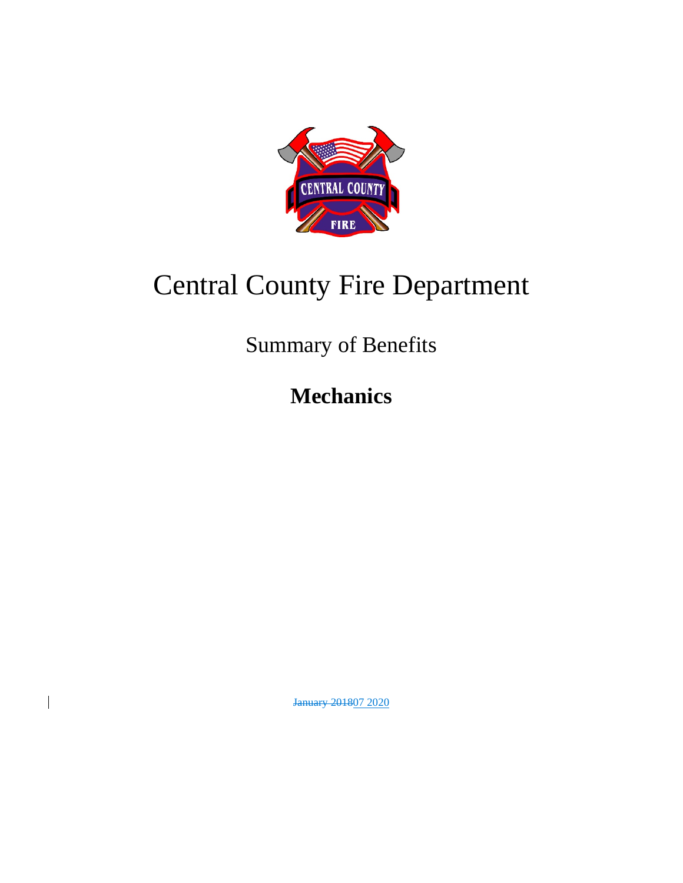# Central County Fire Department

## Summary of Benefits

## **Mechanics**

~~January 2018~~07 2020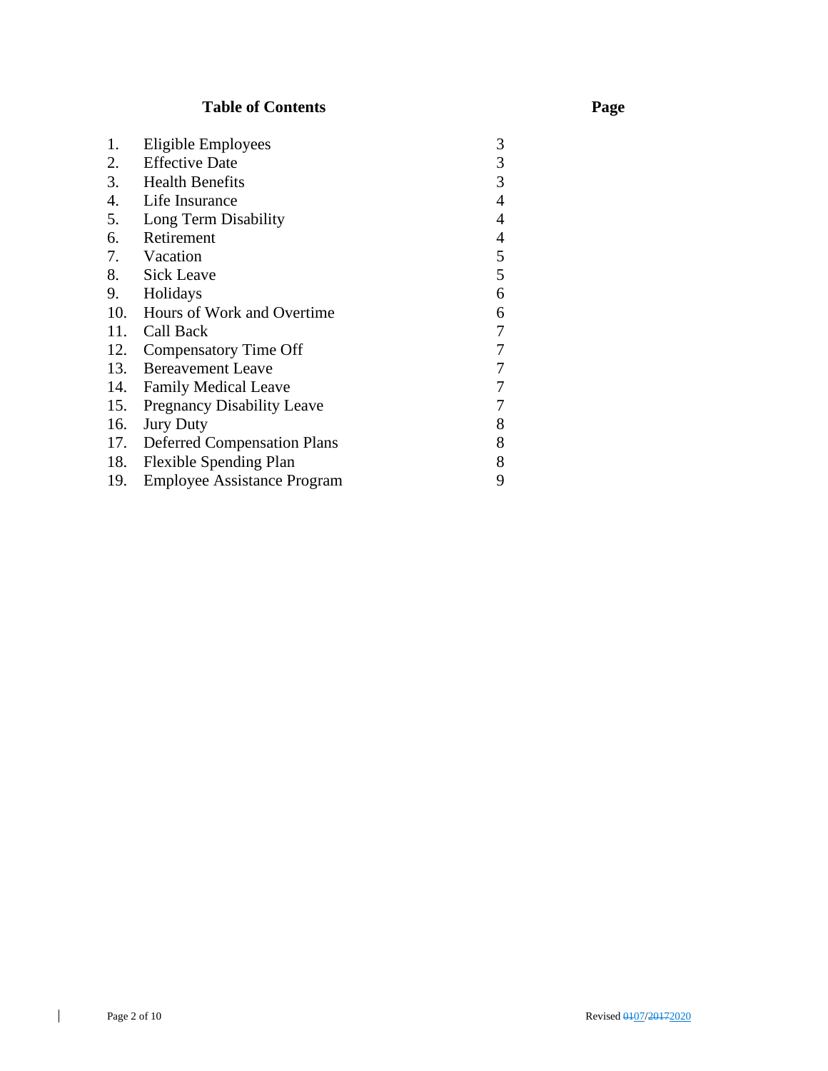| Table of Contents | | Page |
|---|---|---|
| 1. | Eligible Employees | 3 |
| 2. | Effective Date | 3 |
| 3. | Health Benefits | 3 |
| 4. | Life Insurance | 4 |
| 5. | Long Term Disability | 4 |
| 6. | Retirement | 4 |
| 7. | Vacation | 5 |
| 8. | Sick Leave | 5 |
| 9. | Holidays | 6 |
| 10. | Hours of Work and Overtime | 6 |
| 11. | Call Back | 7 |
| 12. | Compensatory Time Off | 7 |
| 13. | Bereavement Leave | 7 |
| 14. | Family Medical Leave | 7 |
| 15. | Pregnancy Disability Leave | 7 |
| 16. | Jury Duty | 8 |
| 17. | Deferred Compensation Plans | 8 |
| 18. | Flexible Spending Plan | 8 |
| 19. | Employee Assistance Program | 9 |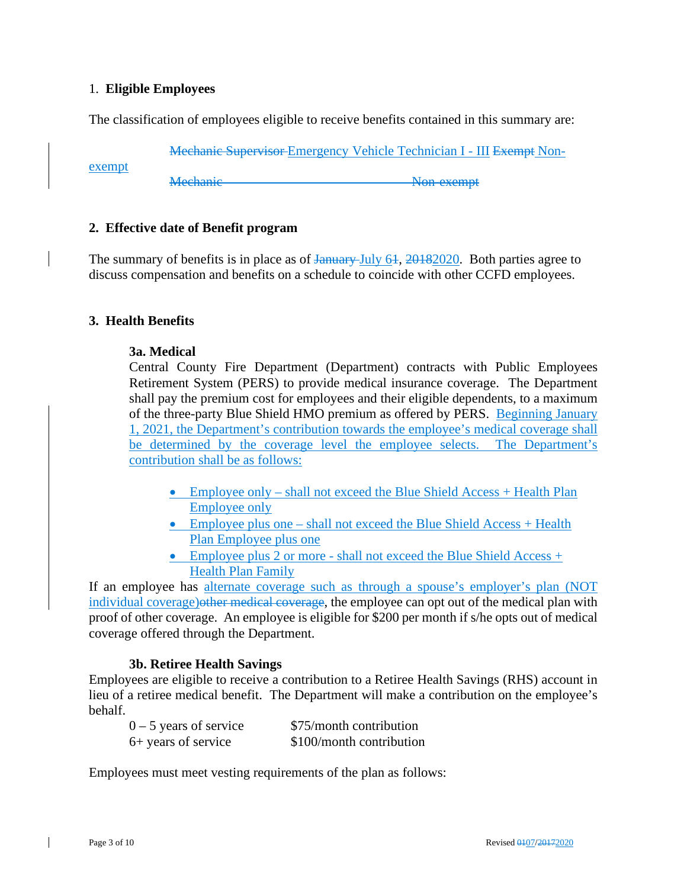1. **Eligible Employees**

The classification of employees eligible to receive benefits contained in this summary are:

~~Mechanic Supervisor~~ Emergency Vehicle Technician I - III ~~Exempt~~ Non-exempt

~~Mechanic Non-exempt~~

## 2. Effective date of Benefit program

The summary of benefits is in place as of ~~January~~ July 6~~1~~, ~~2018~~2020. Both parties agree to discuss compensation and benefits on a schedule to coincide with other CCFD employees.

## 3. Health Benefits

### 3a. Medical

Central County Fire Department (Department) contracts with Public Employees Retirement System (PERS) to provide medical insurance coverage. The Department shall pay the premium cost for employees and their eligible dependents, to a maximum of the three-party Blue Shield HMO premium as offered by PERS. Beginning January 1, 2021, the Department's contribution towards the employee's medical coverage shall be determined by the coverage level the employee selects. The Department's contribution shall be as follows:

- Employee only – shall not exceed the Blue Shield Access + Health Plan Employee only
- Employee plus one – shall not exceed the Blue Shield Access + Health Plan Employee plus one
- Employee plus 2 or more - shall not exceed the Blue Shield Access + Health Plan Family

If an employee has alternate coverage such as through a spouse's employer's plan (NOT individual coverage)~~other medical coverage~~, the employee can opt out of the medical plan with proof of other coverage. An employee is eligible for $200 per month if s/he opts out of medical coverage offered through the Department.

### 3b. Retiree Health Savings

Employees are eligible to receive a contribution to a Retiree Health Savings (RHS) account in lieu of a retiree medical benefit. The Department will make a contribution on the employee's behalf.

| | |
|---|---|
| 0 – 5 years of service | $75/month contribution |
| 6+ years of service | $100/month contribution |

Employees must meet vesting requirements of the plan as follows: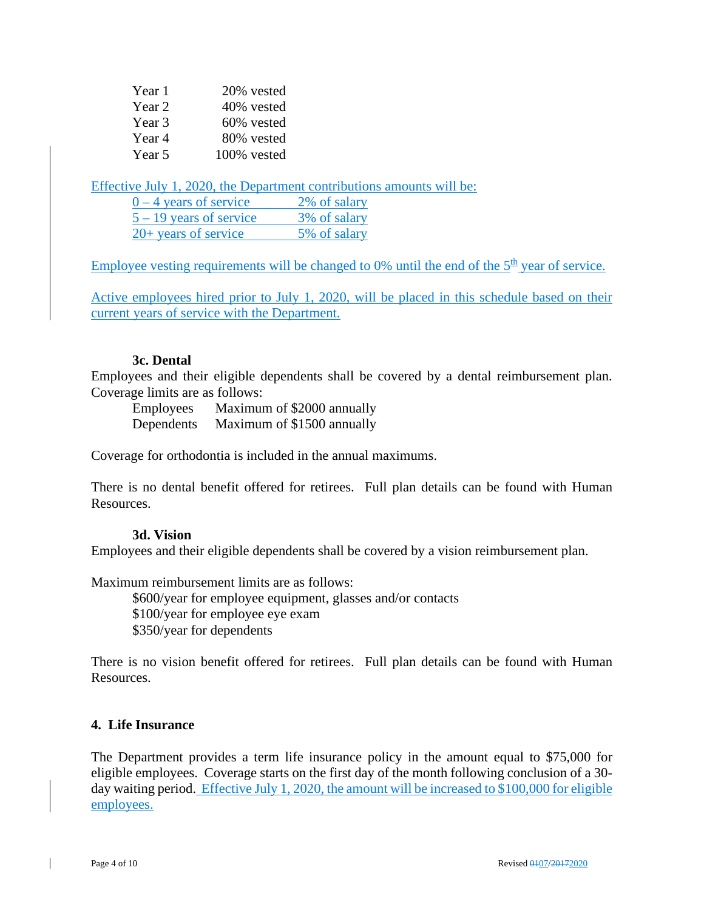| | |
|---|---|
| Year 1 | 20% vested |
| Year 2 | 40% vested |
| Year 3 | 60% vested |
| Year 4 | 80% vested |
| Year 5 | 100% vested |

Effective July 1, 2020, the Department contributions amounts will be:

| | |
|---|---|
| 0 – 4 years of service | 2% of salary |
| 5 – 19 years of service | 3% of salary |
| 20+ years of service | 5% of salary |

Employee vesting requirements will be changed to 0% until the end of the 5th year of service.

Active employees hired prior to July 1, 2020, will be placed in this schedule based on their current years of service with the Department.

**3c. Dental**

Employees and their eligible dependents shall be covered by a dental reimbursement plan. Coverage limits are as follows:

| | |
|---|---|
| Employees | Maximum of $2000 annually |
| Dependents | Maximum of $1500 annually |

Coverage for orthodontia is included in the annual maximums.

There is no dental benefit offered for retirees. Full plan details can be found with Human Resources.

**3d. Vision**

Employees and their eligible dependents shall be covered by a vision reimbursement plan.

Maximum reimbursement limits are as follows:

$600/year for employee equipment, glasses and/or contacts
$100/year for employee eye exam
$350/year for dependents

There is no vision benefit offered for retirees. Full plan details can be found with Human Resources.

## 4. Life Insurance

The Department provides a term life insurance policy in the amount equal to $75,000 for eligible employees. Coverage starts on the first day of the month following conclusion of a 30-day waiting period. Effective July 1, 2020, the amount will be increased to $100,000 for eligible employees.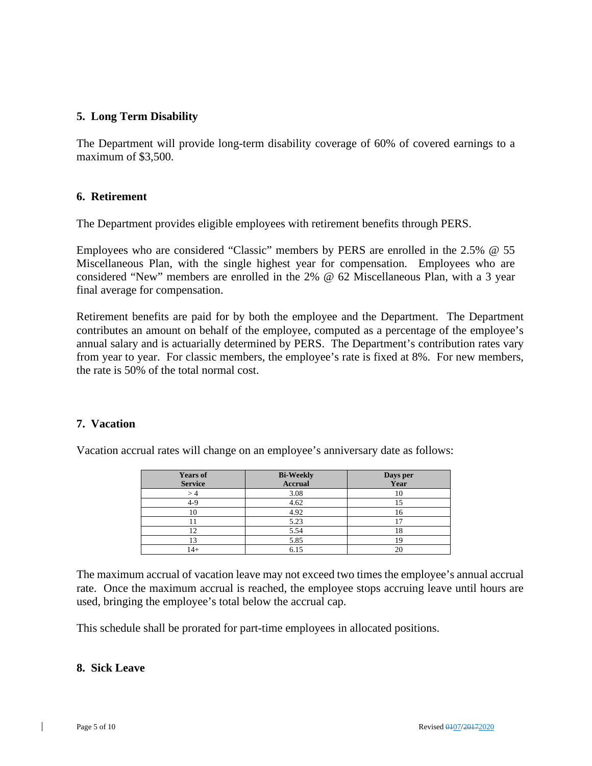## 5. Long Term Disability

The Department will provide long-term disability coverage of 60% of covered earnings to a maximum of $3,500.

## 6. Retirement

The Department provides eligible employees with retirement benefits through PERS.

Employees who are considered "Classic" members by PERS are enrolled in the 2.5% @ 55 Miscellaneous Plan, with the single highest year for compensation. Employees who are considered "New" members are enrolled in the 2% @ 62 Miscellaneous Plan, with a 3 year final average for compensation.

Retirement benefits are paid for by both the employee and the Department. The Department contributes an amount on behalf of the employee, computed as a percentage of the employee's annual salary and is actuarially determined by PERS. The Department's contribution rates vary from year to year. For classic members, the employee's rate is fixed at 8%. For new members, the rate is 50% of the total normal cost.

## 7. Vacation

Vacation accrual rates will change on an employee's anniversary date as follows:

| Years of Service | Bi-Weekly Accrual | Days per Year |
|---|---|---|
| > 4 | 3.08 | 10 |
| 4-9 | 4.62 | 15 |
| 10 | 4.92 | 16 |
| 11 | 5.23 | 17 |
| 12 | 5.54 | 18 |
| 13 | 5.85 | 19 |
| 14+ | 6.15 | 20 |

The maximum accrual of vacation leave may not exceed two times the employee's annual accrual rate. Once the maximum accrual is reached, the employee stops accruing leave until hours are used, bringing the employee's total below the accrual cap.

This schedule shall be prorated for part-time employees in allocated positions.

## 8. Sick Leave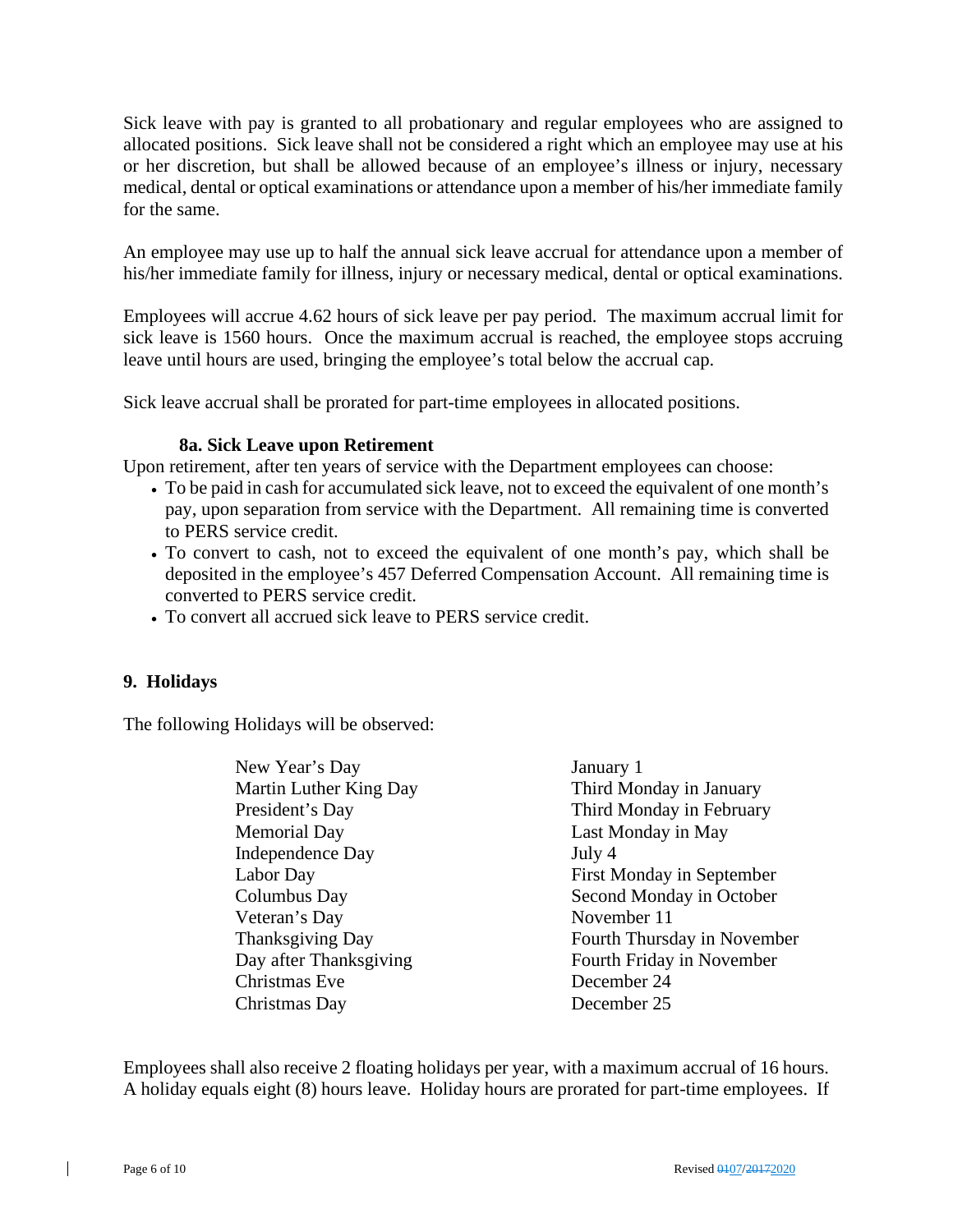Sick leave with pay is granted to all probationary and regular employees who are assigned to allocated positions. Sick leave shall not be considered a right which an employee may use at his or her discretion, but shall be allowed because of an employee's illness or injury, necessary medical, dental or optical examinations or attendance upon a member of his/her immediate family for the same.

An employee may use up to half the annual sick leave accrual for attendance upon a member of his/her immediate family for illness, injury or necessary medical, dental or optical examinations.

Employees will accrue 4.62 hours of sick leave per pay period. The maximum accrual limit for sick leave is 1560 hours. Once the maximum accrual is reached, the employee stops accruing leave until hours are used, bringing the employee's total below the accrual cap.

Sick leave accrual shall be prorated for part-time employees in allocated positions.

### 8a. Sick Leave upon Retirement

Upon retirement, after ten years of service with the Department employees can choose:

- To be paid in cash for accumulated sick leave, not to exceed the equivalent of one month's pay, upon separation from service with the Department. All remaining time is converted to PERS service credit.
- To convert to cash, not to exceed the equivalent of one month's pay, which shall be deposited in the employee's 457 Deferred Compensation Account. All remaining time is converted to PERS service credit.
- To convert all accrued sick leave to PERS service credit.

## 9. Holidays

The following Holidays will be observed:

| Holiday | Date |
|---|---|
| New Year's Day | January 1 |
| Martin Luther King Day | Third Monday in January |
| President's Day | Third Monday in February |
| Memorial Day | Last Monday in May |
| Independence Day | July 4 |
| Labor Day | First Monday in September |
| Columbus Day | Second Monday in October |
| Veteran's Day | November 11 |
| Thanksgiving Day | Fourth Thursday in November |
| Day after Thanksgiving | Fourth Friday in November |
| Christmas Eve | December 24 |
| Christmas Day | December 25 |

Employees shall also receive 2 floating holidays per year, with a maximum accrual of 16 hours. A holiday equals eight (8) hours leave. Holiday hours are prorated for part-time employees. If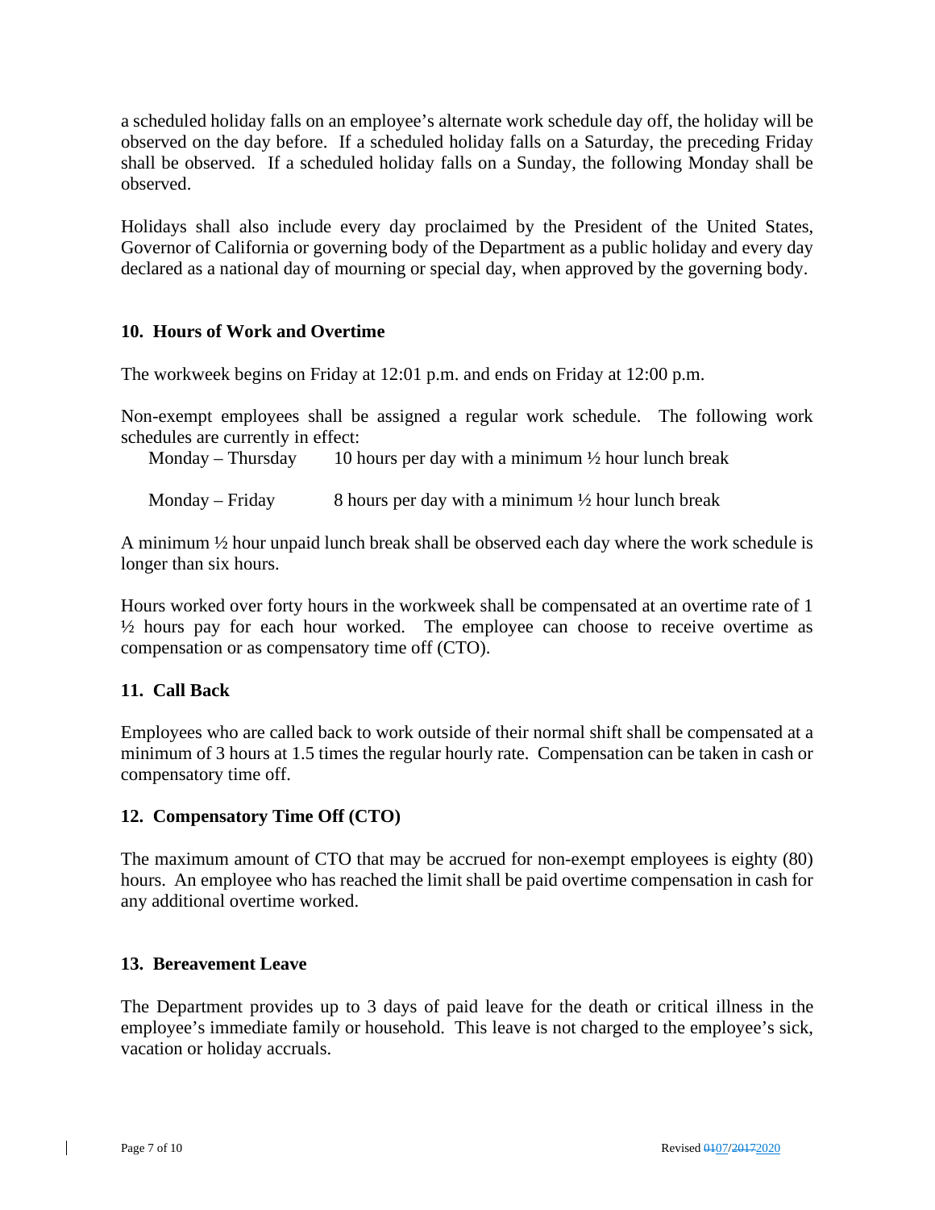a scheduled holiday falls on an employee's alternate work schedule day off, the holiday will be observed on the day before. If a scheduled holiday falls on a Saturday, the preceding Friday shall be observed. If a scheduled holiday falls on a Sunday, the following Monday shall be observed.

Holidays shall also include every day proclaimed by the President of the United States, Governor of California or governing body of the Department as a public holiday and every day declared as a national day of mourning or special day, when approved by the governing body.

## 10. Hours of Work and Overtime

The workweek begins on Friday at 12:01 p.m. and ends on Friday at 12:00 p.m.

Non-exempt employees shall be assigned a regular work schedule. The following work schedules are currently in effect:

Monday – Thursday    10 hours per day with a minimum ½ hour lunch break

Monday – Friday    8 hours per day with a minimum ½ hour lunch break

A minimum ½ hour unpaid lunch break shall be observed each day where the work schedule is longer than six hours.

Hours worked over forty hours in the workweek shall be compensated at an overtime rate of 1 ½ hours pay for each hour worked. The employee can choose to receive overtime as compensation or as compensatory time off (CTO).

## 11. Call Back

Employees who are called back to work outside of their normal shift shall be compensated at a minimum of 3 hours at 1.5 times the regular hourly rate. Compensation can be taken in cash or compensatory time off.

## 12. Compensatory Time Off (CTO)

The maximum amount of CTO that may be accrued for non-exempt employees is eighty (80) hours. An employee who has reached the limit shall be paid overtime compensation in cash for any additional overtime worked.

## 13. Bereavement Leave

The Department provides up to 3 days of paid leave for the death or critical illness in the employee's immediate family or household. This leave is not charged to the employee's sick, vacation or holiday accruals.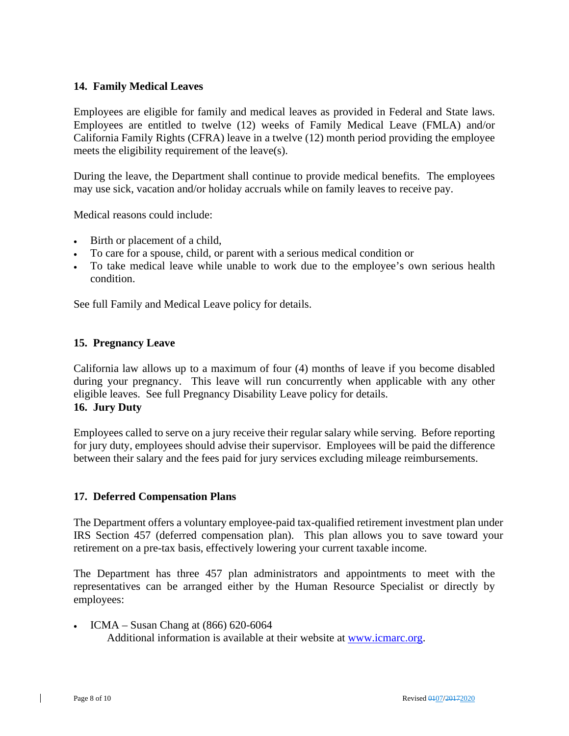### 14. Family Medical Leaves

Employees are eligible for family and medical leaves as provided in Federal and State laws. Employees are entitled to twelve (12) weeks of Family Medical Leave (FMLA) and/or California Family Rights (CFRA) leave in a twelve (12) month period providing the employee meets the eligibility requirement of the leave(s).

During the leave, the Department shall continue to provide medical benefits. The employees may use sick, vacation and/or holiday accruals while on family leaves to receive pay.

Medical reasons could include:

- Birth or placement of a child,
- To care for a spouse, child, or parent with a serious medical condition or
- To take medical leave while unable to work due to the employee's own serious health condition.

See full Family and Medical Leave policy for details.

### 15. Pregnancy Leave

California law allows up to a maximum of four (4) months of leave if you become disabled during your pregnancy. This leave will run concurrently when applicable with any other eligible leaves. See full Pregnancy Disability Leave policy for details.

### 16. Jury Duty

Employees called to serve on a jury receive their regular salary while serving. Before reporting for jury duty, employees should advise their supervisor. Employees will be paid the difference between their salary and the fees paid for jury services excluding mileage reimbursements.

### 17. Deferred Compensation Plans

The Department offers a voluntary employee-paid tax-qualified retirement investment plan under IRS Section 457 (deferred compensation plan). This plan allows you to save toward your retirement on a pre-tax basis, effectively lowering your current taxable income.

The Department has three 457 plan administrators and appointments to meet with the representatives can be arranged either by the Human Resource Specialist or directly by employees:

- ICMA – Susan Chang at (866) 620-6064
  Additional information is available at their website at www.icmarc.org.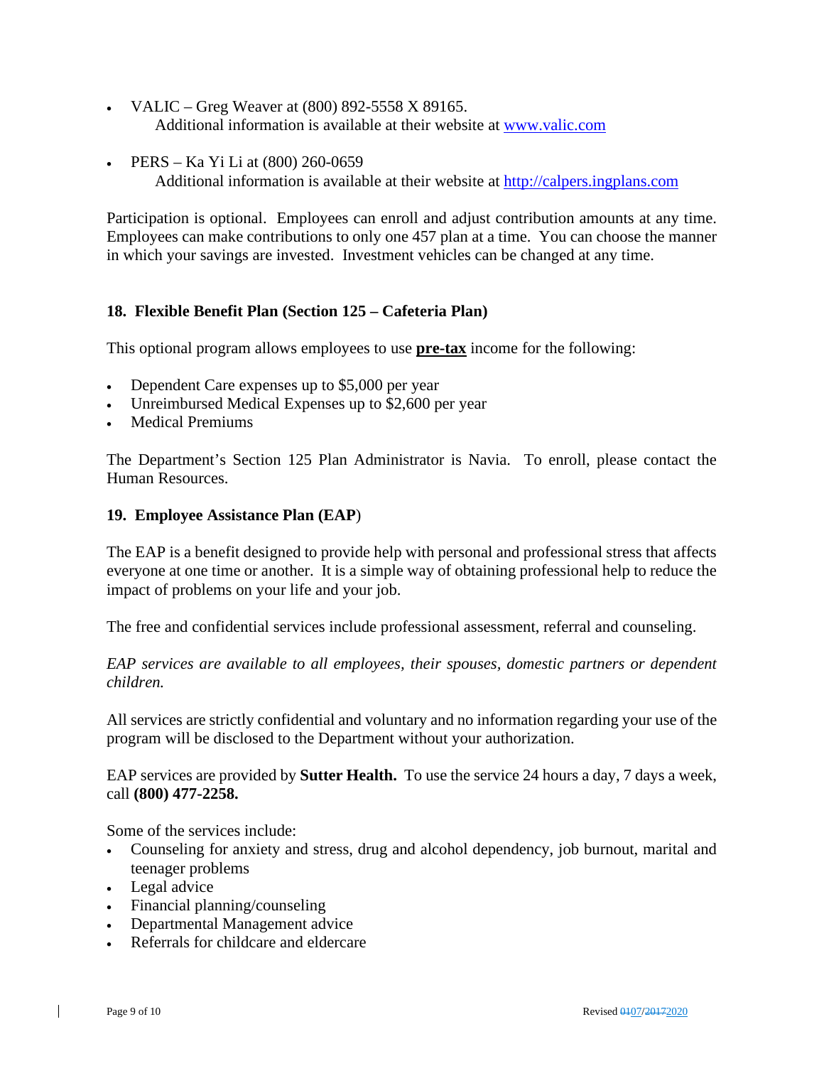- VALIC – Greg Weaver at (800) 892-5558 X 89165.
  Additional information is available at their website at [www.valic.com](http://www.valic.com)

- PERS – Ka Yi Li at (800) 260-0659
  Additional information is available at their website at [http://calpers.ingplans.com](http://calpers.ingplans.com)

Participation is optional. Employees can enroll and adjust contribution amounts at any time. Employees can make contributions to only one 457 plan at a time. You can choose the manner in which your savings are invested. Investment vehicles can be changed at any time.

### 18. Flexible Benefit Plan (Section 125 – Cafeteria Plan)

This optional program allows employees to use **pre-tax** income for the following:

- Dependent Care expenses up to $5,000 per year
- Unreimbursed Medical Expenses up to $2,600 per year
- Medical Premiums

The Department's Section 125 Plan Administrator is Navia. To enroll, please contact the Human Resources.

### 19. Employee Assistance Plan (EAP)

The EAP is a benefit designed to provide help with personal and professional stress that affects everyone at one time or another. It is a simple way of obtaining professional help to reduce the impact of problems on your life and your job.

The free and confidential services include professional assessment, referral and counseling.

*EAP services are available to all employees, their spouses, domestic partners or dependent children.*

All services are strictly confidential and voluntary and no information regarding your use of the program will be disclosed to the Department without your authorization.

EAP services are provided by **Sutter Health.** To use the service 24 hours a day, 7 days a week, call **(800) 477-2258.**

Some of the services include:

- Counseling for anxiety and stress, drug and alcohol dependency, job burnout, marital and teenager problems
- Legal advice
- Financial planning/counseling
- Departmental Management advice
- Referrals for childcare and eldercare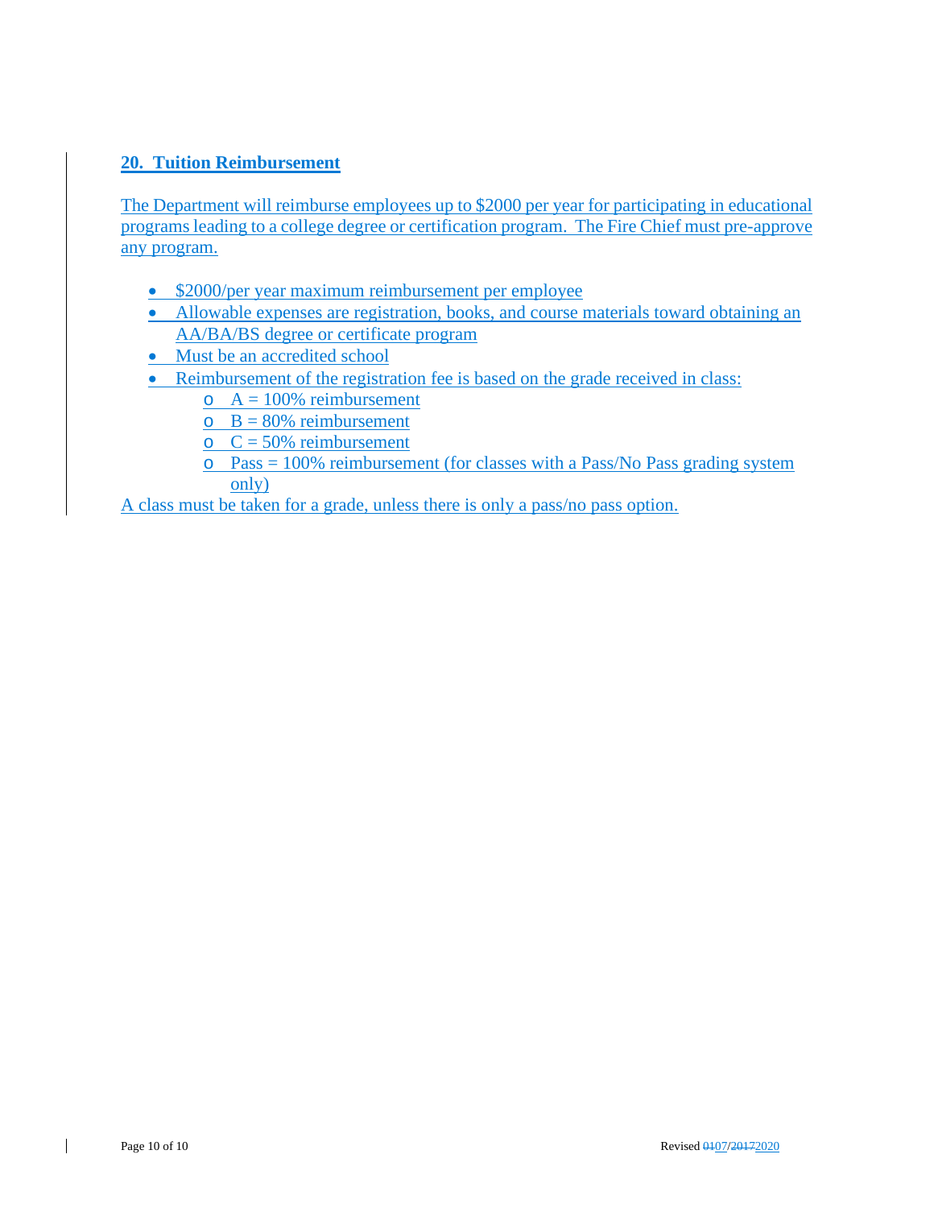## 20. Tuition Reimbursement

The Department will reimburse employees up to $2000 per year for participating in educational programs leading to a college degree or certification program. The Fire Chief must pre-approve any program.

- $2000/per year maximum reimbursement per employee
- Allowable expenses are registration, books, and course materials toward obtaining an AA/BA/BS degree or certificate program
- Must be an accredited school
- Reimbursement of the registration fee is based on the grade received in class:
  - A = 100% reimbursement
  - B = 80% reimbursement
  - C = 50% reimbursement
  - Pass = 100% reimbursement (for classes with a Pass/No Pass grading system only)

A class must be taken for a grade, unless there is only a pass/no pass option.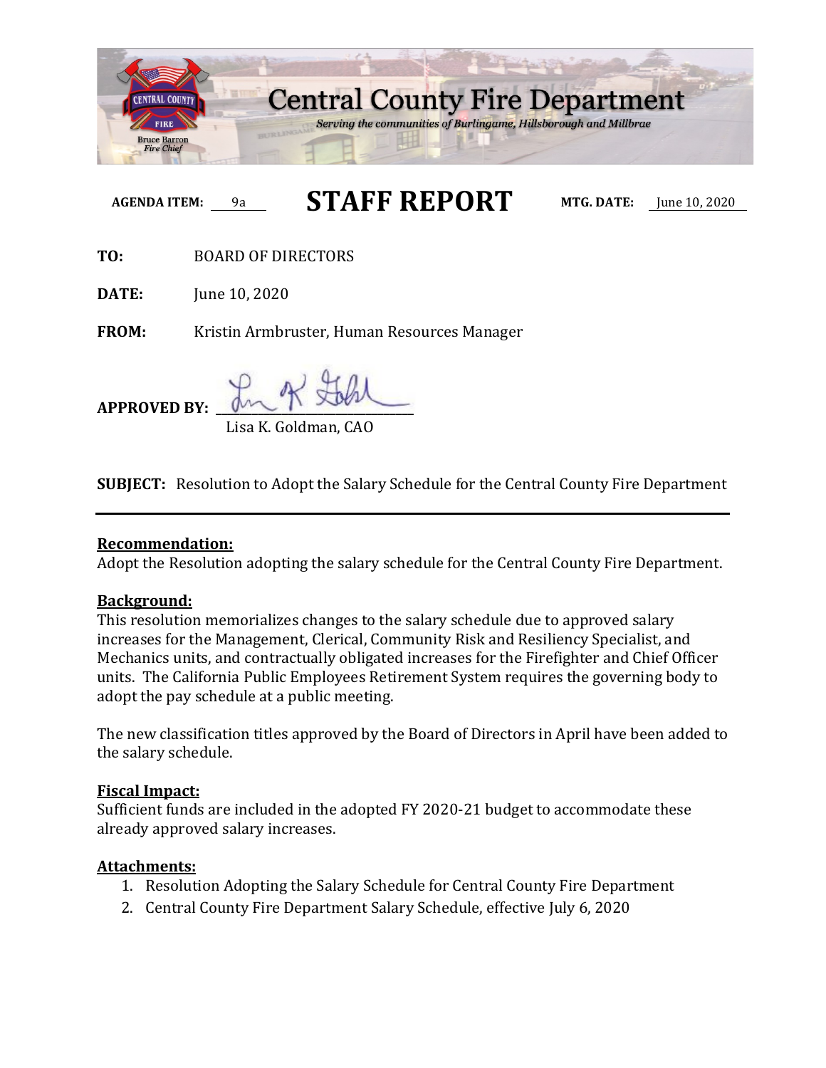# Central County Fire Department

*Serving the communities of Burlingame, Hillsborough and Millbrae*

Bruce Barron
*Fire Chief*

**AGENDA ITEM:** 9a

# STAFF REPORT

**MTG. DATE:** June 10, 2020

**TO:** BOARD OF DIRECTORS

**DATE:** June 10, 2020

**FROM:** Kristin Armbruster, Human Resources Manager

**APPROVED BY:** ______________________
Lisa K. Goldman, CAO

**SUBJECT:** Resolution to Adopt the Salary Schedule for the Central County Fire Department

---

**Recommendation:**
Adopt the Resolution adopting the salary schedule for the Central County Fire Department.

**Background:**
This resolution memorializes changes to the salary schedule due to approved salary increases for the Management, Clerical, Community Risk and Resiliency Specialist, and Mechanics units, and contractually obligated increases for the Firefighter and Chief Officer units. The California Public Employees Retirement System requires the governing body to adopt the pay schedule at a public meeting.

The new classification titles approved by the Board of Directors in April have been added to the salary schedule.

**Fiscal Impact:**
Sufficient funds are included in the adopted FY 2020-21 budget to accommodate these already approved salary increases.

**Attachments:**
1. Resolution Adopting the Salary Schedule for Central County Fire Department
2. Central County Fire Department Salary Schedule, effective July 6, 2020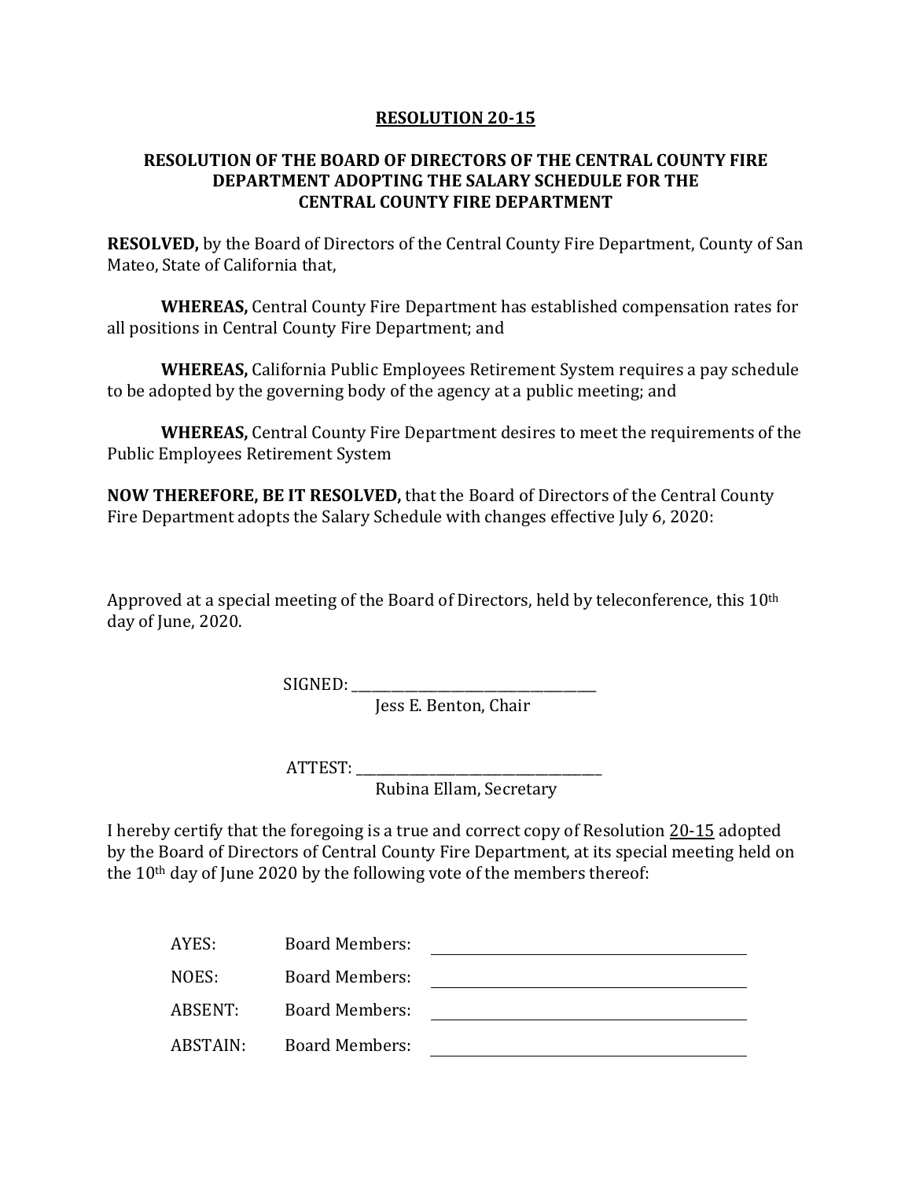# RESOLUTION 20-15

## RESOLUTION OF THE BOARD OF DIRECTORS OF THE CENTRAL COUNTY FIRE DEPARTMENT ADOPTING THE SALARY SCHEDULE FOR THE CENTRAL COUNTY FIRE DEPARTMENT

**RESOLVED,** by the Board of Directors of the Central County Fire Department, County of San Mateo, State of California that,

**WHEREAS,** Central County Fire Department has established compensation rates for all positions in Central County Fire Department; and

**WHEREAS,** California Public Employees Retirement System requires a pay schedule to be adopted by the governing body of the agency at a public meeting; and

**WHEREAS,** Central County Fire Department desires to meet the requirements of the Public Employees Retirement System

**NOW THEREFORE, BE IT RESOLVED,** that the Board of Directors of the Central County Fire Department adopts the Salary Schedule with changes effective July 6, 2020:

Approved at a special meeting of the Board of Directors, held by teleconference, this 10th day of June, 2020.

SIGNED: ____________________________
Jess E. Benton, Chair

ATTEST: ____________________________
Rubina Ellam, Secretary

I hereby certify that the foregoing is a true and correct copy of Resolution 20-15 adopted by the Board of Directors of Central County Fire Department, at its special meeting held on the 10th day of June 2020 by the following vote of the members thereof:

| | | |
|---|---|---|
| AYES: | Board Members: | ____________________ |
| NOES: | Board Members: | ____________________ |
| ABSENT: | Board Members: | ____________________ |
| ABSTAIN: | Board Members: | ____________________ |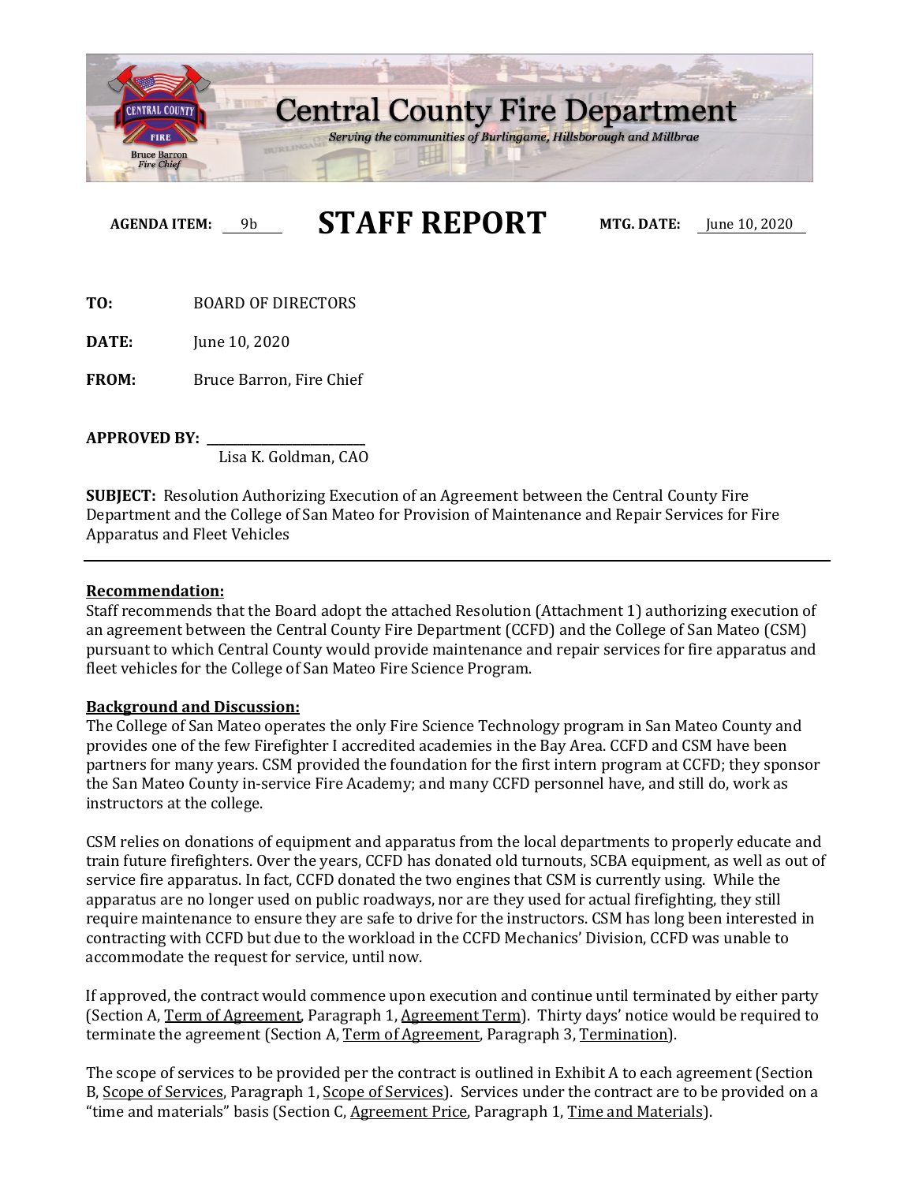# Central County Fire Department

*Serving the communities of Burlingame, Hillsborough and Millbrae*

Bruce Barron
*Fire Chief*

**AGENDA ITEM:** 9b

# STAFF REPORT

**MTG. DATE:** June 10, 2020

**TO:** BOARD OF DIRECTORS

**DATE:** June 10, 2020

**FROM:** Bruce Barron, Fire Chief

**APPROVED BY:** ______________________
Lisa K. Goldman, CAO

**SUBJECT:** Resolution Authorizing Execution of an Agreement between the Central County Fire Department and the College of San Mateo for Provision of Maintenance and Repair Services for Fire Apparatus and Fleet Vehicles

---

**Recommendation:**

Staff recommends that the Board adopt the attached Resolution (Attachment 1) authorizing execution of an agreement between the Central County Fire Department (CCFD) and the College of San Mateo (CSM) pursuant to which Central County would provide maintenance and repair services for fire apparatus and fleet vehicles for the College of San Mateo Fire Science Program.

**Background and Discussion:**

The College of San Mateo operates the only Fire Science Technology program in San Mateo County and provides one of the few Firefighter I accredited academies in the Bay Area. CCFD and CSM have been partners for many years. CSM provided the foundation for the first intern program at CCFD; they sponsor the San Mateo County in-service Fire Academy; and many CCFD personnel have, and still do, work as instructors at the college.

CSM relies on donations of equipment and apparatus from the local departments to properly educate and train future firefighters. Over the years, CCFD has donated old turnouts, SCBA equipment, as well as out of service fire apparatus. In fact, CCFD donated the two engines that CSM is currently using. While the apparatus are no longer used on public roadways, nor are they used for actual firefighting, they still require maintenance to ensure they are safe to drive for the instructors. CSM has long been interested in contracting with CCFD but due to the workload in the CCFD Mechanics' Division, CCFD was unable to accommodate the request for service, until now.

If approved, the contract would commence upon execution and continue until terminated by either party (Section A, Term of Agreement, Paragraph 1, Agreement Term). Thirty days' notice would be required to terminate the agreement (Section A, Term of Agreement, Paragraph 3, Termination).

The scope of services to be provided per the contract is outlined in Exhibit A to each agreement (Section B, Scope of Services, Paragraph 1, Scope of Services). Services under the contract are to be provided on a "time and materials" basis (Section C, Agreement Price, Paragraph 1, Time and Materials).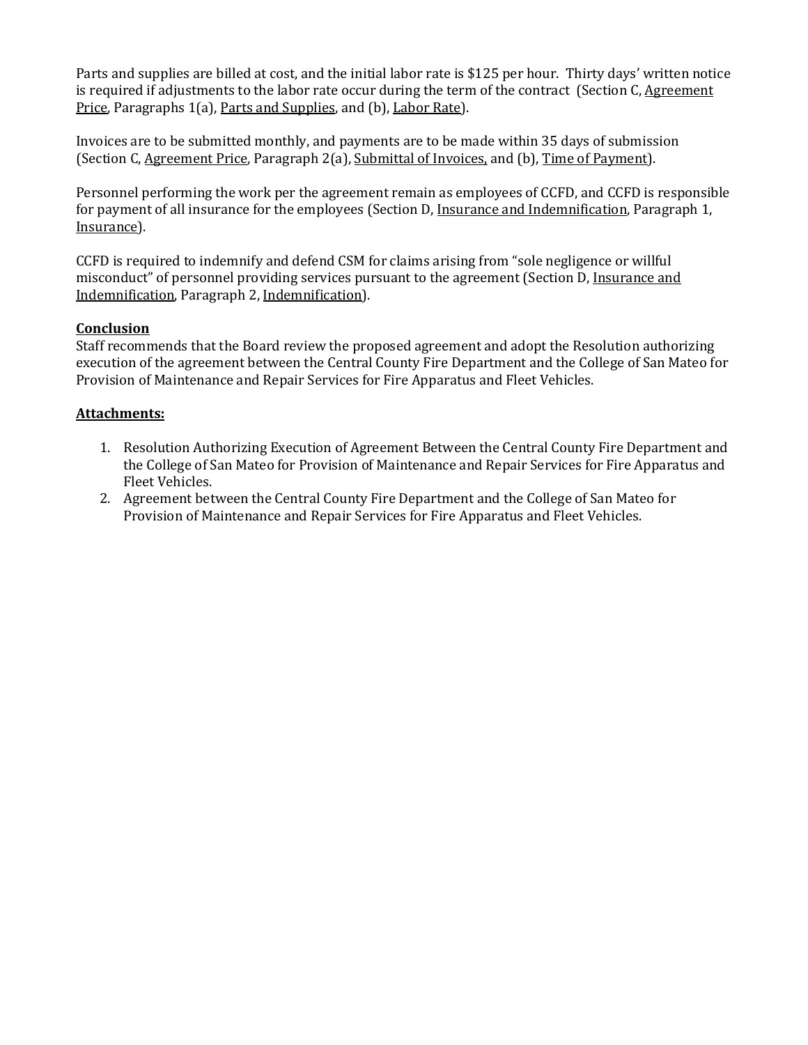Parts and supplies are billed at cost, and the initial labor rate is $125 per hour. Thirty days' written notice is required if adjustments to the labor rate occur during the term of the contract (Section C, Agreement Price, Paragraphs 1(a), Parts and Supplies, and (b), Labor Rate).

Invoices are to be submitted monthly, and payments are to be made within 35 days of submission (Section C, Agreement Price, Paragraph 2(a), Submittal of Invoices, and (b), Time of Payment).

Personnel performing the work per the agreement remain as employees of CCFD, and CCFD is responsible for payment of all insurance for the employees (Section D, Insurance and Indemnification, Paragraph 1, Insurance).

CCFD is required to indemnify and defend CSM for claims arising from "sole negligence or willful misconduct" of personnel providing services pursuant to the agreement (Section D, Insurance and Indemnification, Paragraph 2, Indemnification).

**Conclusion**

Staff recommends that the Board review the proposed agreement and adopt the Resolution authorizing execution of the agreement between the Central County Fire Department and the College of San Mateo for Provision of Maintenance and Repair Services for Fire Apparatus and Fleet Vehicles.

**Attachments:**

1. Resolution Authorizing Execution of Agreement Between the Central County Fire Department and the College of San Mateo for Provision of Maintenance and Repair Services for Fire Apparatus and Fleet Vehicles.
2. Agreement between the Central County Fire Department and the College of San Mateo for Provision of Maintenance and Repair Services for Fire Apparatus and Fleet Vehicles.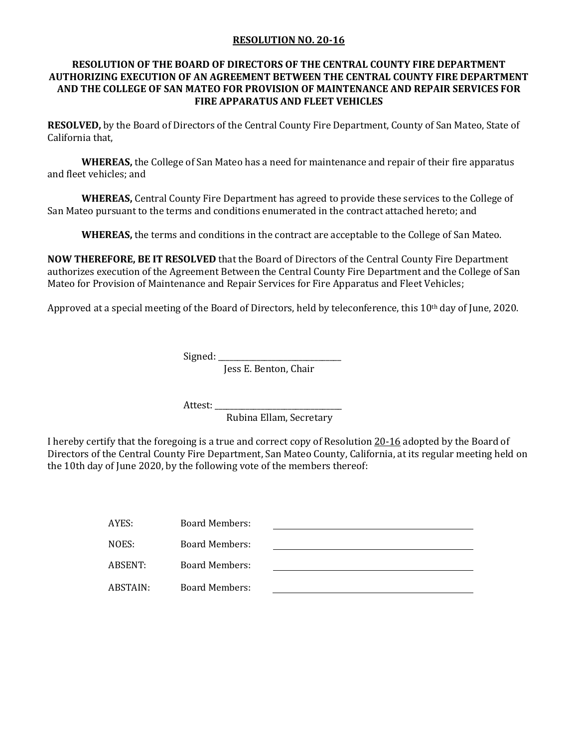**RESOLUTION NO. 20-16**

**RESOLUTION OF THE BOARD OF DIRECTORS OF THE CENTRAL COUNTY FIRE DEPARTMENT AUTHORIZING EXECUTION OF AN AGREEMENT BETWEEN THE CENTRAL COUNTY FIRE DEPARTMENT AND THE COLLEGE OF SAN MATEO FOR PROVISION OF MAINTENANCE AND REPAIR SERVICES FOR FIRE APPARATUS AND FLEET VEHICLES**

**RESOLVED,** by the Board of Directors of the Central County Fire Department, County of San Mateo, State of California that,

**WHEREAS,** the College of San Mateo has a need for maintenance and repair of their fire apparatus and fleet vehicles; and

**WHEREAS,** Central County Fire Department has agreed to provide these services to the College of San Mateo pursuant to the terms and conditions enumerated in the contract attached hereto; and

**WHEREAS,** the terms and conditions in the contract are acceptable to the College of San Mateo.

**NOW THEREFORE, BE IT RESOLVED** that the Board of Directors of the Central County Fire Department authorizes execution of the Agreement Between the Central County Fire Department and the College of San Mateo for Provision of Maintenance and Repair Services for Fire Apparatus and Fleet Vehicles;

Approved at a special meeting of the Board of Directors, held by teleconference, this 10th day of June, 2020.

Signed: ______________________________
Jess E. Benton, Chair

Attest: ______________________________
Rubina Ellam, Secretary

I hereby certify that the foregoing is a true and correct copy of Resolution 20-16 adopted by the Board of Directors of the Central County Fire Department, San Mateo County, California, at its regular meeting held on the 10th day of June 2020, by the following vote of the members thereof:

AYES: Board Members: ______________________________

NOES: Board Members: ______________________________

ABSENT: Board Members: ______________________________

ABSTAIN: Board Members: ______________________________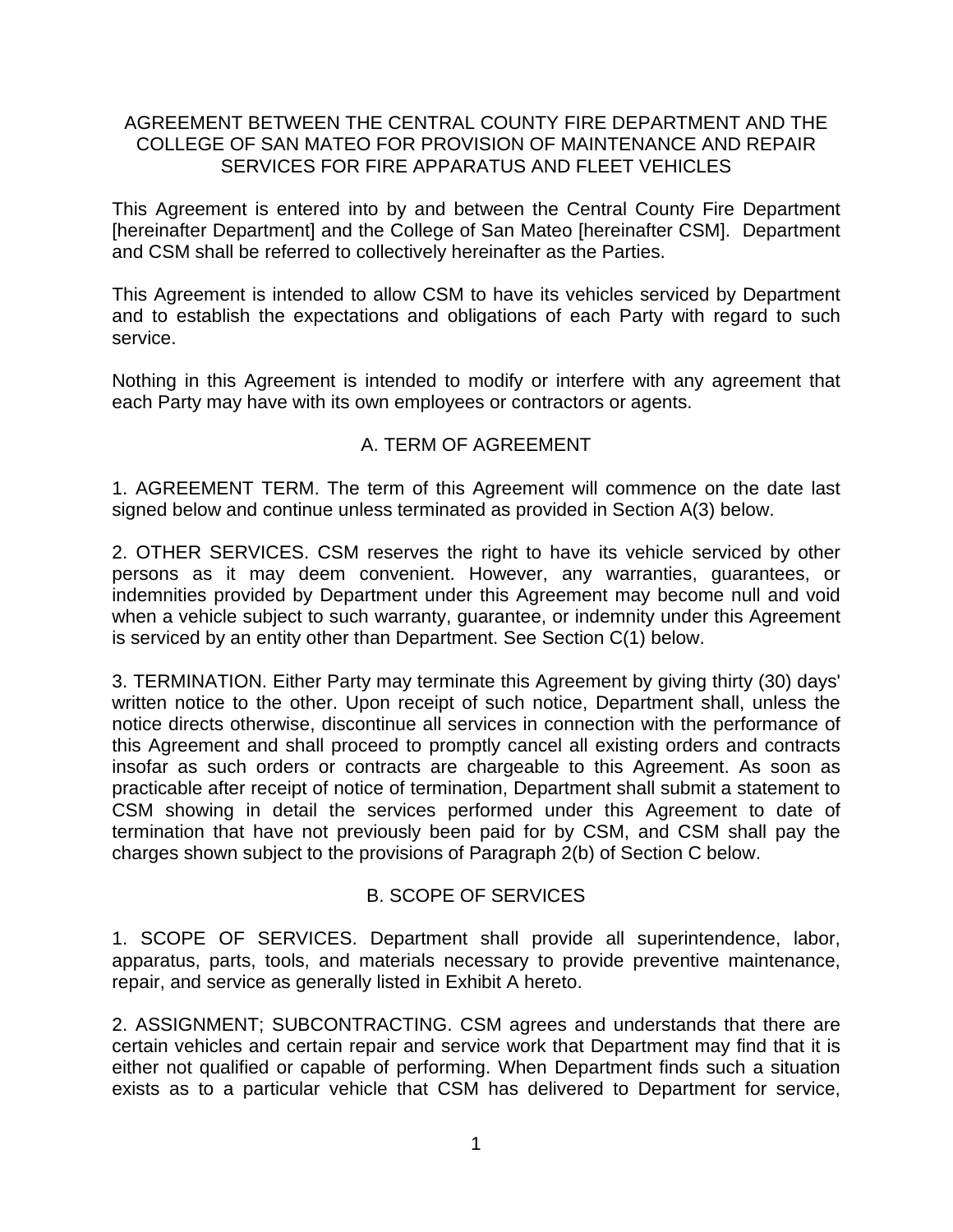AGREEMENT BETWEEN THE CENTRAL COUNTY FIRE DEPARTMENT AND THE COLLEGE OF SAN MATEO FOR PROVISION OF MAINTENANCE AND REPAIR SERVICES FOR FIRE APPARATUS AND FLEET VEHICLES

This Agreement is entered into by and between the Central County Fire Department [hereinafter Department] and the College of San Mateo [hereinafter CSM]. Department and CSM shall be referred to collectively hereinafter as the Parties.

This Agreement is intended to allow CSM to have its vehicles serviced by Department and to establish the expectations and obligations of each Party with regard to such service.

Nothing in this Agreement is intended to modify or interfere with any agreement that each Party may have with its own employees or contractors or agents.

## A. TERM OF AGREEMENT

1. AGREEMENT TERM. The term of this Agreement will commence on the date last signed below and continue unless terminated as provided in Section A(3) below.

2. OTHER SERVICES. CSM reserves the right to have its vehicle serviced by other persons as it may deem convenient. However, any warranties, guarantees, or indemnities provided by Department under this Agreement may become null and void when a vehicle subject to such warranty, guarantee, or indemnity under this Agreement is serviced by an entity other than Department. See Section C(1) below.

3. TERMINATION. Either Party may terminate this Agreement by giving thirty (30) days' written notice to the other. Upon receipt of such notice, Department shall, unless the notice directs otherwise, discontinue all services in connection with the performance of this Agreement and shall proceed to promptly cancel all existing orders and contracts insofar as such orders or contracts are chargeable to this Agreement. As soon as practicable after receipt of notice of termination, Department shall submit a statement to CSM showing in detail the services performed under this Agreement to date of termination that have not previously been paid for by CSM, and CSM shall pay the charges shown subject to the provisions of Paragraph 2(b) of Section C below.

## B. SCOPE OF SERVICES

1. SCOPE OF SERVICES. Department shall provide all superintendence, labor, apparatus, parts, tools, and materials necessary to provide preventive maintenance, repair, and service as generally listed in Exhibit A hereto.

2. ASSIGNMENT; SUBCONTRACTING. CSM agrees and understands that there are certain vehicles and certain repair and service work that Department may find that it is either not qualified or capable of performing. When Department finds such a situation exists as to a particular vehicle that CSM has delivered to Department for service,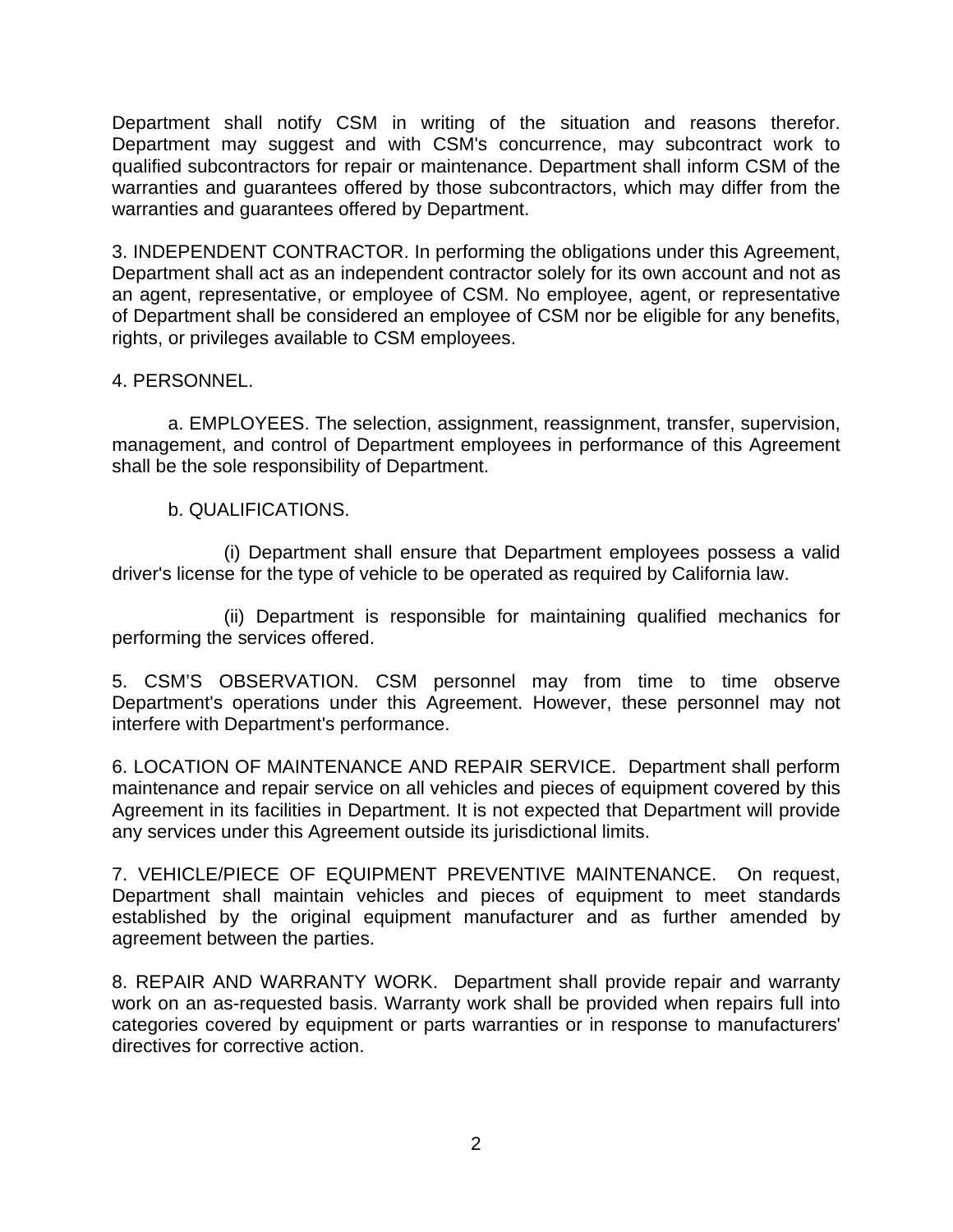Department shall notify CSM in writing of the situation and reasons therefor. Department may suggest and with CSM's concurrence, may subcontract work to qualified subcontractors for repair or maintenance. Department shall inform CSM of the warranties and guarantees offered by those subcontractors, which may differ from the warranties and guarantees offered by Department.

3. INDEPENDENT CONTRACTOR. In performing the obligations under this Agreement, Department shall act as an independent contractor solely for its own account and not as an agent, representative, or employee of CSM. No employee, agent, or representative of Department shall be considered an employee of CSM nor be eligible for any benefits, rights, or privileges available to CSM employees.

4. PERSONNEL.

a. EMPLOYEES. The selection, assignment, reassignment, transfer, supervision, management, and control of Department employees in performance of this Agreement shall be the sole responsibility of Department.

b. QUALIFICATIONS.

(i) Department shall ensure that Department employees possess a valid driver's license for the type of vehicle to be operated as required by California law.

(ii) Department is responsible for maintaining qualified mechanics for performing the services offered.

5. CSM'S OBSERVATION. CSM personnel may from time to time observe Department's operations under this Agreement. However, these personnel may not interfere with Department's performance.

6. LOCATION OF MAINTENANCE AND REPAIR SERVICE. Department shall perform maintenance and repair service on all vehicles and pieces of equipment covered by this Agreement in its facilities in Department. It is not expected that Department will provide any services under this Agreement outside its jurisdictional limits.

7. VEHICLE/PIECE OF EQUIPMENT PREVENTIVE MAINTENANCE. On request, Department shall maintain vehicles and pieces of equipment to meet standards established by the original equipment manufacturer and as further amended by agreement between the parties.

8. REPAIR AND WARRANTY WORK. Department shall provide repair and warranty work on an as-requested basis. Warranty work shall be provided when repairs full into categories covered by equipment or parts warranties or in response to manufacturers' directives for corrective action.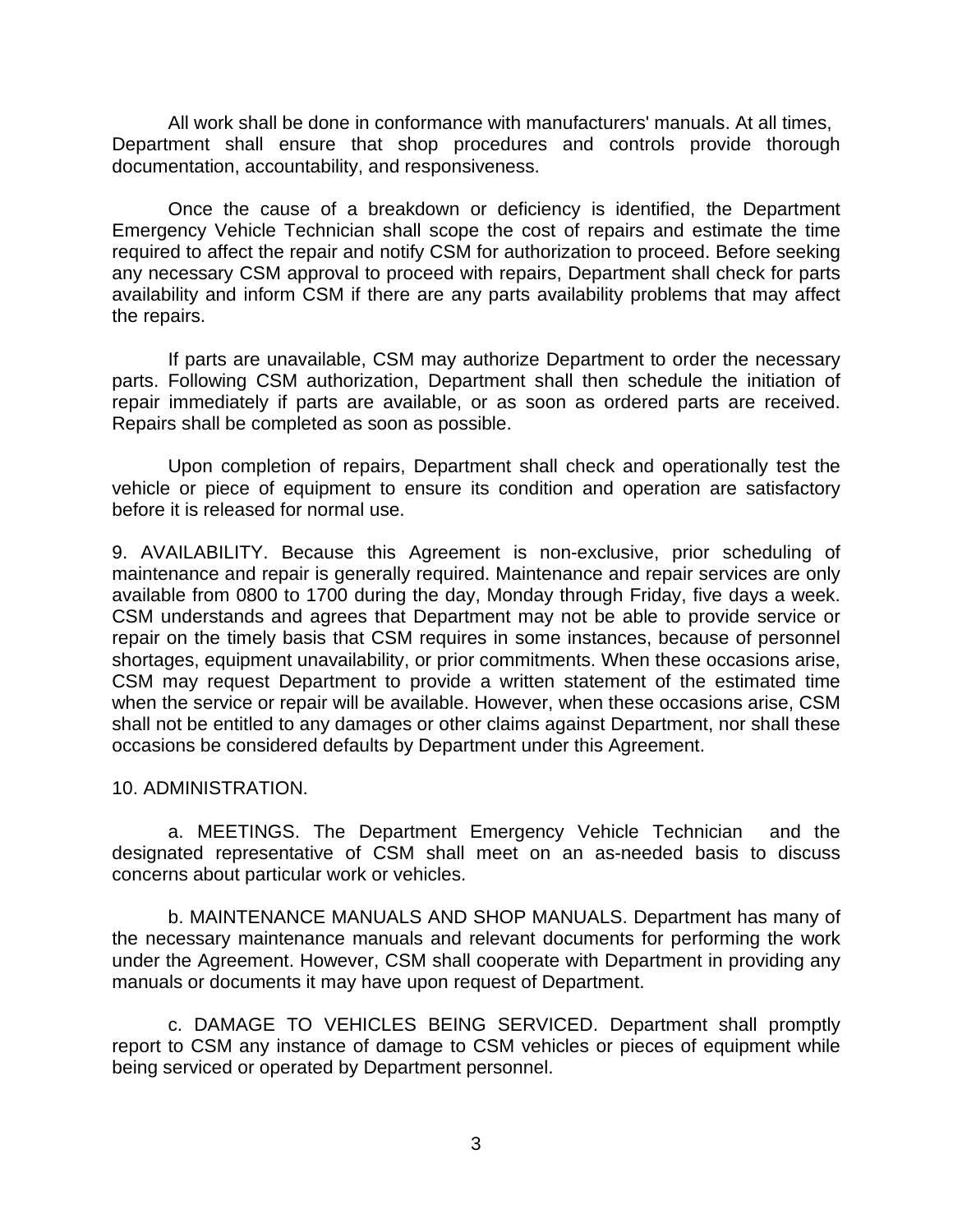All work shall be done in conformance with manufacturers' manuals. At all times, Department shall ensure that shop procedures and controls provide thorough documentation, accountability, and responsiveness.

Once the cause of a breakdown or deficiency is identified, the Department Emergency Vehicle Technician shall scope the cost of repairs and estimate the time required to affect the repair and notify CSM for authorization to proceed. Before seeking any necessary CSM approval to proceed with repairs, Department shall check for parts availability and inform CSM if there are any parts availability problems that may affect the repairs.

If parts are unavailable, CSM may authorize Department to order the necessary parts. Following CSM authorization, Department shall then schedule the initiation of repair immediately if parts are available, or as soon as ordered parts are received. Repairs shall be completed as soon as possible.

Upon completion of repairs, Department shall check and operationally test the vehicle or piece of equipment to ensure its condition and operation are satisfactory before it is released for normal use.

9. AVAILABILITY. Because this Agreement is non-exclusive, prior scheduling of maintenance and repair is generally required. Maintenance and repair services are only available from 0800 to 1700 during the day, Monday through Friday, five days a week. CSM understands and agrees that Department may not be able to provide service or repair on the timely basis that CSM requires in some instances, because of personnel shortages, equipment unavailability, or prior commitments. When these occasions arise, CSM may request Department to provide a written statement of the estimated time when the service or repair will be available. However, when these occasions arise, CSM shall not be entitled to any damages or other claims against Department, nor shall these occasions be considered defaults by Department under this Agreement.

10. ADMINISTRATION.

a. MEETINGS. The Department Emergency Vehicle Technician and the designated representative of CSM shall meet on an as-needed basis to discuss concerns about particular work or vehicles.

b. MAINTENANCE MANUALS AND SHOP MANUALS. Department has many of the necessary maintenance manuals and relevant documents for performing the work under the Agreement. However, CSM shall cooperate with Department in providing any manuals or documents it may have upon request of Department.

c. DAMAGE TO VEHICLES BEING SERVICED. Department shall promptly report to CSM any instance of damage to CSM vehicles or pieces of equipment while being serviced or operated by Department personnel.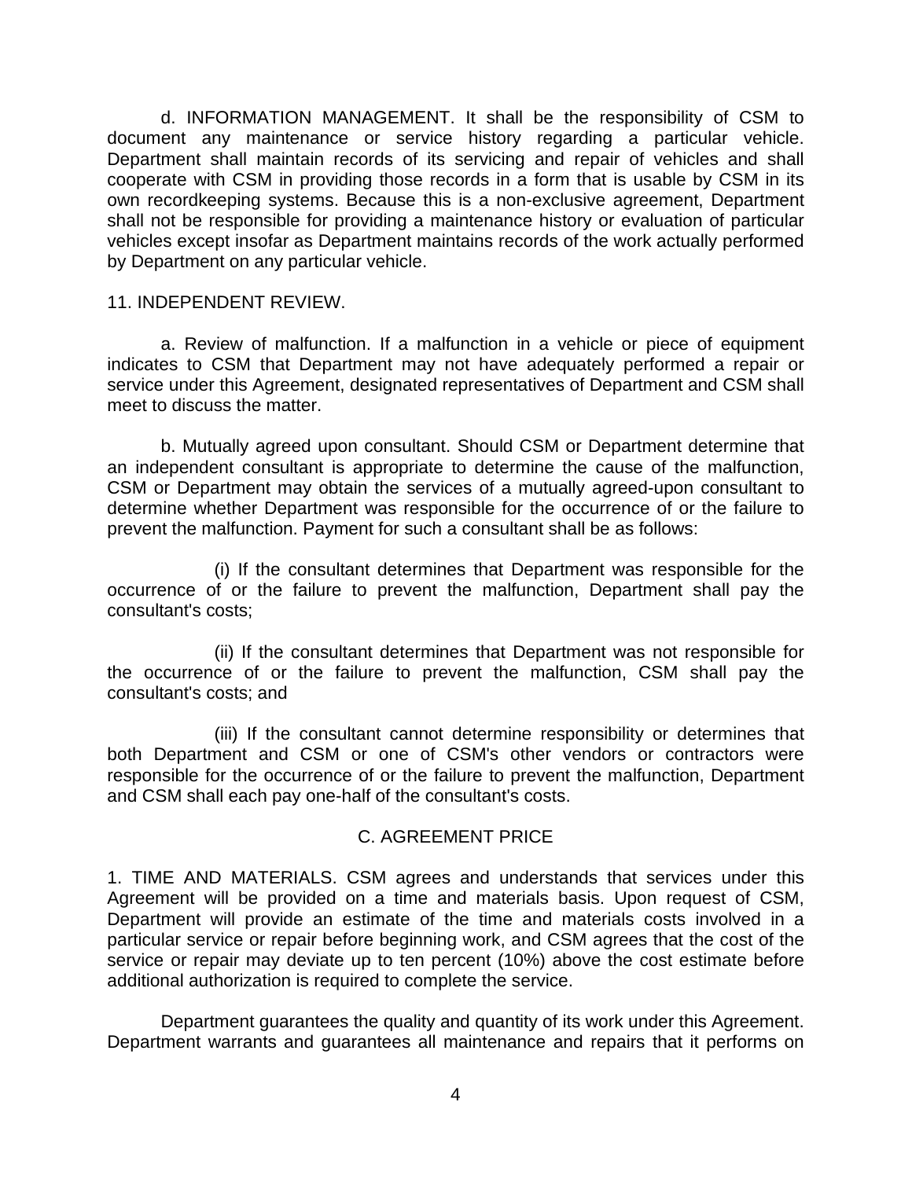d. INFORMATION MANAGEMENT. It shall be the responsibility of CSM to document any maintenance or service history regarding a particular vehicle. Department shall maintain records of its servicing and repair of vehicles and shall cooperate with CSM in providing those records in a form that is usable by CSM in its own recordkeeping systems. Because this is a non-exclusive agreement, Department shall not be responsible for providing a maintenance history or evaluation of particular vehicles except insofar as Department maintains records of the work actually performed by Department on any particular vehicle.

11. INDEPENDENT REVIEW.

a. Review of malfunction. If a malfunction in a vehicle or piece of equipment indicates to CSM that Department may not have adequately performed a repair or service under this Agreement, designated representatives of Department and CSM shall meet to discuss the matter.

b. Mutually agreed upon consultant. Should CSM or Department determine that an independent consultant is appropriate to determine the cause of the malfunction, CSM or Department may obtain the services of a mutually agreed-upon consultant to determine whether Department was responsible for the occurrence of or the failure to prevent the malfunction. Payment for such a consultant shall be as follows:

(i) If the consultant determines that Department was responsible for the occurrence of or the failure to prevent the malfunction, Department shall pay the consultant's costs;

(ii) If the consultant determines that Department was not responsible for the occurrence of or the failure to prevent the malfunction, CSM shall pay the consultant's costs; and

(iii) If the consultant cannot determine responsibility or determines that both Department and CSM or one of CSM's other vendors or contractors were responsible for the occurrence of or the failure to prevent the malfunction, Department and CSM shall each pay one-half of the consultant's costs.

## C. AGREEMENT PRICE

1. TIME AND MATERIALS. CSM agrees and understands that services under this Agreement will be provided on a time and materials basis. Upon request of CSM, Department will provide an estimate of the time and materials costs involved in a particular service or repair before beginning work, and CSM agrees that the cost of the service or repair may deviate up to ten percent (10%) above the cost estimate before additional authorization is required to complete the service.

Department guarantees the quality and quantity of its work under this Agreement. Department warrants and guarantees all maintenance and repairs that it performs on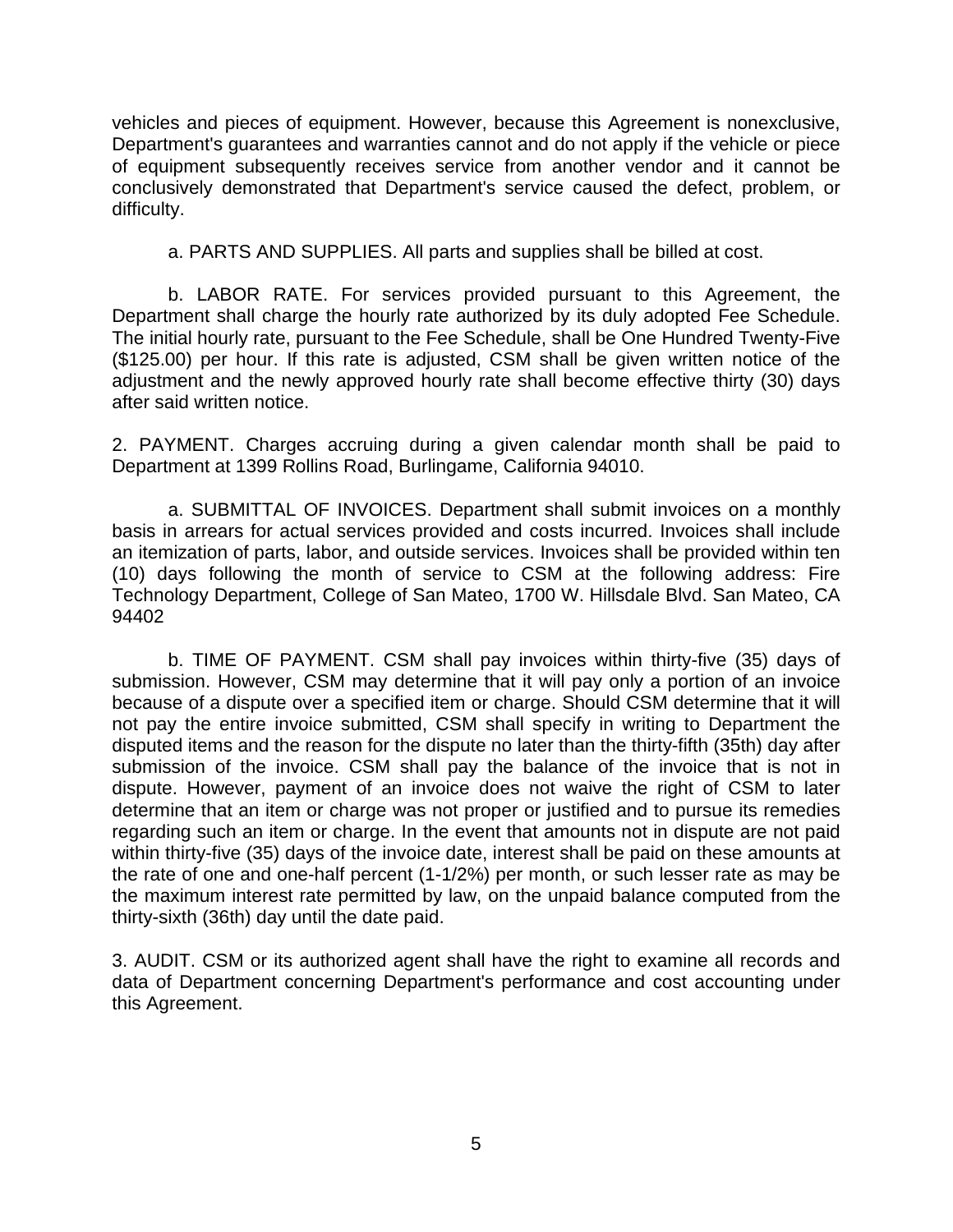vehicles and pieces of equipment. However, because this Agreement is nonexclusive, Department's guarantees and warranties cannot and do not apply if the vehicle or piece of equipment subsequently receives service from another vendor and it cannot be conclusively demonstrated that Department's service caused the defect, problem, or difficulty.

a. PARTS AND SUPPLIES. All parts and supplies shall be billed at cost.

b. LABOR RATE. For services provided pursuant to this Agreement, the Department shall charge the hourly rate authorized by its duly adopted Fee Schedule. The initial hourly rate, pursuant to the Fee Schedule, shall be One Hundred Twenty-Five ($125.00) per hour. If this rate is adjusted, CSM shall be given written notice of the adjustment and the newly approved hourly rate shall become effective thirty (30) days after said written notice.

2. PAYMENT. Charges accruing during a given calendar month shall be paid to Department at 1399 Rollins Road, Burlingame, California 94010.

a. SUBMITTAL OF INVOICES. Department shall submit invoices on a monthly basis in arrears for actual services provided and costs incurred. Invoices shall include an itemization of parts, labor, and outside services. Invoices shall be provided within ten (10) days following the month of service to CSM at the following address: Fire Technology Department, College of San Mateo, 1700 W. Hillsdale Blvd. San Mateo, CA 94402

b. TIME OF PAYMENT. CSM shall pay invoices within thirty-five (35) days of submission. However, CSM may determine that it will pay only a portion of an invoice because of a dispute over a specified item or charge. Should CSM determine that it will not pay the entire invoice submitted, CSM shall specify in writing to Department the disputed items and the reason for the dispute no later than the thirty-fifth (35th) day after submission of the invoice. CSM shall pay the balance of the invoice that is not in dispute. However, payment of an invoice does not waive the right of CSM to later determine that an item or charge was not proper or justified and to pursue its remedies regarding such an item or charge. In the event that amounts not in dispute are not paid within thirty-five (35) days of the invoice date, interest shall be paid on these amounts at the rate of one and one-half percent (1-1/2%) per month, or such lesser rate as may be the maximum interest rate permitted by law, on the unpaid balance computed from the thirty-sixth (36th) day until the date paid.

3. AUDIT. CSM or its authorized agent shall have the right to examine all records and data of Department concerning Department's performance and cost accounting under this Agreement.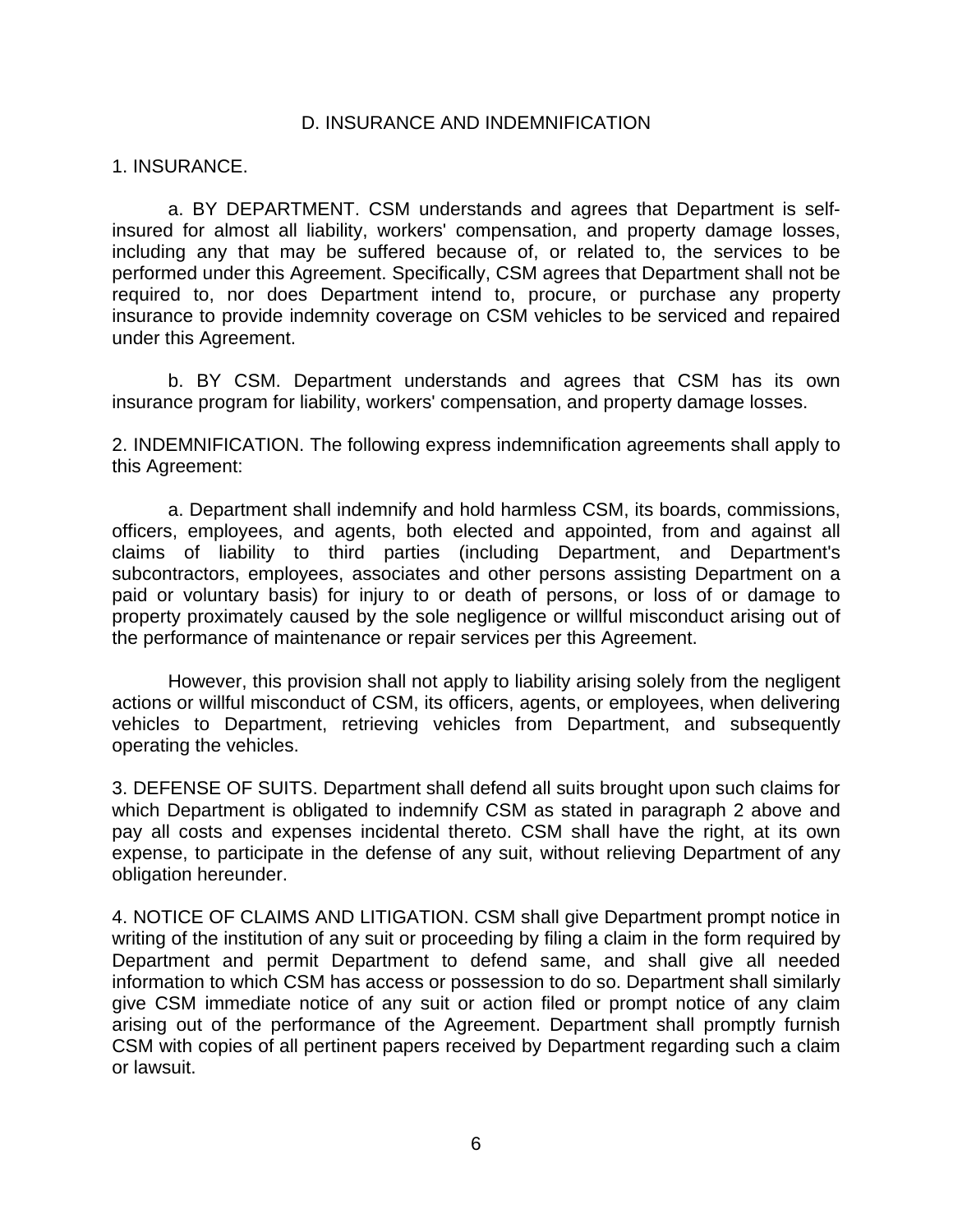## D. INSURANCE AND INDEMNIFICATION

1. INSURANCE.

a. BY DEPARTMENT. CSM understands and agrees that Department is self-insured for almost all liability, workers' compensation, and property damage losses, including any that may be suffered because of, or related to, the services to be performed under this Agreement. Specifically, CSM agrees that Department shall not be required to, nor does Department intend to, procure, or purchase any property insurance to provide indemnity coverage on CSM vehicles to be serviced and repaired under this Agreement.

b. BY CSM. Department understands and agrees that CSM has its own insurance program for liability, workers' compensation, and property damage losses.

2. INDEMNIFICATION. The following express indemnification agreements shall apply to this Agreement:

a. Department shall indemnify and hold harmless CSM, its boards, commissions, officers, employees, and agents, both elected and appointed, from and against all claims of liability to third parties (including Department, and Department's subcontractors, employees, associates and other persons assisting Department on a paid or voluntary basis) for injury to or death of persons, or loss of or damage to property proximately caused by the sole negligence or willful misconduct arising out of the performance of maintenance or repair services per this Agreement.

However, this provision shall not apply to liability arising solely from the negligent actions or willful misconduct of CSM, its officers, agents, or employees, when delivering vehicles to Department, retrieving vehicles from Department, and subsequently operating the vehicles.

3. DEFENSE OF SUITS. Department shall defend all suits brought upon such claims for which Department is obligated to indemnify CSM as stated in paragraph 2 above and pay all costs and expenses incidental thereto. CSM shall have the right, at its own expense, to participate in the defense of any suit, without relieving Department of any obligation hereunder.

4. NOTICE OF CLAIMS AND LITIGATION. CSM shall give Department prompt notice in writing of the institution of any suit or proceeding by filing a claim in the form required by Department and permit Department to defend same, and shall give all needed information to which CSM has access or possession to do so. Department shall similarly give CSM immediate notice of any suit or action filed or prompt notice of any claim arising out of the performance of the Agreement. Department shall promptly furnish CSM with copies of all pertinent papers received by Department regarding such a claim or lawsuit.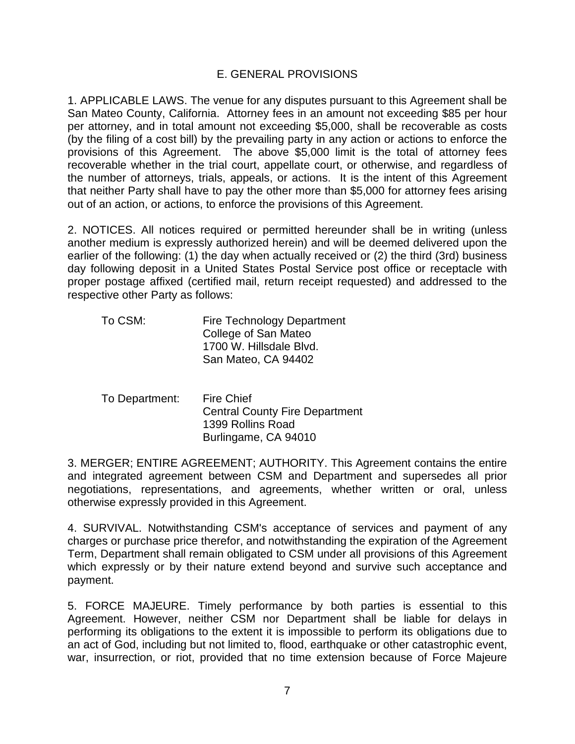## E. GENERAL PROVISIONS

1. APPLICABLE LAWS. The venue for any disputes pursuant to this Agreement shall be San Mateo County, California. Attorney fees in an amount not exceeding $85 per hour per attorney, and in total amount not exceeding $5,000, shall be recoverable as costs (by the filing of a cost bill) by the prevailing party in any action or actions to enforce the provisions of this Agreement. The above $5,000 limit is the total of attorney fees recoverable whether in the trial court, appellate court, or otherwise, and regardless of the number of attorneys, trials, appeals, or actions. It is the intent of this Agreement that neither Party shall have to pay the other more than $5,000 for attorney fees arising out of an action, or actions, to enforce the provisions of this Agreement.

2. NOTICES. All notices required or permitted hereunder shall be in writing (unless another medium is expressly authorized herein) and will be deemed delivered upon the earlier of the following: (1) the day when actually received or (2) the third (3rd) business day following deposit in a United States Postal Service post office or receptacle with proper postage affixed (certified mail, return receipt requested) and addressed to the respective other Party as follows:

To CSM: Fire Technology Department
College of San Mateo
1700 W. Hillsdale Blvd.
San Mateo, CA 94402

To Department: Fire Chief
Central County Fire Department
1399 Rollins Road
Burlingame, CA 94010

3. MERGER; ENTIRE AGREEMENT; AUTHORITY. This Agreement contains the entire and integrated agreement between CSM and Department and supersedes all prior negotiations, representations, and agreements, whether written or oral, unless otherwise expressly provided in this Agreement.

4. SURVIVAL. Notwithstanding CSM's acceptance of services and payment of any charges or purchase price therefor, and notwithstanding the expiration of the Agreement Term, Department shall remain obligated to CSM under all provisions of this Agreement which expressly or by their nature extend beyond and survive such acceptance and payment.

5. FORCE MAJEURE. Timely performance by both parties is essential to this Agreement. However, neither CSM nor Department shall be liable for delays in performing its obligations to the extent it is impossible to perform its obligations due to an act of God, including but not limited to, flood, earthquake or other catastrophic event, war, insurrection, or riot, provided that no time extension because of Force Majeure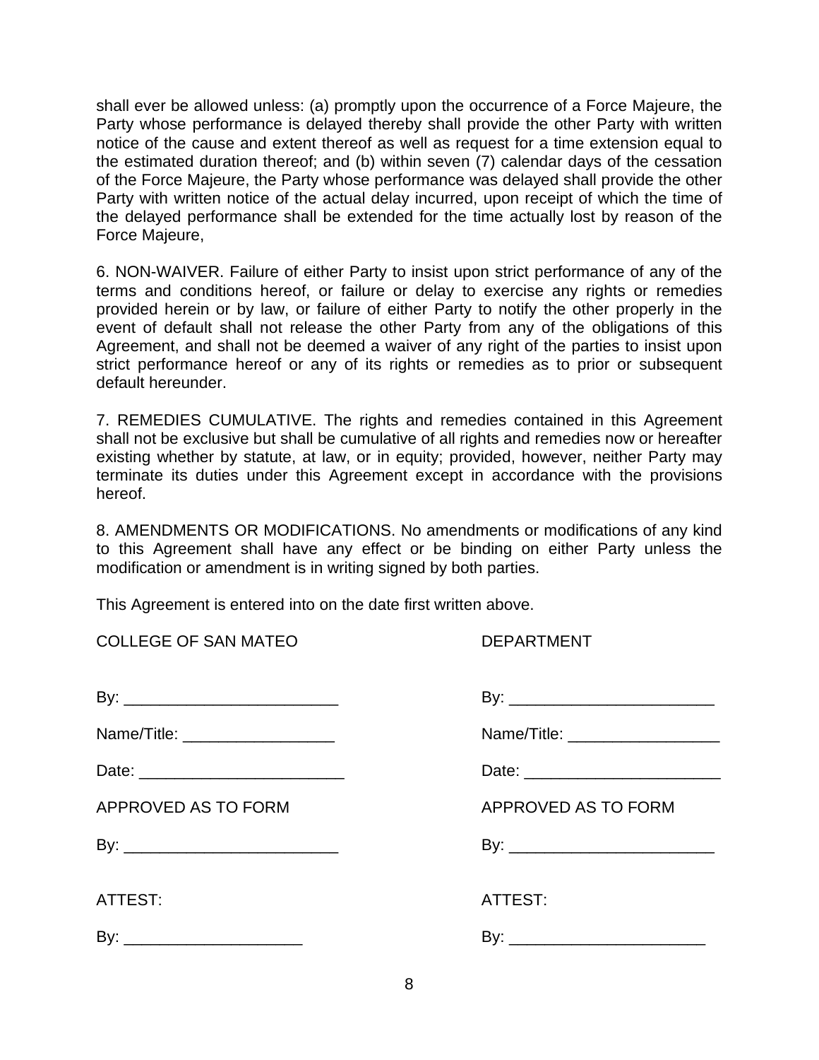shall ever be allowed unless: (a) promptly upon the occurrence of a Force Majeure, the Party whose performance is delayed thereby shall provide the other Party with written notice of the cause and extent thereof as well as request for a time extension equal to the estimated duration thereof; and (b) within seven (7) calendar days of the cessation of the Force Majeure, the Party whose performance was delayed shall provide the other Party with written notice of the actual delay incurred, upon receipt of which the time of the delayed performance shall be extended for the time actually lost by reason of the Force Majeure,

6. NON-WAIVER. Failure of either Party to insist upon strict performance of any of the terms and conditions hereof, or failure or delay to exercise any rights or remedies provided herein or by law, or failure of either Party to notify the other properly in the event of default shall not release the other Party from any of the obligations of this Agreement, and shall not be deemed a waiver of any right of the parties to insist upon strict performance hereof or any of its rights or remedies as to prior or subsequent default hereunder.

7. REMEDIES CUMULATIVE. The rights and remedies contained in this Agreement shall not be exclusive but shall be cumulative of all rights and remedies now or hereafter existing whether by statute, at law, or in equity; provided, however, neither Party may terminate its duties under this Agreement except in accordance with the provisions hereof.

8. AMENDMENTS OR MODIFICATIONS. No amendments or modifications of any kind to this Agreement shall have any effect or be binding on either Party unless the modification or amendment is in writing signed by both parties.

This Agreement is entered into on the date first written above.

| COLLEGE OF SAN MATEO | DEPARTMENT |
|---|---|
| By: ________________________ | By: _______________________ |
| Name/Title: _________________ | Name/Title: _________________ |
| Date: _______________________ | Date: ______________________ |
| APPROVED AS TO FORM | APPROVED AS TO FORM |
| By: ________________________ | By: _______________________ |
| ATTEST: | ATTEST: |
| By: ____________________ | By: ______________________ |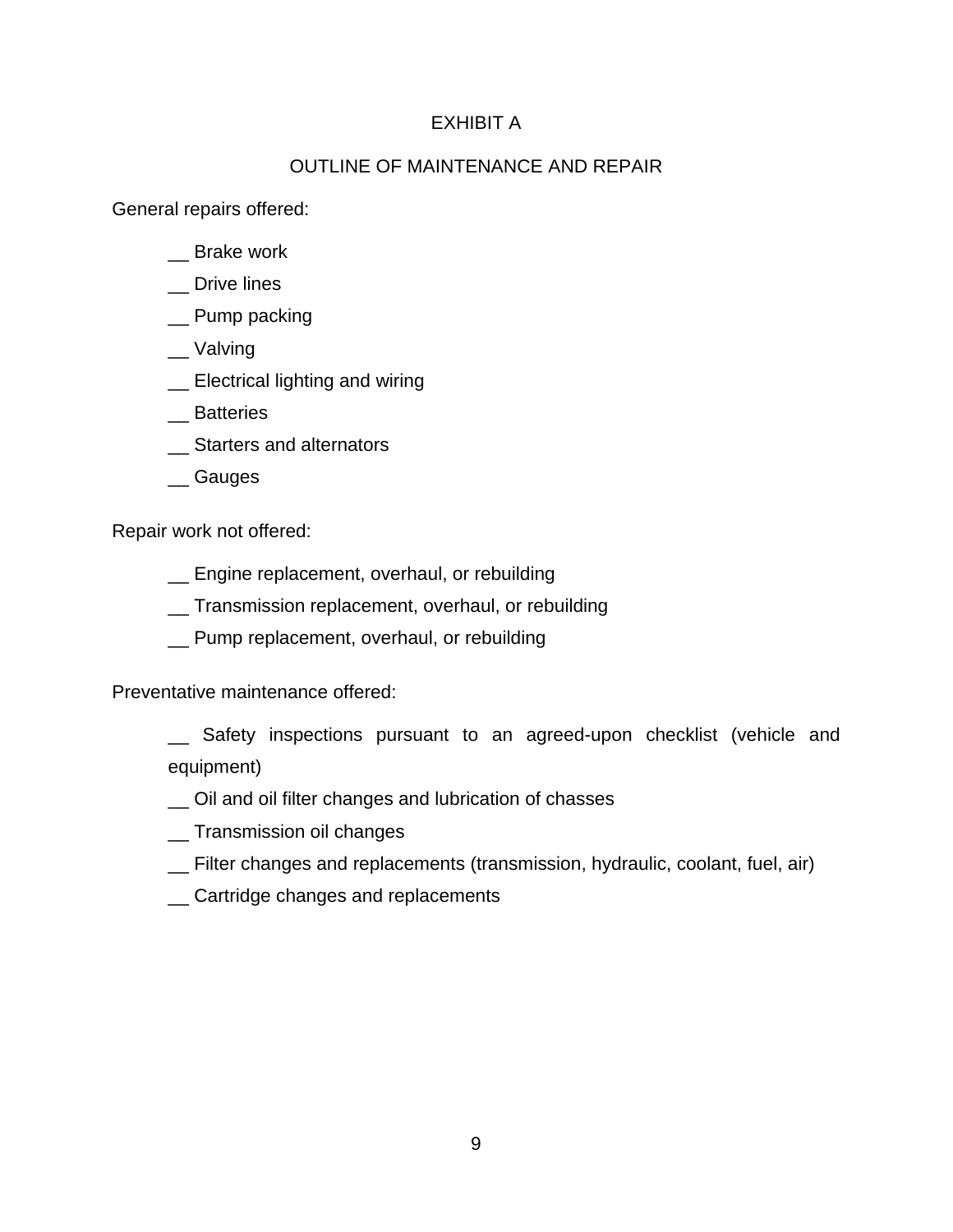# EXHIBIT A

## OUTLINE OF MAINTENANCE AND REPAIR

General repairs offered:

__ Brake work

__ Drive lines

__ Pump packing

__ Valving

__ Electrical lighting and wiring

__ Batteries

__ Starters and alternators

__ Gauges

Repair work not offered:

__ Engine replacement, overhaul, or rebuilding

__ Transmission replacement, overhaul, or rebuilding

__ Pump replacement, overhaul, or rebuilding

Preventative maintenance offered:

__ Safety inspections pursuant to an agreed-upon checklist (vehicle and equipment)

__ Oil and oil filter changes and lubrication of chasses

__ Transmission oil changes

__ Filter changes and replacements (transmission, hydraulic, coolant, fuel, air)

__ Cartridge changes and replacements